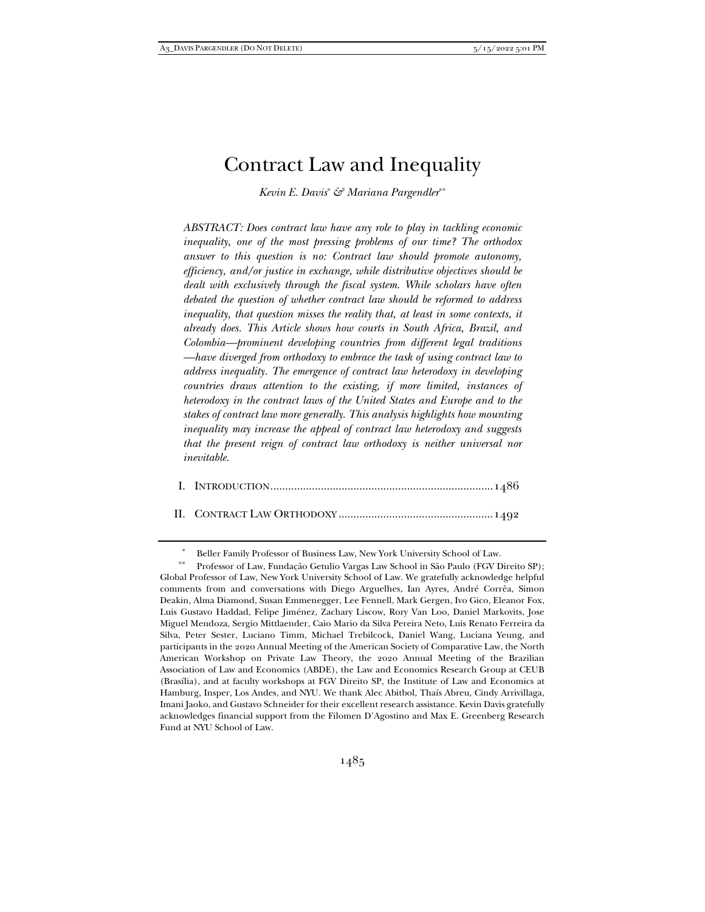# Contract Law and Inequality

*Kevin E. Davis*[*] *& Mariana Pargendler*[**]

*ABSTRACT: Does contract law have any role to play in tackling economic inequality, one of the most pressing problems of our time? The orthodox answer to this question is no: Contract law should promote autonomy, efficiency, and/or justice in exchange, while distributive objectives should be dealt with exclusively through the fiscal system. While scholars have often debated the question of whether contract law should be reformed to address inequality, that question misses the reality that, at least in some contexts, it already does. This Article shows how courts in South Africa, Brazil, and Colombia—prominent developing countries from different legal traditions—have diverged from orthodoxy to embrace the task of using contract law to address inequality. The emergence of contract law heterodoxy in developing countries draws attention to the existing, if more limited, instances of heterodoxy in the contract laws of the United States and Europe and to the stakes of contract law more generally. This analysis highlights how mounting inequality may increase the appeal of contract law heterodoxy and suggests that the present reign of contract law orthodoxy is neither universal nor inevitable.*

I. INTRODUCTION .......................................................................... 1486

II. CONTRACT LAW ORTHODOXY .................................................... 1492

---

[*] Beller Family Professor of Business Law, New York University School of Law.

[**] Professor of Law, Fundação Getulio Vargas Law School in São Paulo (FGV Direito SP); Global Professor of Law, New York University School of Law. We gratefully acknowledge helpful comments from and conversations with Diego Arguelhes, Ian Ayres, André Corrêa, Simon Deakin, Alma Diamond, Susan Emmenegger, Lee Fennell, Mark Gergen, Ivo Gico, Eleanor Fox, Luis Gustavo Haddad, Felipe Jiménez, Zachary Liscow, Rory Van Loo, Daniel Markovits, Jose Miguel Mendoza, Sergio Mittlaender, Caio Mario da Silva Pereira Neto, Luis Renato Ferreira da Silva, Peter Sester, Luciano Timm, Michael Trebilcock, Daniel Wang, Luciana Yeung, and participants in the 2020 Annual Meeting of the American Society of Comparative Law, the North American Workshop on Private Law Theory, the 2020 Annual Meeting of the Brazilian Association of Law and Economics (ABDE), the Law and Economics Research Group at CEUB (Brasília), and at faculty workshops at FGV Direito SP, the Institute of Law and Economics at Hamburg, Insper, Los Andes, and NYU. We thank Alec Abitbol, Thaís Abreu, Cindy Arrivillaga, Imani Jaoko, and Gustavo Schneider for their excellent research assistance. Kevin Davis gratefully acknowledges financial support from the Filomen D'Agostino and Max E. Greenberg Research Fund at NYU School of Law.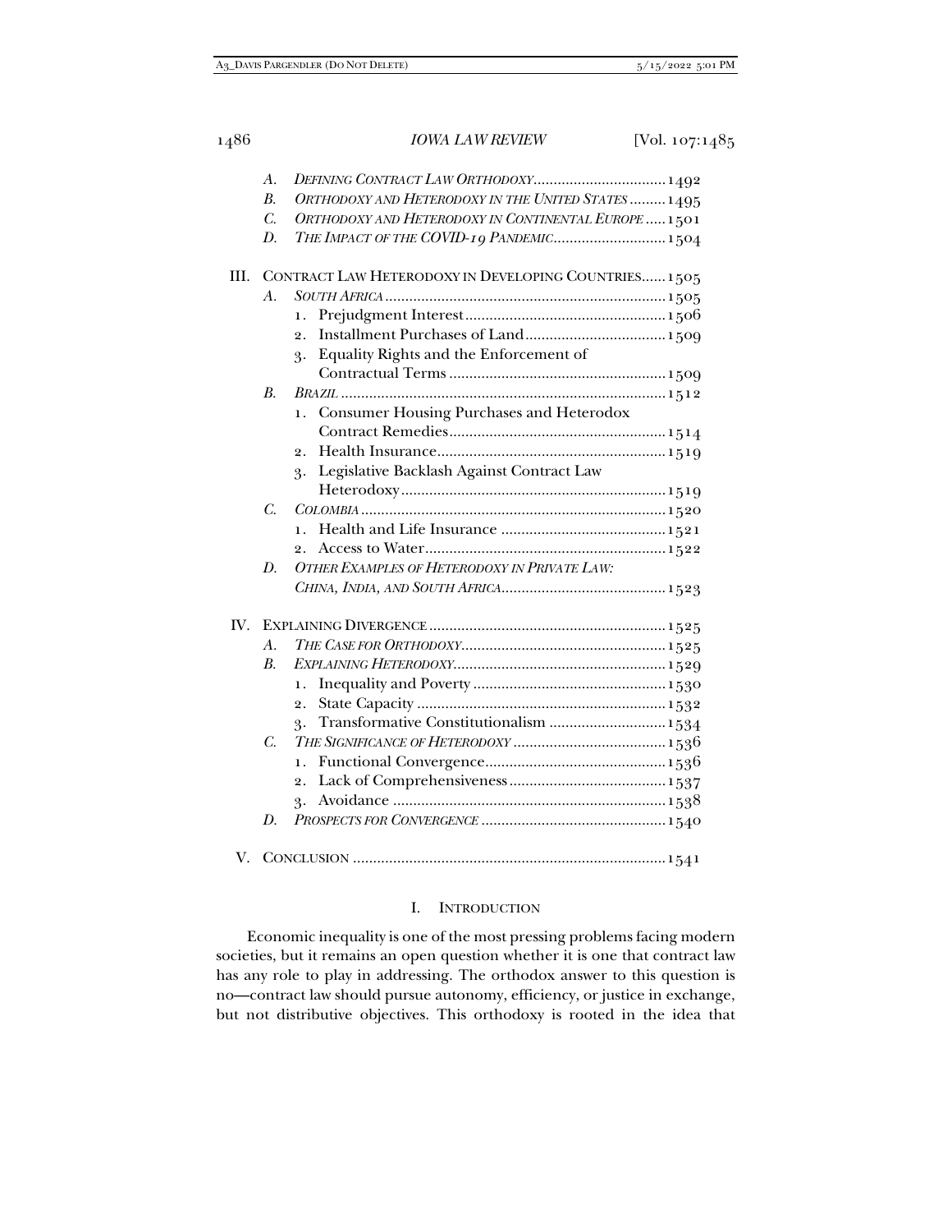A. *DEFINING CONTRACT LAW ORTHODOXY* .................................1492
B. *ORTHODOXY AND HETERODOXY IN THE UNITED STATES* .........1495
C. *ORTHODOXY AND HETERODOXY IN CONTINENTAL EUROPE* .....1501
D. *THE IMPACT OF THE COVID-19 PANDEMIC* ............................1504

III. CONTRACT LAW HETERODOXY IN DEVELOPING COUNTRIES......1505
A. *SOUTH AFRICA* ......................................................................1505
1. Prejudgment Interest ..................................................1506
2. Installment Purchases of Land ...................................1509
3. Equality Rights and the Enforcement of Contractual Terms ......................................................1509

B. *BRAZIL* ..................................................................................1512
1. Consumer Housing Purchases and Heterodox Contract Remedies ......................................................1514
2. Health Insurance .........................................................1519
3. Legislative Backlash Against Contract Law Heterodoxy ..................................................................1519

C. *COLOMBIA* ............................................................................1520
1. Health and Life Insurance .........................................1521
2. Access to Water ............................................................1522

D. *OTHER EXAMPLES OF HETERODOXY IN PRIVATE LAW: CHINA, INDIA, AND SOUTH AFRICA* .........................................1523

IV. EXPLAINING DIVERGENCE ...........................................................1525
A. *THE CASE FOR ORTHODOXY* ..................................................1525
B. *EXPLAINING HETERODOXY* .....................................................1529
1. Inequality and Poverty ................................................1530
2. State Capacity ..............................................................1532
3. Transformative Constitutionalism .............................1534

C. *THE SIGNIFICANCE OF HETERODOXY* ......................................1536
1. Functional Convergence .............................................1536
2. Lack of Comprehensiveness .......................................1537
3. Avoidance ....................................................................1538

D. *PROSPECTS FOR CONVERGENCE* ..............................................1540

V. CONCLUSION .............................................................................1541

## I. INTRODUCTION

Economic inequality is one of the most pressing problems facing modern societies, but it remains an open question whether it is one that contract law has any role to play in addressing. The orthodox answer to this question is no—contract law should pursue autonomy, efficiency, or justice in exchange, but not distributive objectives. This orthodoxy is rooted in the idea that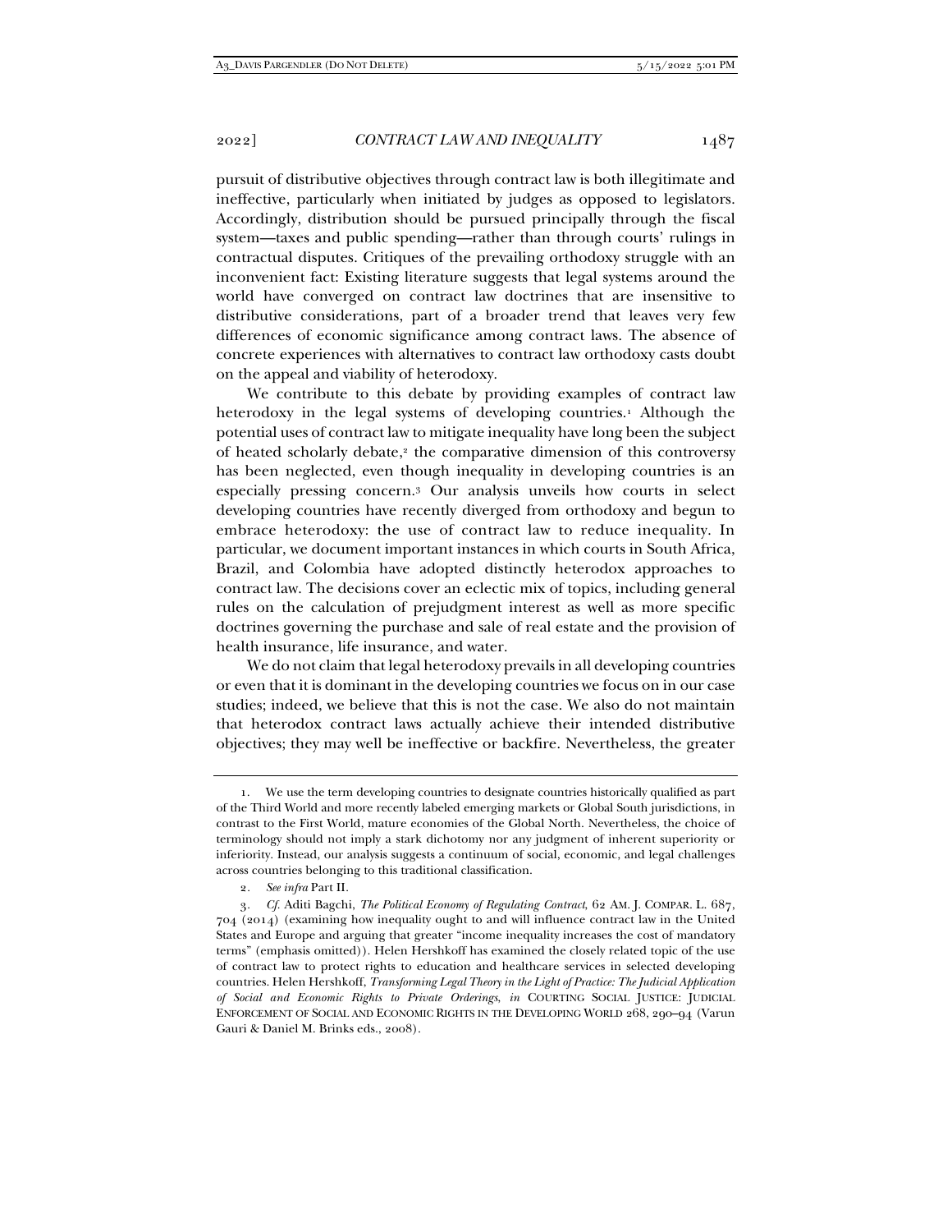pursuit of distributive objectives through contract law is both illegitimate and ineffective, particularly when initiated by judges as opposed to legislators. Accordingly, distribution should be pursued principally through the fiscal system—taxes and public spending—rather than through courts' rulings in contractual disputes. Critiques of the prevailing orthodoxy struggle with an inconvenient fact: Existing literature suggests that legal systems around the world have converged on contract law doctrines that are insensitive to distributive considerations, part of a broader trend that leaves very few differences of economic significance among contract laws. The absence of concrete experiences with alternatives to contract law orthodoxy casts doubt on the appeal and viability of heterodoxy.

We contribute to this debate by providing examples of contract law heterodoxy in the legal systems of developing countries.[1] Although the potential uses of contract law to mitigate inequality have long been the subject of heated scholarly debate,[2] the comparative dimension of this controversy has been neglected, even though inequality in developing countries is an especially pressing concern.[3] Our analysis unveils how courts in select developing countries have recently diverged from orthodoxy and begun to embrace heterodoxy: the use of contract law to reduce inequality. In particular, we document important instances in which courts in South Africa, Brazil, and Colombia have adopted distinctly heterodox approaches to contract law. The decisions cover an eclectic mix of topics, including general rules on the calculation of prejudgment interest as well as more specific doctrines governing the purchase and sale of real estate and the provision of health insurance, life insurance, and water.

We do not claim that legal heterodoxy prevails in all developing countries or even that it is dominant in the developing countries we focus on in our case studies; indeed, we believe that this is not the case. We also do not maintain that heterodox contract laws actually achieve their intended distributive objectives; they may well be ineffective or backfire. Nevertheless, the greater

---

1. We use the term developing countries to designate countries historically qualified as part of the Third World and more recently labeled emerging markets or Global South jurisdictions, in contrast to the First World, mature economies of the Global North. Nevertheless, the choice of terminology should not imply a stark dichotomy nor any judgment of inherent superiority or inferiority. Instead, our analysis suggests a continuum of social, economic, and legal challenges across countries belonging to this traditional classification.

2. *See infra* Part II.

3. *Cf.* Aditi Bagchi, *The Political Economy of Regulating Contract*, 62 AM. J. COMPAR. L. 687, 704 (2014) (examining how inequality ought to and will influence contract law in the United States and Europe and arguing that greater "income inequality increases the cost of mandatory terms" (emphasis omitted)). Helen Hershkoff has examined the closely related topic of the use of contract law to protect rights to education and healthcare services in selected developing countries. Helen Hershkoff, *Transforming Legal Theory in the Light of Practice: The Judicial Application of Social and Economic Rights to Private Orderings*, *in* COURTING SOCIAL JUSTICE: JUDICIAL ENFORCEMENT OF SOCIAL AND ECONOMIC RIGHTS IN THE DEVELOPING WORLD 268, 290–94 (Varun Gauri & Daniel M. Brinks eds., 2008).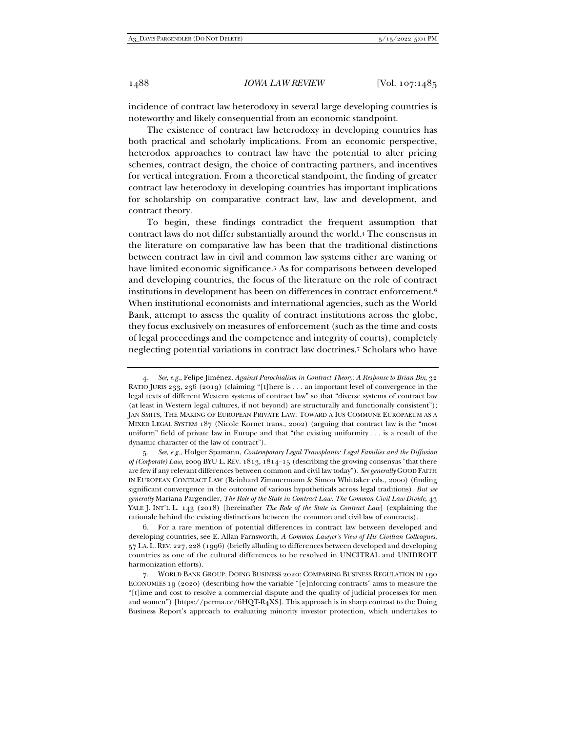incidence of contract law heterodoxy in several large developing countries is noteworthy and likely consequential from an economic standpoint.

The existence of contract law heterodoxy in developing countries has both practical and scholarly implications. From an economic perspective, heterodox approaches to contract law have the potential to alter pricing schemes, contract design, the choice of contracting partners, and incentives for vertical integration. From a theoretical standpoint, the finding of greater contract law heterodoxy in developing countries has important implications for scholarship on comparative contract law, law and development, and contract theory.

To begin, these findings contradict the frequent assumption that contract laws do not differ substantially around the world.[4] The consensus in the literature on comparative law has been that the traditional distinctions between contract law in civil and common law systems either are waning or have limited economic significance.[5] As for comparisons between developed and developing countries, the focus of the literature on the role of contract institutions in development has been on differences in contract enforcement.[6] When institutional economists and international agencies, such as the World Bank, attempt to assess the quality of contract institutions across the globe, they focus exclusively on measures of enforcement (such as the time and costs of legal proceedings and the competence and integrity of courts), completely neglecting potential variations in contract law doctrines.[7] Scholars who have

---

4. *See, e.g.*, Felipe Jiménez, *Against Parochialism in Contract Theory: A Response to Brian Bix*, 32 RATIO JURIS 233, 236 (2019) (claiming "[t]here is . . . an important level of convergence in the legal texts of different Western systems of contract law" so that "diverse systems of contract law (at least in Western legal cultures, if not beyond) are structurally and functionally consistent"); JAN SMITS, THE MAKING OF EUROPEAN PRIVATE LAW: TOWARD A IUS COMMUNE EUROPAEUM AS A MIXED LEGAL SYSTEM 187 (Nicole Kornet trans., 2002) (arguing that contract law is the "most uniform" field of private law in Europe and that "the existing uniformity . . . is a result of the dynamic character of the law of contract").

5. *See, e.g.*, Holger Spamann, *Contemporary Legal Transplants: Legal Families and the Diffusion of (Corporate) Law*, 2009 BYU L. REV. 1813, 1814–15 (describing the growing consensus "that there are few if any relevant differences between common and civil law today"). *See generally* GOOD FAITH IN EUROPEAN CONTRACT LAW (Reinhard Zimmermann & Simon Whittaker eds., 2000) (finding significant convergence in the outcome of various hypotheticals across legal traditions). *But see generally* Mariana Pargendler, *The Role of the State in Contract Law: The Common-Civil Law Divide*, 43 YALE J. INT'L L. 143 (2018) [hereinafter *The Role of the State in Contract Law*] (explaining the rationale behind the existing distinctions between the common and civil law of contracts).

6. For a rare mention of potential differences in contract law between developed and developing countries, see E. Allan Farnsworth, *A Common Lawyer's View of His Civilian Colleagues*, 57 LA. L. REV. 227, 228 (1996) (briefly alluding to differences between developed and developing countries as one of the cultural differences to be resolved in UNCITRAL and UNIDROIT harmonization efforts).

7. WORLD BANK GROUP, DOING BUSINESS 2020: COMPARING BUSINESS REGULATION IN 190 ECONOMIES 19 (2020) (describing how the variable "[e]nforcing contracts" aims to measure the "[t]ime and cost to resolve a commercial dispute and the quality of judicial processes for men and women") [https://perma.cc/6HQT-R4XS]. This approach is in sharp contrast to the Doing Business Report's approach to evaluating minority investor protection, which undertakes to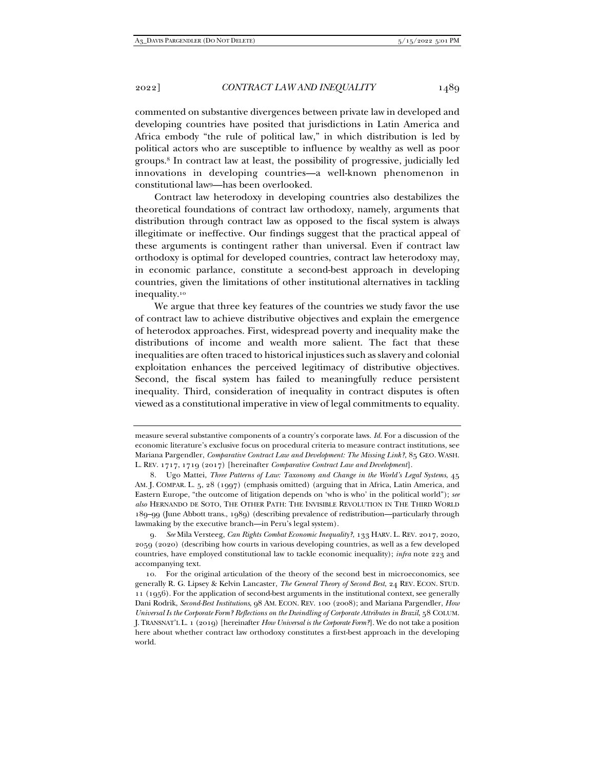commented on substantive divergences between private law in developed and developing countries have posited that jurisdictions in Latin America and Africa embody "the rule of political law," in which distribution is led by political actors who are susceptible to influence by wealthy as well as poor groups.[8] In contract law at least, the possibility of progressive, judicially led innovations in developing countries—a well-known phenomenon in constitutional law[9]—has been overlooked.

Contract law heterodoxy in developing countries also destabilizes the theoretical foundations of contract law orthodoxy, namely, arguments that distribution through contract law as opposed to the fiscal system is always illegitimate or ineffective. Our findings suggest that the practical appeal of these arguments is contingent rather than universal. Even if contract law orthodoxy is optimal for developed countries, contract law heterodoxy may, in economic parlance, constitute a second-best approach in developing countries, given the limitations of other institutional alternatives in tackling inequality.[10]

We argue that three key features of the countries we study favor the use of contract law to achieve distributive objectives and explain the emergence of heterodox approaches. First, widespread poverty and inequality make the distributions of income and wealth more salient. The fact that these inequalities are often traced to historical injustices such as slavery and colonial exploitation enhances the perceived legitimacy of distributive objectives. Second, the fiscal system has failed to meaningfully reduce persistent inequality. Third, consideration of inequality in contract disputes is often viewed as a constitutional imperative in view of legal commitments to equality.

---

measure several substantive components of a country's corporate laws. *Id.* For a discussion of the economic literature's exclusive focus on procedural criteria to measure contract institutions, see Mariana Pargendler, *Comparative Contract Law and Development: The Missing Link?*, 85 GEO. WASH. L. REV. 1717, 1719 (2017) [hereinafter *Comparative Contract Law and Development*].

8. Ugo Mattei, *Three Patterns of Law: Taxonomy and Change in the World's Legal Systems*, 45 AM. J. COMPAR. L. 5, 28 (1997) (emphasis omitted) (arguing that in Africa, Latin America, and Eastern Europe, "the outcome of litigation depends on 'who is who' in the political world"); *see also* HERNANDO DE SOTO, THE OTHER PATH: THE INVISIBLE REVOLUTION IN THE THIRD WORLD 189–99 (June Abbott trans., 1989) (describing prevalence of redistribution—particularly through lawmaking by the executive branch—in Peru's legal system).

9. *See* Mila Versteeg, *Can Rights Combat Economic Inequality?*, 133 HARV. L. REV. 2017, 2020, 2059 (2020) (describing how courts in various developing countries, as well as a few developed countries, have employed constitutional law to tackle economic inequality); *infra* note 223 and accompanying text.

10. For the original articulation of the theory of the second best in microeconomics, see generally R. G. Lipsey & Kelvin Lancaster, *The General Theory of Second Best*, 24 REV. ECON. STUD. 11 (1956). For the application of second-best arguments in the institutional context, see generally Dani Rodrik, *Second-Best Institutions*, 98 AM. ECON. REV. 100 (2008); and Mariana Pargendler, *How Universal Is the Corporate Form? Reflections on the Dwindling of Corporate Attributes in Brazil*, 58 COLUM. J. TRANSNAT'L L. 1 (2019) [hereinafter *How Universal is the Corporate Form?*]. We do not take a position here about whether contract law orthodoxy constitutes a first-best approach in the developing world.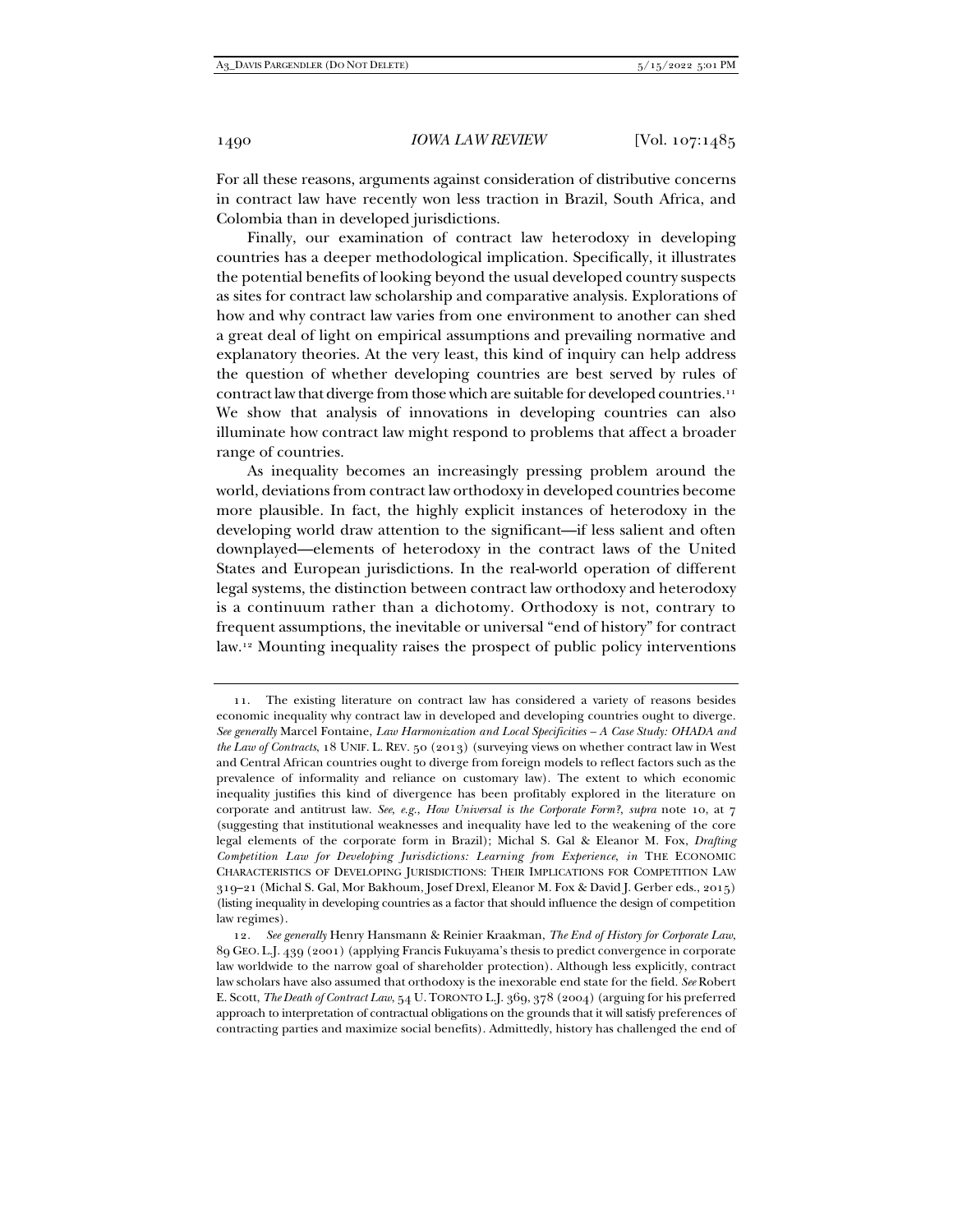For all these reasons, arguments against consideration of distributive concerns in contract law have recently won less traction in Brazil, South Africa, and Colombia than in developed jurisdictions.

Finally, our examination of contract law heterodoxy in developing countries has a deeper methodological implication. Specifically, it illustrates the potential benefits of looking beyond the usual developed country suspects as sites for contract law scholarship and comparative analysis. Explorations of how and why contract law varies from one environment to another can shed a great deal of light on empirical assumptions and prevailing normative and explanatory theories. At the very least, this kind of inquiry can help address the question of whether developing countries are best served by rules of contract law that diverge from those which are suitable for developed countries.[11] We show that analysis of innovations in developing countries can also illuminate how contract law might respond to problems that affect a broader range of countries.

As inequality becomes an increasingly pressing problem around the world, deviations from contract law orthodoxy in developed countries become more plausible. In fact, the highly explicit instances of heterodoxy in the developing world draw attention to the significant—if less salient and often downplayed—elements of heterodoxy in the contract laws of the United States and European jurisdictions. In the real-world operation of different legal systems, the distinction between contract law orthodoxy and heterodoxy is a continuum rather than a dichotomy. Orthodoxy is not, contrary to frequent assumptions, the inevitable or universal "end of history" for contract law.[12] Mounting inequality raises the prospect of public policy interventions

---

11. The existing literature on contract law has considered a variety of reasons besides economic inequality why contract law in developed and developing countries ought to diverge. *See generally* Marcel Fontaine, *Law Harmonization and Local Specificities – A Case Study: OHADA and the Law of Contracts*, 18 UNIF. L. REV. 50 (2013) (surveying views on whether contract law in West and Central African countries ought to diverge from foreign models to reflect factors such as the prevalence of informality and reliance on customary law). The extent to which economic inequality justifies this kind of divergence has been profitably explored in the literature on corporate and antitrust law. *See, e.g.*, *How Universal is the Corporate Form?*, *supra* note 10, at 7 (suggesting that institutional weaknesses and inequality have led to the weakening of the core legal elements of the corporate form in Brazil); Michal S. Gal & Eleanor M. Fox, *Drafting Competition Law for Developing Jurisdictions: Learning from Experience*, *in* THE ECONOMIC CHARACTERISTICS OF DEVELOPING JURISDICTIONS: THEIR IMPLICATIONS FOR COMPETITION LAW 319–21 (Michal S. Gal, Mor Bakhoum, Josef Drexl, Eleanor M. Fox & David J. Gerber eds., 2015) (listing inequality in developing countries as a factor that should influence the design of competition law regimes).

12. *See generally* Henry Hansmann & Reinier Kraakman, *The End of History for Corporate Law*, 89 GEO. L.J. 439 (2001) (applying Francis Fukuyama's thesis to predict convergence in corporate law worldwide to the narrow goal of shareholder protection). Although less explicitly, contract law scholars have also assumed that orthodoxy is the inexorable end state for the field. *See* Robert E. Scott, *The Death of Contract Law*, 54 U. TORONTO L.J. 369, 378 (2004) (arguing for his preferred approach to interpretation of contractual obligations on the grounds that it will satisfy preferences of contracting parties and maximize social benefits). Admittedly, history has challenged the end of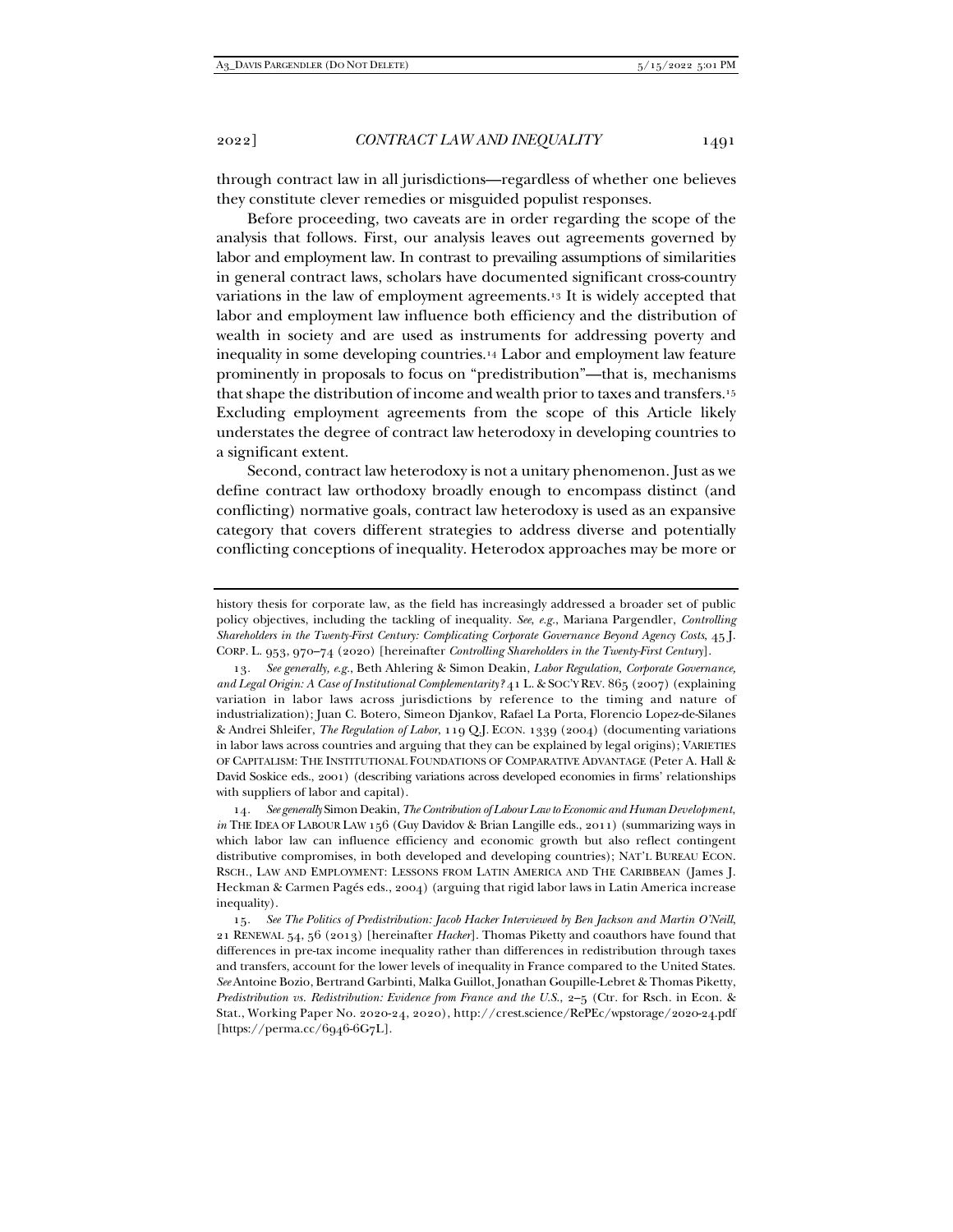through contract law in all jurisdictions—regardless of whether one believes they constitute clever remedies or misguided populist responses.

Before proceeding, two caveats are in order regarding the scope of the analysis that follows. First, our analysis leaves out agreements governed by labor and employment law. In contrast to prevailing assumptions of similarities in general contract laws, scholars have documented significant cross-country variations in the law of employment agreements.[13] It is widely accepted that labor and employment law influence both efficiency and the distribution of wealth in society and are used as instruments for addressing poverty and inequality in some developing countries.[14] Labor and employment law feature prominently in proposals to focus on "predistribution"—that is, mechanisms that shape the distribution of income and wealth prior to taxes and transfers.[15] Excluding employment agreements from the scope of this Article likely understates the degree of contract law heterodoxy in developing countries to a significant extent.

Second, contract law heterodoxy is not a unitary phenomenon. Just as we define contract law orthodoxy broadly enough to encompass distinct (and conflicting) normative goals, contract law heterodoxy is used as an expansive category that covers different strategies to address diverse and potentially conflicting conceptions of inequality. Heterodox approaches may be more or

---

history thesis for corporate law, as the field has increasingly addressed a broader set of public policy objectives, including the tackling of inequality. *See, e.g.*, Mariana Pargendler, *Controlling Shareholders in the Twenty-First Century: Complicating Corporate Governance Beyond Agency Costs*, 45 J. CORP. L. 953, 970–74 (2020) [hereinafter *Controlling Shareholders in the Twenty-First Century*].

13. *See generally, e.g.*, Beth Ahlering & Simon Deakin, *Labor Regulation, Corporate Governance, and Legal Origin: A Case of Institutional Complementarity?* 41 L. & SOC'Y REV. 865 (2007) (explaining variation in labor laws across jurisdictions by reference to the timing and nature of industrialization); Juan C. Botero, Simeon Djankov, Rafael La Porta, Florencio Lopez-de-Silanes & Andrei Shleifer, *The Regulation of Labor*, 119 Q.J. ECON. 1339 (2004) (documenting variations in labor laws across countries and arguing that they can be explained by legal origins); VARIETIES OF CAPITALISM: THE INSTITUTIONAL FOUNDATIONS OF COMPARATIVE ADVANTAGE (Peter A. Hall & David Soskice eds., 2001) (describing variations across developed economies in firms' relationships with suppliers of labor and capital).

14. *See generally* Simon Deakin, *The Contribution of Labour Law to Economic and Human Development*, *in* THE IDEA OF LABOUR LAW 156 (Guy Davidov & Brian Langille eds., 2011) (summarizing ways in which labor law can influence efficiency and economic growth but also reflect contingent distributive compromises, in both developed and developing countries); NAT'L BUREAU ECON. RSCH., LAW AND EMPLOYMENT: LESSONS FROM LATIN AMERICA AND THE CARIBBEAN (James J. Heckman & Carmen Pagés eds., 2004) (arguing that rigid labor laws in Latin America increase inequality).

15. *See The Politics of Predistribution: Jacob Hacker Interviewed by Ben Jackson and Martin O'Neill*, 21 RENEWAL 54, 56 (2013) [hereinafter *Hacker*]. Thomas Piketty and coauthors have found that differences in pre-tax income inequality rather than differences in redistribution through taxes and transfers, account for the lower levels of inequality in France compared to the United States. *See* Antoine Bozio, Bertrand Garbinti, Malka Guillot, Jonathan Goupille-Lebret & Thomas Piketty, *Predistribution vs. Redistribution: Evidence from France and the U.S.*, 2–5 (Ctr. for Rsch. in Econ. & Stat., Working Paper No. 2020-24, 2020), http://crest.science/RePEc/wpstorage/2020-24.pdf [https://perma.cc/6946-6G7L].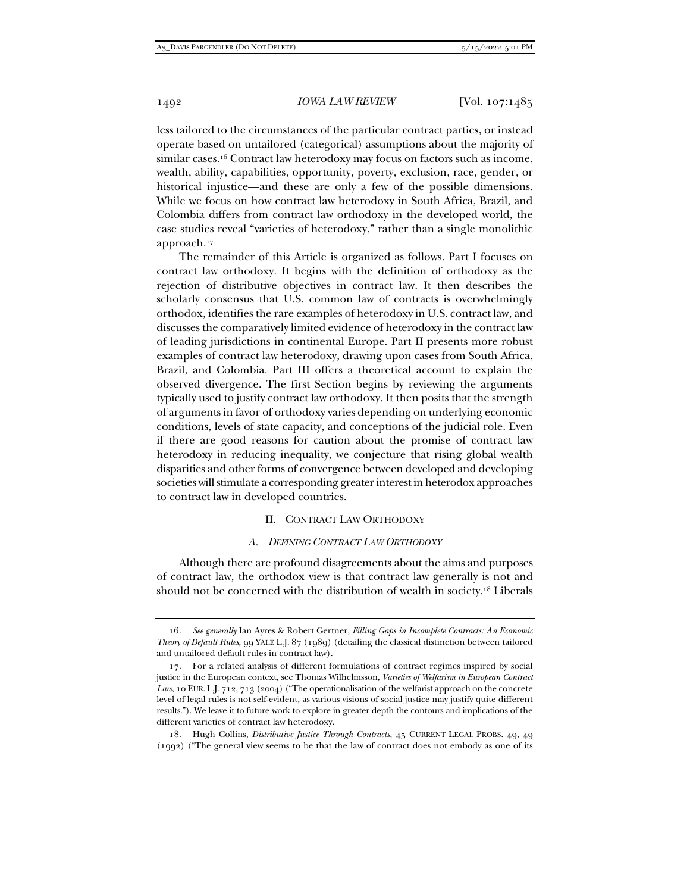less tailored to the circumstances of the particular contract parties, or instead operate based on untailored (categorical) assumptions about the majority of similar cases.[16] Contract law heterodoxy may focus on factors such as income, wealth, ability, capabilities, opportunity, poverty, exclusion, race, gender, or historical injustice—and these are only a few of the possible dimensions. While we focus on how contract law heterodoxy in South Africa, Brazil, and Colombia differs from contract law orthodoxy in the developed world, the case studies reveal "varieties of heterodoxy," rather than a single monolithic approach.[17]

The remainder of this Article is organized as follows. Part I focuses on contract law orthodoxy. It begins with the definition of orthodoxy as the rejection of distributive objectives in contract law. It then describes the scholarly consensus that U.S. common law of contracts is overwhelmingly orthodox, identifies the rare examples of heterodoxy in U.S. contract law, and discusses the comparatively limited evidence of heterodoxy in the contract law of leading jurisdictions in continental Europe. Part II presents more robust examples of contract law heterodoxy, drawing upon cases from South Africa, Brazil, and Colombia. Part III offers a theoretical account to explain the observed divergence. The first Section begins by reviewing the arguments typically used to justify contract law orthodoxy. It then posits that the strength of arguments in favor of orthodoxy varies depending on underlying economic conditions, levels of state capacity, and conceptions of the judicial role. Even if there are good reasons for caution about the promise of contract law heterodoxy in reducing inequality, we conjecture that rising global wealth disparities and other forms of convergence between developed and developing societies will stimulate a corresponding greater interest in heterodox approaches to contract law in developed countries.

## II. CONTRACT LAW ORTHODOXY

### A. *DEFINING CONTRACT LAW ORTHODOXY*

Although there are profound disagreements about the aims and purposes of contract law, the orthodox view is that contract law generally is not and should not be concerned with the distribution of wealth in society.[18] Liberals

---

16. *See generally* Ian Ayres & Robert Gertner, *Filling Gaps in Incomplete Contracts: An Economic Theory of Default Rules*, 99 YALE L.J. 87 (1989) (detailing the classical distinction between tailored and untailored default rules in contract law).

17. For a related analysis of different formulations of contract regimes inspired by social justice in the European context, see Thomas Wilhelmsson, *Varieties of Welfarism in European Contract Law*, 10 EUR. L.J. 712, 713 (2004) ("The operationalisation of the welfarist approach on the concrete level of legal rules is not self-evident, as various visions of social justice may justify quite different results."). We leave it to future work to explore in greater depth the contours and implications of the different varieties of contract law heterodoxy.

18. Hugh Collins, *Distributive Justice Through Contracts*, 45 CURRENT LEGAL PROBS. 49, 49 (1992) ("The general view seems to be that the law of contract does not embody as one of its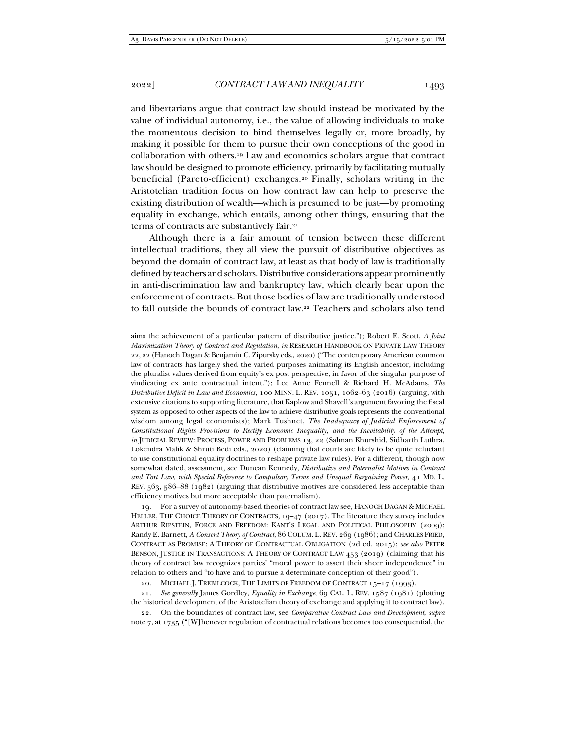and libertarians argue that contract law should instead be motivated by the value of individual autonomy, i.e., the value of allowing individuals to make the momentous decision to bind themselves legally or, more broadly, by making it possible for them to pursue their own conceptions of the good in collaboration with others.[19] Law and economics scholars argue that contract law should be designed to promote efficiency, primarily by facilitating mutually beneficial (Pareto-efficient) exchanges.[20] Finally, scholars writing in the Aristotelian tradition focus on how contract law can help to preserve the existing distribution of wealth—which is presumed to be just—by promoting equality in exchange, which entails, among other things, ensuring that the terms of contracts are substantively fair.[21]

Although there is a fair amount of tension between these different intellectual traditions, they all view the pursuit of distributive objectives as beyond the domain of contract law, at least as that body of law is traditionally defined by teachers and scholars. Distributive considerations appear prominently in anti-discrimination law and bankruptcy law, which clearly bear upon the enforcement of contracts. But those bodies of law are traditionally understood to fall outside the bounds of contract law.[22] Teachers and scholars also tend

---

aims the achievement of a particular pattern of distributive justice."); Robert E. Scott, *A Joint Maximization Theory of Contract and Regulation*, *in* RESEARCH HANDBOOK ON PRIVATE LAW THEORY 22, 22 (Hanoch Dagan & Benjamin C. Zipursky eds., 2020) ("The contemporary American common law of contracts has largely shed the varied purposes animating its English ancestor, including the pluralist values derived from equity's ex post perspective, in favor of the singular purpose of vindicating ex ante contractual intent."); Lee Anne Fennell & Richard H. McAdams, *The Distributive Deficit in Law and Economics*, 100 MINN. L. REV. 1051, 1062–63 (2016) (arguing, with extensive citations to supporting literature, that Kaplow and Shavell's argument favoring the fiscal system as opposed to other aspects of the law to achieve distributive goals represents the conventional wisdom among legal economists); Mark Tushnet, *The Inadequacy of Judicial Enforcement of Constitutional Rights Provisions to Rectify Economic Inequality, and the Inevitability of the Attempt*, *in* JUDICIAL REVIEW: PROCESS, POWER AND PROBLEMS 13, 22 (Salman Khurshid, Sidharth Luthra, Lokendra Malik & Shruti Bedi eds., 2020) (claiming that courts are likely to be quite reluctant to use constitutional equality doctrines to reshape private law rules). For a different, though now somewhat dated, assessment, see Duncan Kennedy, *Distributive and Paternalist Motives in Contract and Tort Law, with Special Reference to Compulsory Terms and Unequal Bargaining Power*, 41 MD. L. REV. 563, 586–88 (1982) (arguing that distributive motives are considered less acceptable than efficiency motives but more acceptable than paternalism).

19. For a survey of autonomy-based theories of contract law see, HANOCH DAGAN & MICHAEL HELLER, THE CHOICE THEORY OF CONTRACTS, 19–47 (2017). The literature they survey includes ARTHUR RIPSTEIN, FORCE AND FREEDOM: KANT'S LEGAL AND POLITICAL PHILOSOPHY (2009); Randy E. Barnett, *A Consent Theory of Contract*, 86 COLUM. L. REV. 269 (1986); and CHARLES FRIED, CONTRACT AS PROMISE: A THEORY OF CONTRACTUAL OBLIGATION (2d ed. 2015); *see also* PETER BENSON, JUSTICE IN TRANSACTIONS: A THEORY OF CONTRACT LAW 453 (2019) (claiming that his theory of contract law recognizes parties' "moral power to assert their sheer independence" in relation to others and "to have and to pursue a determinate conception of their good").

20. MICHAEL J. TREBILCOCK, THE LIMITS OF FREEDOM OF CONTRACT 15–17 (1993).

21. *See generally* James Gordley, *Equality in Exchange*, 69 CAL. L. REV. 1587 (1981) (plotting the historical development of the Aristotelian theory of exchange and applying it to contract law).

22. On the boundaries of contract law, see *Comparative Contract Law and Development*, *supra* note 7, at 1735 ("[W]henever regulation of contractual relations becomes too consequential, the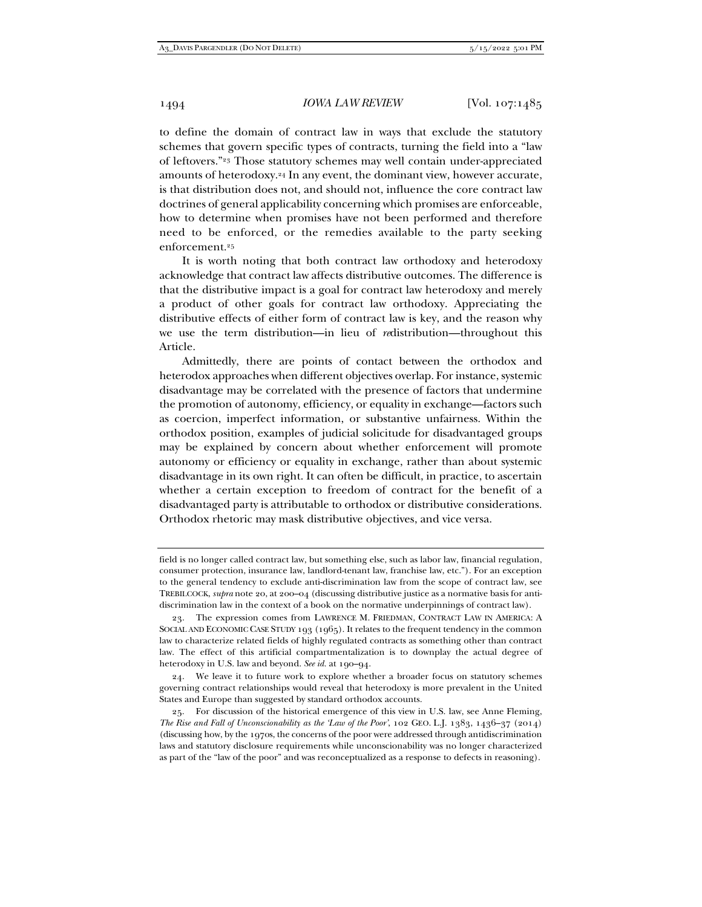to define the domain of contract law in ways that exclude the statutory schemes that govern specific types of contracts, turning the field into a "law of leftovers."[23] Those statutory schemes may well contain under-appreciated amounts of heterodoxy.[24] In any event, the dominant view, however accurate, is that distribution does not, and should not, influence the core contract law doctrines of general applicability concerning which promises are enforceable, how to determine when promises have not been performed and therefore need to be enforced, or the remedies available to the party seeking enforcement.[25]

It is worth noting that both contract law orthodoxy and heterodoxy acknowledge that contract law affects distributive outcomes. The difference is that the distributive impact is a goal for contract law heterodoxy and merely a product of other goals for contract law orthodoxy. Appreciating the distributive effects of either form of contract law is key, and the reason why we use the term distribution—in lieu of *re*distribution—throughout this Article.

Admittedly, there are points of contact between the orthodox and heterodox approaches when different objectives overlap. For instance, systemic disadvantage may be correlated with the presence of factors that undermine the promotion of autonomy, efficiency, or equality in exchange—factors such as coercion, imperfect information, or substantive unfairness. Within the orthodox position, examples of judicial solicitude for disadvantaged groups may be explained by concern about whether enforcement will promote autonomy or efficiency or equality in exchange, rather than about systemic disadvantage in its own right. It can often be difficult, in practice, to ascertain whether a certain exception to freedom of contract for the benefit of a disadvantaged party is attributable to orthodox or distributive considerations. Orthodox rhetoric may mask distributive objectives, and vice versa.

---

field is no longer called contract law, but something else, such as labor law, financial regulation, consumer protection, insurance law, landlord-tenant law, franchise law, etc."). For an exception to the general tendency to exclude anti-discrimination law from the scope of contract law, see TREBILCOCK, *supra* note 20, at 200–04 (discussing distributive justice as a normative basis for anti-discrimination law in the context of a book on the normative underpinnings of contract law).

23. The expression comes from LAWRENCE M. FRIEDMAN, CONTRACT LAW IN AMERICA: A SOCIAL AND ECONOMIC CASE STUDY 193 (1965). It relates to the frequent tendency in the common law to characterize related fields of highly regulated contracts as something other than contract law. The effect of this artificial compartmentalization is to downplay the actual degree of heterodoxy in U.S. law and beyond. *See id.* at 190–94.

24. We leave it to future work to explore whether a broader focus on statutory schemes governing contract relationships would reveal that heterodoxy is more prevalent in the United States and Europe than suggested by standard orthodox accounts.

25. For discussion of the historical emergence of this view in U.S. law, see Anne Fleming, *The Rise and Fall of Unconscionability as the 'Law of the Poor'*, 102 GEO. L.J. 1383, 1436–37 (2014) (discussing how, by the 1970s, the concerns of the poor were addressed through antidiscrimination laws and statutory disclosure requirements while unconscionability was no longer characterized as part of the "law of the poor" and was reconceptualized as a response to defects in reasoning).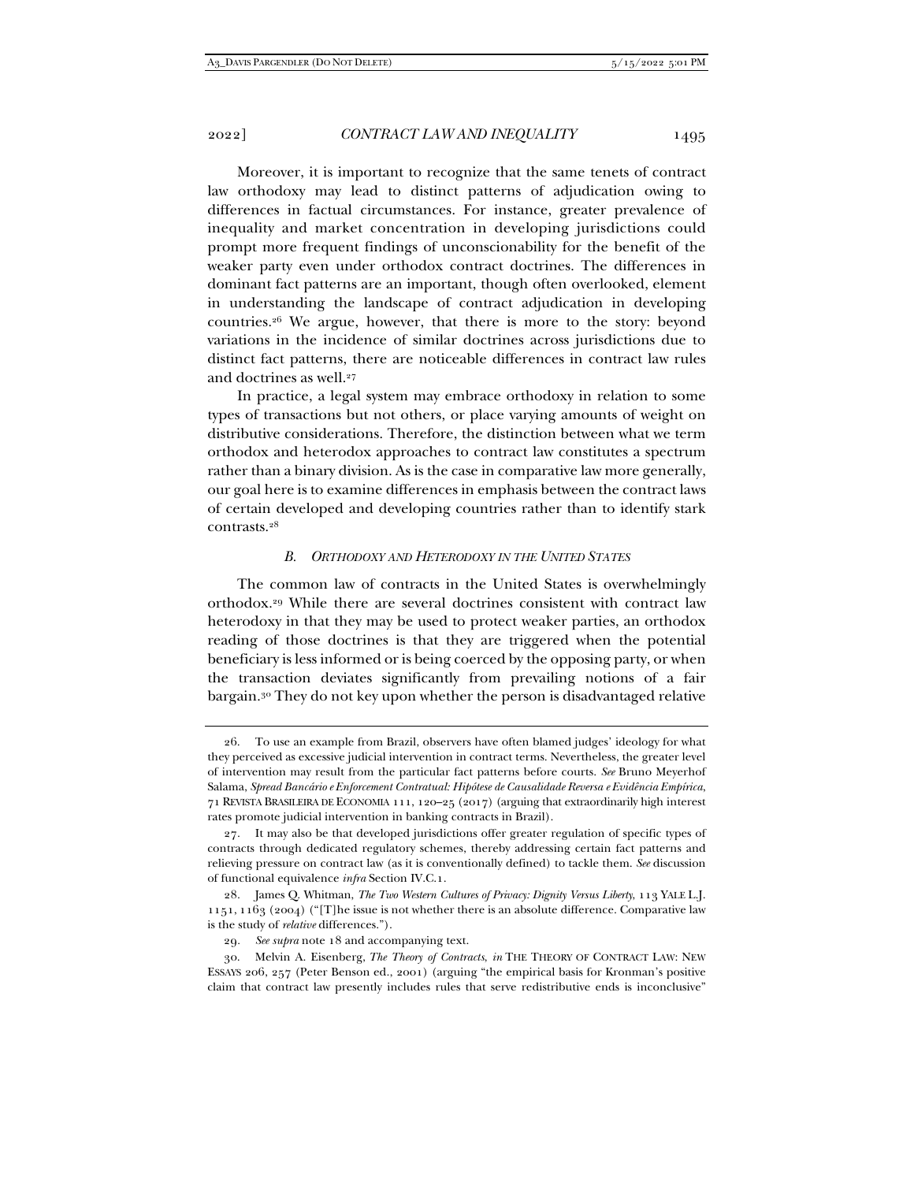Moreover, it is important to recognize that the same tenets of contract law orthodoxy may lead to distinct patterns of adjudication owing to differences in factual circumstances. For instance, greater prevalence of inequality and market concentration in developing jurisdictions could prompt more frequent findings of unconscionability for the benefit of the weaker party even under orthodox contract doctrines. The differences in dominant fact patterns are an important, though often overlooked, element in understanding the landscape of contract adjudication in developing countries.[26] We argue, however, that there is more to the story: beyond variations in the incidence of similar doctrines across jurisdictions due to distinct fact patterns, there are noticeable differences in contract law rules and doctrines as well.[27]

In practice, a legal system may embrace orthodoxy in relation to some types of transactions but not others, or place varying amounts of weight on distributive considerations. Therefore, the distinction between what we term orthodox and heterodox approaches to contract law constitutes a spectrum rather than a binary division. As is the case in comparative law more generally, our goal here is to examine differences in emphasis between the contract laws of certain developed and developing countries rather than to identify stark contrasts.[28]

### *B. Orthodoxy and Heterodoxy in the United States*

The common law of contracts in the United States is overwhelmingly orthodox.[29] While there are several doctrines consistent with contract law heterodoxy in that they may be used to protect weaker parties, an orthodox reading of those doctrines is that they are triggered when the potential beneficiary is less informed or is being coerced by the opposing party, or when the transaction deviates significantly from prevailing notions of a fair bargain.[30] They do not key upon whether the person is disadvantaged relative

---

26. To use an example from Brazil, observers have often blamed judges' ideology for what they perceived as excessive judicial intervention in contract terms. Nevertheless, the greater level of intervention may result from the particular fact patterns before courts. *See* Bruno Meyerhof Salama, *Spread Bancário e Enforcement Contratual: Hipótese de Causalidade Reversa e Evidência Empírica*, 71 REVISTA BRASILEIRA DE ECONOMIA 111, 120–25 (2017) (arguing that extraordinarily high interest rates promote judicial intervention in banking contracts in Brazil).

27. It may also be that developed jurisdictions offer greater regulation of specific types of contracts through dedicated regulatory schemes, thereby addressing certain fact patterns and relieving pressure on contract law (as it is conventionally defined) to tackle them. *See* discussion of functional equivalence *infra* Section IV.C.1.

28. James Q. Whitman, *The Two Western Cultures of Privacy: Dignity Versus Liberty*, 113 YALE L.J. 1151, 1163 (2004) ("[T]he issue is not whether there is an absolute difference. Comparative law is the study of *relative* differences.").

29. *See supra* note 18 and accompanying text.

30. Melvin A. Eisenberg, *The Theory of Contracts*, *in* THE THEORY OF CONTRACT LAW: NEW ESSAYS 206, 257 (Peter Benson ed., 2001) (arguing "the empirical basis for Kronman's positive claim that contract law presently includes rules that serve redistributive ends is inconclusive"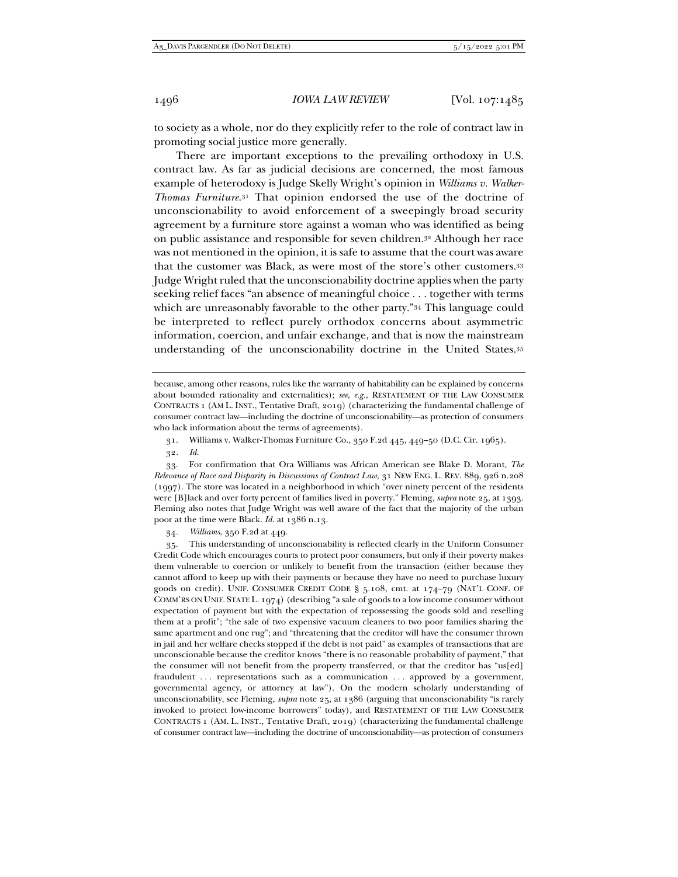to society as a whole, nor do they explicitly refer to the role of contract law in promoting social justice more generally.

There are important exceptions to the prevailing orthodoxy in U.S. contract law. As far as judicial decisions are concerned, the most famous example of heterodoxy is Judge Skelly Wright's opinion in *Williams v. Walker-Thomas Furniture*.[31] That opinion endorsed the use of the doctrine of unconscionability to avoid enforcement of a sweepingly broad security agreement by a furniture store against a woman who was identified as being on public assistance and responsible for seven children.[32] Although her race was not mentioned in the opinion, it is safe to assume that the court was aware that the customer was Black, as were most of the store's other customers.[33] Judge Wright ruled that the unconscionability doctrine applies when the party seeking relief faces "an absence of meaningful choice . . . together with terms which are unreasonably favorable to the other party."[34] This language could be interpreted to reflect purely orthodox concerns about asymmetric information, coercion, and unfair exchange, and that is now the mainstream understanding of the unconscionability doctrine in the United States.[35]

---

because, among other reasons, rules like the warranty of habitability can be explained by concerns about bounded rationality and externalities); *see, e.g.*, RESTATEMENT OF THE LAW CONSUMER CONTRACTS 1 (AM L. INST., Tentative Draft, 2019) (characterizing the fundamental challenge of consumer contract law—including the doctrine of unconscionability—as protection of consumers who lack information about the terms of agreements).

31. Williams v. Walker-Thomas Furniture Co., 350 F.2d 445, 449–50 (D.C. Cir. 1965).

32. *Id.*

33. For confirmation that Ora Williams was African American see Blake D. Morant, *The Relevance of Race and Disparity in Discussions of Contract Law*, 31 NEW ENG. L. REV. 889, 926 n.208 (1997). The store was located in a neighborhood in which "over ninety percent of the residents were [B]lack and over forty percent of families lived in poverty." Fleming, *supra* note 25, at 1393. Fleming also notes that Judge Wright was well aware of the fact that the majority of the urban poor at the time were Black. *Id.* at 1386 n.13.

34. *Williams*, 350 F.2d at 449.

35. This understanding of unconscionability is reflected clearly in the Uniform Consumer Credit Code which encourages courts to protect poor consumers, but only if their poverty makes them vulnerable to coercion or unlikely to benefit from the transaction (either because they cannot afford to keep up with their payments or because they have no need to purchase luxury goods on credit). UNIF. CONSUMER CREDIT CODE § 5.108, cmt. at 174–79 (NAT'L CONF. OF COMM'RS ON UNIF. STATE L. 1974) (describing "a sale of goods to a low income consumer without expectation of payment but with the expectation of repossessing the goods sold and reselling them at a profit"; "the sale of two expensive vacuum cleaners to two poor families sharing the same apartment and one rug"; and "threatening that the creditor will have the consumer thrown in jail and her welfare checks stopped if the debt is not paid" as examples of transactions that are unconscionable because the creditor knows "there is no reasonable probability of payment," that the consumer will not benefit from the property transferred, or that the creditor has "us[ed] fraudulent . . . representations such as a communication . . . approved by a government, governmental agency, or attorney at law"). On the modern scholarly understanding of unconscionability, see Fleming, *supra* note 25, at 1386 (arguing that unconscionability "is rarely invoked to protect low-income borrowers" today), and RESTATEMENT OF THE LAW CONSUMER CONTRACTS 1 (AM. L. INST., Tentative Draft, 2019) (characterizing the fundamental challenge of consumer contract law—including the doctrine of unconscionability—as protection of consumers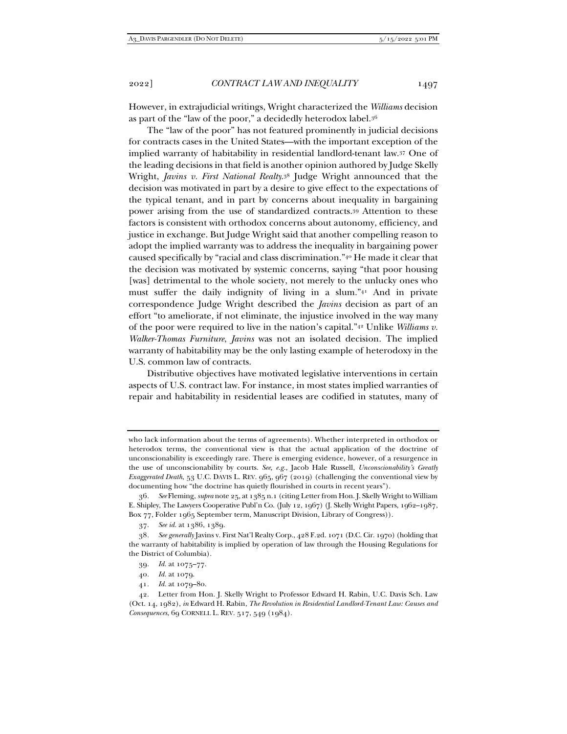However, in extrajudicial writings, Wright characterized the *Williams* decision as part of the "law of the poor," a decidedly heterodox label.[36]

The "law of the poor" has not featured prominently in judicial decisions for contracts cases in the United States—with the important exception of the implied warranty of habitability in residential landlord-tenant law.[37] One of the leading decisions in that field is another opinion authored by Judge Skelly Wright, *Javins v. First National Realty*.[38] Judge Wright announced that the decision was motivated in part by a desire to give effect to the expectations of the typical tenant, and in part by concerns about inequality in bargaining power arising from the use of standardized contracts.[39] Attention to these factors is consistent with orthodox concerns about autonomy, efficiency, and justice in exchange. But Judge Wright said that another compelling reason to adopt the implied warranty was to address the inequality in bargaining power caused specifically by "racial and class discrimination."[40] He made it clear that the decision was motivated by systemic concerns, saying "that poor housing [was] detrimental to the whole society, not merely to the unlucky ones who must suffer the daily indignity of living in a slum."[41] And in private correspondence Judge Wright described the *Javins* decision as part of an effort "to ameliorate, if not eliminate, the injustice involved in the way many of the poor were required to live in the nation's capital."[42] Unlike *Williams v. Walker-Thomas Furniture*, *Javins* was not an isolated decision. The implied warranty of habitability may be the only lasting example of heterodoxy in the U.S. common law of contracts.

Distributive objectives have motivated legislative interventions in certain aspects of U.S. contract law. For instance, in most states implied warranties of repair and habitability in residential leases are codified in statutes, many of

---

who lack information about the terms of agreements). Whether interpreted in orthodox or heterodox terms, the conventional view is that the actual application of the doctrine of unconscionability is exceedingly rare. There is emerging evidence, however, of a resurgence in the use of unconscionability by courts. *See, e.g.*, Jacob Hale Russell, *Unconscionability's Greatly Exaggerated Death*, 53 U.C. DAVIS L. REV. 965, 967 (2019) (challenging the conventional view by documenting how "the doctrine has quietly flourished in courts in recent years").

36. *See* Fleming, *supra* note 25, at 1385 n.1 (citing Letter from Hon. J. Skelly Wright to William E. Shipley, The Lawyers Cooperative Publ'n Co. (July 12, 1967) (J. Skelly Wright Papers, 1962–1987, Box 77, Folder 1965 September term, Manuscript Division, Library of Congress)).

37. *See id.* at 1386, 1389.

38. *See generally* Javins v. First Nat'l Realty Corp., 428 F.2d. 1071 (D.C. Cir. 1970) (holding that the warranty of habitability is implied by operation of law through the Housing Regulations for the District of Columbia).

39. *Id.* at 1075–77.

40. *Id.* at 1079.

41. *Id.* at 1079–80.

42. Letter from Hon. J. Skelly Wright to Professor Edward H. Rabin, U.C. Davis Sch. Law (Oct. 14, 1982), *in* Edward H. Rabin, *The Revolution in Residential Landlord-Tenant Law: Causes and Consequences*, 69 CORNELL L. REV. 517, 549 (1984).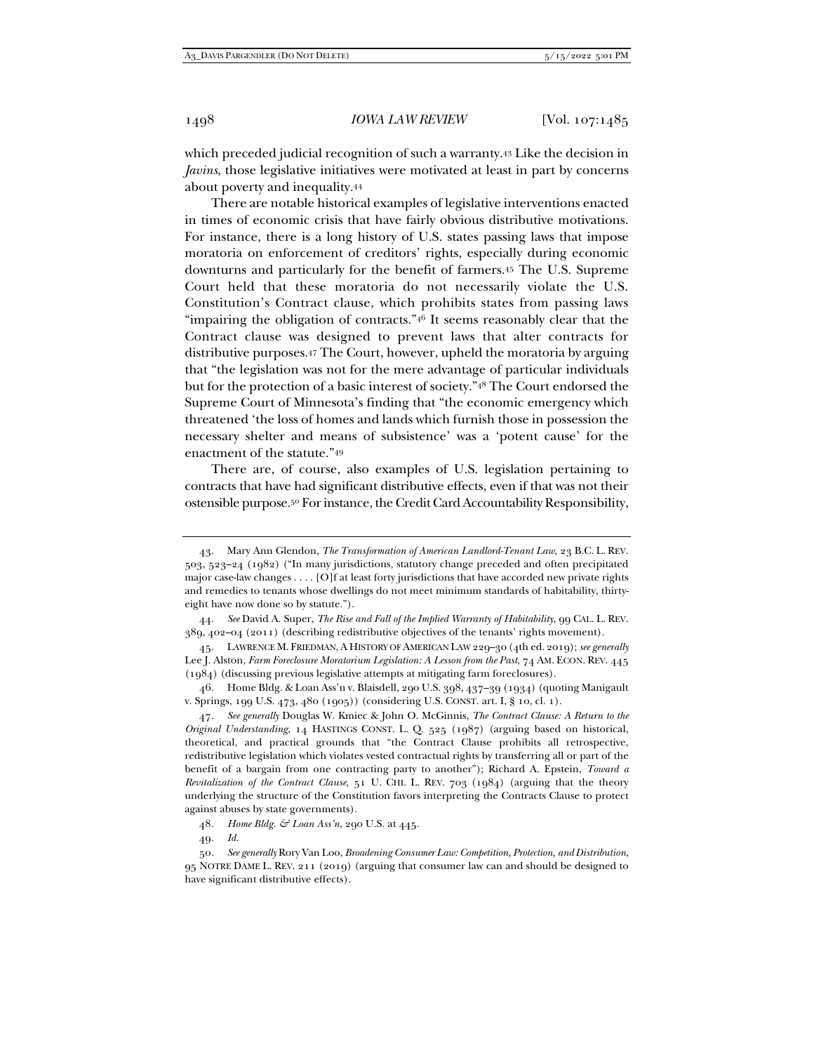which preceded judicial recognition of such a warranty.[43] Like the decision in *Javins*, those legislative initiatives were motivated at least in part by concerns about poverty and inequality.[44]

There are notable historical examples of legislative interventions enacted in times of economic crisis that have fairly obvious distributive motivations. For instance, there is a long history of U.S. states passing laws that impose moratoria on enforcement of creditors' rights, especially during economic downturns and particularly for the benefit of farmers.[45] The U.S. Supreme Court held that these moratoria do not necessarily violate the U.S. Constitution's Contract clause, which prohibits states from passing laws "impairing the obligation of contracts."[46] It seems reasonably clear that the Contract clause was designed to prevent laws that alter contracts for distributive purposes.[47] The Court, however, upheld the moratoria by arguing that "the legislation was not for the mere advantage of particular individuals but for the protection of a basic interest of society."[48] The Court endorsed the Supreme Court of Minnesota's finding that "the economic emergency which threatened 'the loss of homes and lands which furnish those in possession the necessary shelter and means of subsistence' was a 'potent cause' for the enactment of the statute."[49]

There are, of course, also examples of U.S. legislation pertaining to contracts that have had significant distributive effects, even if that was not their ostensible purpose.[50] For instance, the Credit Card Accountability Responsibility,

---

43. Mary Ann Glendon, *The Transformation of American Landlord-Tenant Law*, 23 B.C. L. REV. 503, 523–24 (1982) ("In many jurisdictions, statutory change preceded and often precipitated major case-law changes . . . . [O]f at least forty jurisdictions that have accorded new private rights and remedies to tenants whose dwellings do not meet minimum standards of habitability, thirty-eight have now done so by statute.").

44. *See* David A. Super, *The Rise and Fall of the Implied Warranty of Habitability*, 99 CAL. L. REV. 389, 402–04 (2011) (describing redistributive objectives of the tenants' rights movement).

45. LAWRENCE M. FRIEDMAN, A HISTORY OF AMERICAN LAW 229–30 (4th ed. 2019); *see generally* Lee J. Alston, *Farm Foreclosure Moratorium Legislation: A Lesson from the Past*, 74 AM. ECON. REV. 445 (1984) (discussing previous legislative attempts at mitigating farm foreclosures).

46. Home Bldg. & Loan Ass'n v. Blaisdell, 290 U.S. 398, 437–39 (1934) (quoting Manigault v. Springs, 199 U.S. 473, 480 (1905)) (considering U.S. CONST. art. I, § 10, cl. 1).

47. *See generally* Douglas W. Kmiec & John O. McGinnis, *The Contract Clause: A Return to the Original Understanding*, 14 HASTINGS CONST. L. Q. 525 (1987) (arguing based on historical, theoretical, and practical grounds that "the Contract Clause prohibits all retrospective, redistributive legislation which violates vested contractual rights by transferring all or part of the benefit of a bargain from one contracting party to another"); Richard A. Epstein, *Toward a Revitalization of the Contract Clause*, 51 U. CHI. L. REV. 703 (1984) (arguing that the theory underlying the structure of the Constitution favors interpreting the Contracts Clause to protect against abuses by state governments).

48. *Home Bldg. & Loan Ass'n*, 290 U.S. at 445.

49. *Id.*

50. *See generally* Rory Van Loo, *Broadening Consumer Law: Competition, Protection, and Distribution*, 95 NOTRE DAME L. REV. 211 (2019) (arguing that consumer law can and should be designed to have significant distributive effects).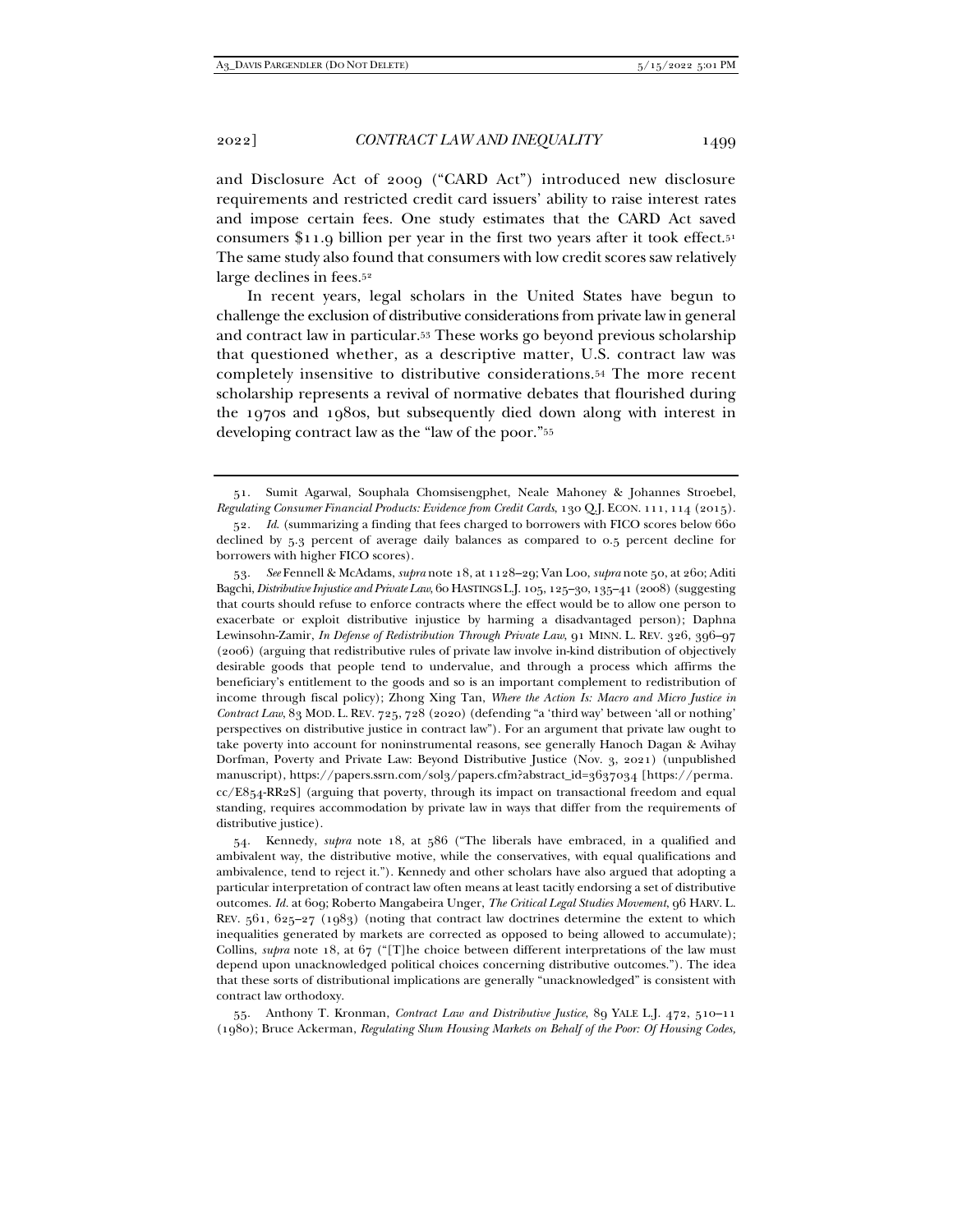and Disclosure Act of 2009 ("CARD Act") introduced new disclosure requirements and restricted credit card issuers' ability to raise interest rates and impose certain fees. One study estimates that the CARD Act saved consumers $11.9 billion per year in the first two years after it took effect.[51] The same study also found that consumers with low credit scores saw relatively large declines in fees.[52]

In recent years, legal scholars in the United States have begun to challenge the exclusion of distributive considerations from private law in general and contract law in particular.[53] These works go beyond previous scholarship that questioned whether, as a descriptive matter, U.S. contract law was completely insensitive to distributive considerations.[54] The more recent scholarship represents a revival of normative debates that flourished during the 1970s and 1980s, but subsequently died down along with interest in developing contract law as the "law of the poor."[55]

---

51. Sumit Agarwal, Souphala Chomsisengphet, Neale Mahoney & Johannes Stroebel, *Regulating Consumer Financial Products: Evidence from Credit Cards*, 130 Q.J. ECON. 111, 114 (2015).

52. *Id.* (summarizing a finding that fees charged to borrowers with FICO scores below 660 declined by 5.3 percent of average daily balances as compared to 0.5 percent decline for borrowers with higher FICO scores).

53. *See* Fennell & McAdams, *supra* note 18, at 1128–29; Van Loo, *supra* note 50, at 260; Aditi Bagchi, *Distributive Injustice and Private Law*, 60 HASTINGS L.J. 105, 125–30, 135–41 (2008) (suggesting that courts should refuse to enforce contracts where the effect would be to allow one person to exacerbate or exploit distributive injustice by harming a disadvantaged person); Daphna Lewinsohn-Zamir, *In Defense of Redistribution Through Private Law*, 91 MINN. L. REV. 326, 396–97 (2006) (arguing that redistributive rules of private law involve in-kind distribution of objectively desirable goods that people tend to undervalue, and through a process which affirms the beneficiary's entitlement to the goods and so is an important complement to redistribution of income through fiscal policy); Zhong Xing Tan, *Where the Action Is: Macro and Micro Justice in Contract Law*, 83 MOD. L. REV. 725, 728 (2020) (defending "a 'third way' between 'all or nothing' perspectives on distributive justice in contract law"). For an argument that private law ought to take poverty into account for noninstrumental reasons, see generally Hanoch Dagan & Avihay Dorfman, Poverty and Private Law: Beyond Distributive Justice (Nov. 3, 2021) (unpublished manuscript), https://papers.ssrn.com/sol3/papers.cfm?abstract_id=3637034 [https://perma.cc/E854-RR2S] (arguing that poverty, through its impact on transactional freedom and equal standing, requires accommodation by private law in ways that differ from the requirements of distributive justice).

54. Kennedy, *supra* note 18, at 586 ("The liberals have embraced, in a qualified and ambivalent way, the distributive motive, while the conservatives, with equal qualifications and ambivalence, tend to reject it."). Kennedy and other scholars have also argued that adopting a particular interpretation of contract law often means at least tacitly endorsing a set of distributive outcomes. *Id.* at 609; Roberto Mangabeira Unger, *The Critical Legal Studies Movement*, 96 HARV. L. REV. 561, 625–27 (1983) (noting that contract law doctrines determine the extent to which inequalities generated by markets are corrected as opposed to being allowed to accumulate); Collins, *supra* note 18, at 67 ("[T]he choice between different interpretations of the law must depend upon unacknowledged political choices concerning distributive outcomes."). The idea that these sorts of distributional implications are generally "unacknowledged" is consistent with contract law orthodoxy.

55. Anthony T. Kronman, *Contract Law and Distributive Justice*, 89 YALE L.J. 472, 510–11 (1980); Bruce Ackerman, *Regulating Slum Housing Markets on Behalf of the Poor: Of Housing Codes,*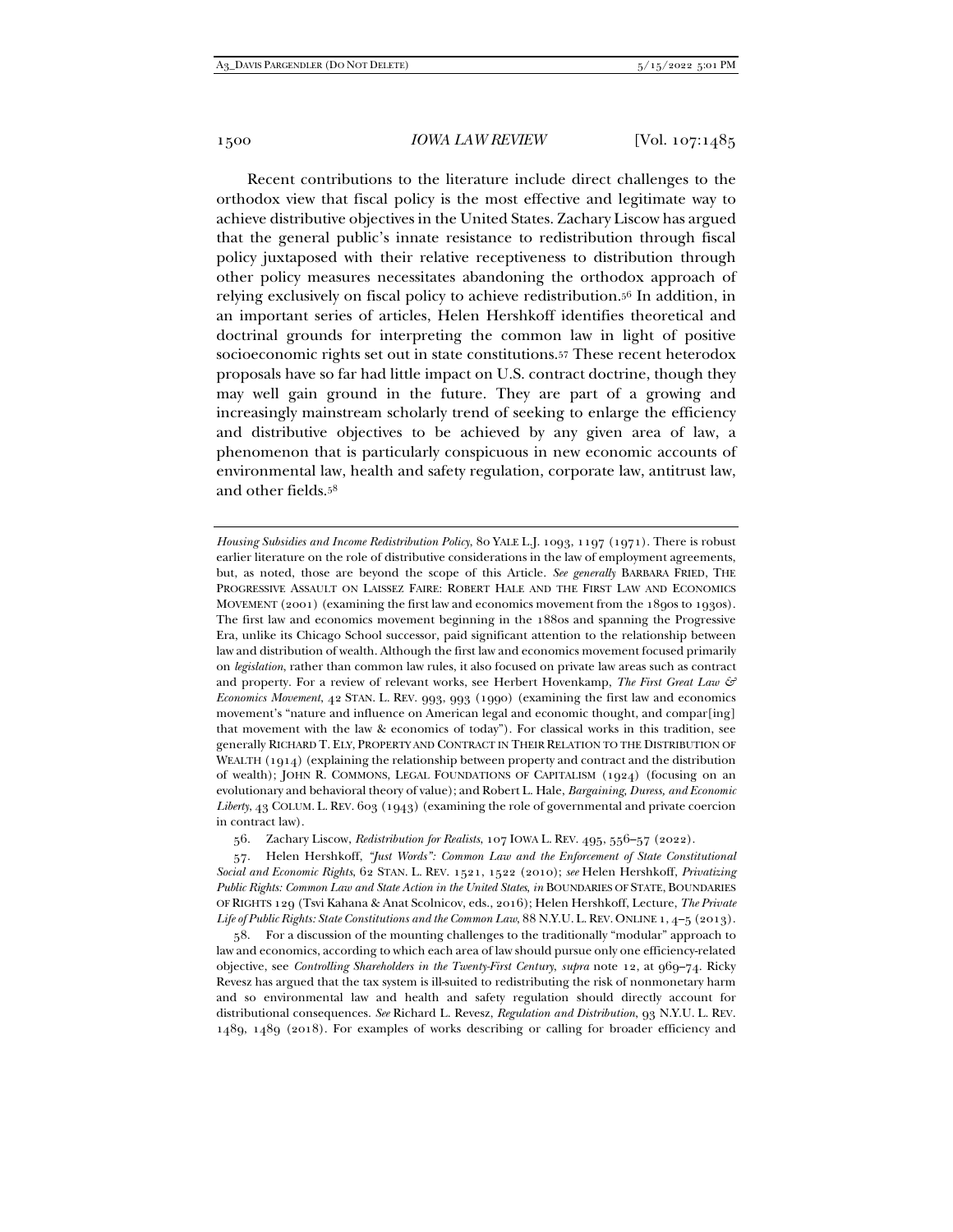Recent contributions to the literature include direct challenges to the orthodox view that fiscal policy is the most effective and legitimate way to achieve distributive objectives in the United States. Zachary Liscow has argued that the general public's innate resistance to redistribution through fiscal policy juxtaposed with their relative receptiveness to distribution through other policy measures necessitates abandoning the orthodox approach of relying exclusively on fiscal policy to achieve redistribution.[56] In addition, in an important series of articles, Helen Hershkoff identifies theoretical and doctrinal grounds for interpreting the common law in light of positive socioeconomic rights set out in state constitutions.[57] These recent heterodox proposals have so far had little impact on U.S. contract doctrine, though they may well gain ground in the future. They are part of a growing and increasingly mainstream scholarly trend of seeking to enlarge the efficiency and distributive objectives to be achieved by any given area of law, a phenomenon that is particularly conspicuous in new economic accounts of environmental law, health and safety regulation, corporate law, antitrust law, and other fields.[58]

---

*Housing Subsidies and Income Redistribution Policy*, 80 YALE L.J. 1093, 1197 (1971). There is robust earlier literature on the role of distributive considerations in the law of employment agreements, but, as noted, those are beyond the scope of this Article. *See generally* BARBARA FRIED, THE PROGRESSIVE ASSAULT ON LAISSEZ FAIRE: ROBERT HALE AND THE FIRST LAW AND ECONOMICS MOVEMENT (2001) (examining the first law and economics movement from the 1890s to 1930s). The first law and economics movement beginning in the 1880s and spanning the Progressive Era, unlike its Chicago School successor, paid significant attention to the relationship between law and distribution of wealth. Although the first law and economics movement focused primarily on *legislation*, rather than common law rules, it also focused on private law areas such as contract and property. For a review of relevant works, see Herbert Hovenkamp, *The First Great Law & Economics Movement*, 42 STAN. L. REV. 993, 993 (1990) (examining the first law and economics movement's "nature and influence on American legal and economic thought, and compar[ing] that movement with the law & economics of today"). For classical works in this tradition, see generally RICHARD T. ELY, PROPERTY AND CONTRACT IN THEIR RELATION TO THE DISTRIBUTION OF WEALTH (1914) (explaining the relationship between property and contract and the distribution of wealth); JOHN R. COMMONS, LEGAL FOUNDATIONS OF CAPITALISM (1924) (focusing on an evolutionary and behavioral theory of value); and Robert L. Hale, *Bargaining, Duress, and Economic Liberty*, 43 COLUM. L. REV. 603 (1943) (examining the role of governmental and private coercion in contract law).

56. Zachary Liscow, *Redistribution for Realists*, 107 IOWA L. REV. 495, 556–57 (2022).

57. Helen Hershkoff, *"Just Words": Common Law and the Enforcement of State Constitutional Social and Economic Rights*, 62 STAN. L. REV. 1521, 1522 (2010); *see* Helen Hershkoff, *Privatizing Public Rights: Common Law and State Action in the United States*, *in* BOUNDARIES OF STATE, BOUNDARIES OF RIGHTS 129 (Tsvi Kahana & Anat Scolnicov, eds., 2016); Helen Hershkoff, Lecture, *The Private Life of Public Rights: State Constitutions and the Common Law*, 88 N.Y.U. L. REV. ONLINE 1, 4–5 (2013).

58. For a discussion of the mounting challenges to the traditionally "modular" approach to law and economics, according to which each area of law should pursue only one efficiency-related objective, see *Controlling Shareholders in the Twenty-First Century*, *supra* note 12, at 969–74. Ricky Revesz has argued that the tax system is ill-suited to redistributing the risk of nonmonetary harm and so environmental law and health and safety regulation should directly account for distributional consequences. *See* Richard L. Revesz, *Regulation and Distribution*, 93 N.Y.U. L. REV. 1489, 1489 (2018). For examples of works describing or calling for broader efficiency and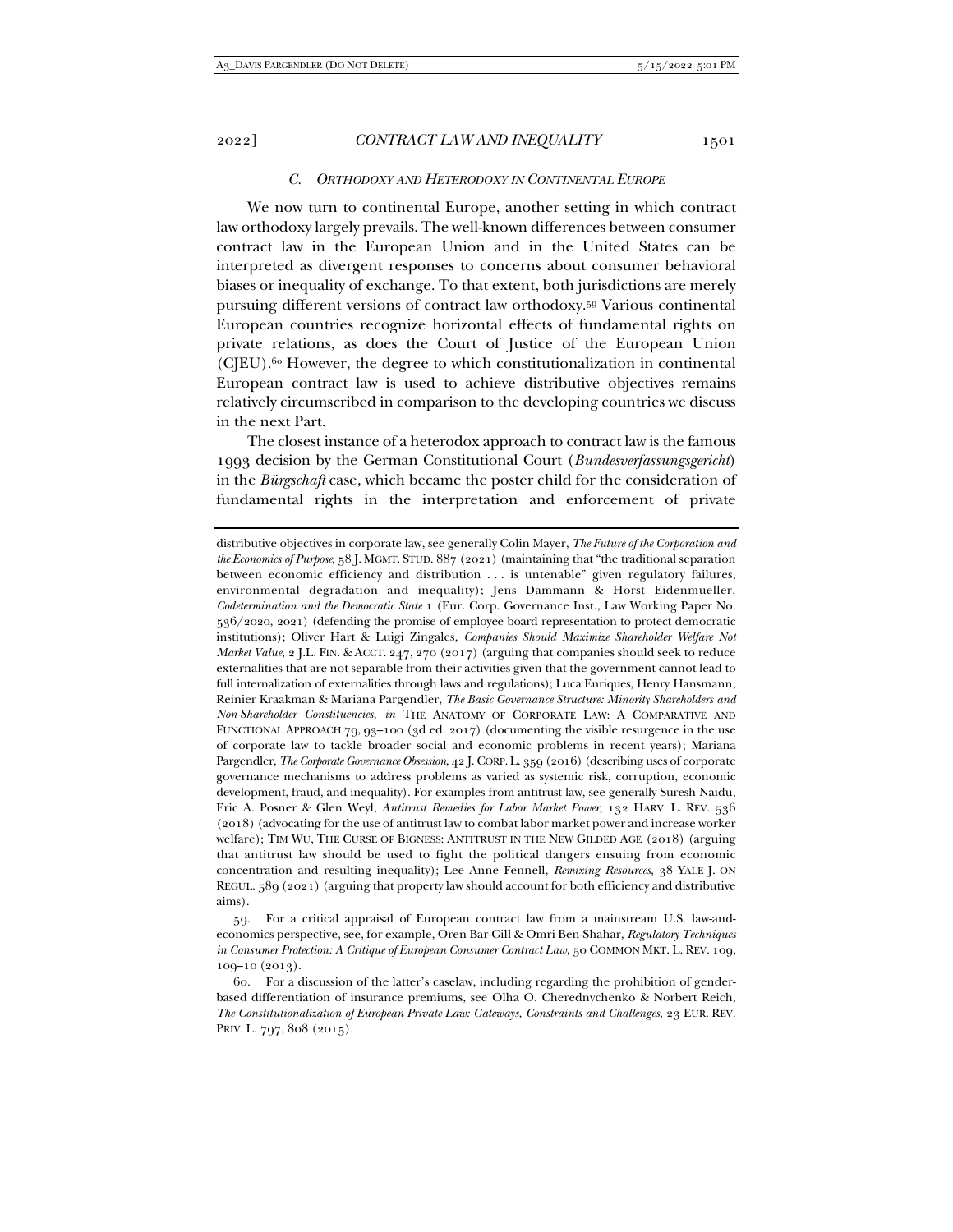### *C. Orthodoxy and Heterodoxy in Continental Europe*

We now turn to continental Europe, another setting in which contract law orthodoxy largely prevails. The well-known differences between consumer contract law in the European Union and in the United States can be interpreted as divergent responses to concerns about consumer behavioral biases or inequality of exchange. To that extent, both jurisdictions are merely pursuing different versions of contract law orthodoxy.[59] Various continental European countries recognize horizontal effects of fundamental rights on private relations, as does the Court of Justice of the European Union (CJEU).[60] However, the degree to which constitutionalization in continental European contract law is used to achieve distributive objectives remains relatively circumscribed in comparison to the developing countries we discuss in the next Part.

The closest instance of a heterodox approach to contract law is the famous 1993 decision by the German Constitutional Court (*Bundesverfassungsgericht*) in the *Bürgschaft* case, which became the poster child for the consideration of fundamental rights in the interpretation and enforcement of private

---

distributive objectives in corporate law, see generally Colin Mayer, *The Future of the Corporation and the Economics of Purpose*, 58 J. MGMT. STUD. 887 (2021) (maintaining that "the traditional separation between economic efficiency and distribution . . . is untenable" given regulatory failures, environmental degradation and inequality); Jens Dammann & Horst Eidenmueller, *Codetermination and the Democratic State* 1 (Eur. Corp. Governance Inst., Law Working Paper No. 536/2020, 2021) (defending the promise of employee board representation to protect democratic institutions); Oliver Hart & Luigi Zingales, *Companies Should Maximize Shareholder Welfare Not Market Value*, 2 J.L. FIN. & ACCT. 247, 270 (2017) (arguing that companies should seek to reduce externalities that are not separable from their activities given that the government cannot lead to full internalization of externalities through laws and regulations); Luca Enriques, Henry Hansmann, Reinier Kraakman & Mariana Pargendler, *The Basic Governance Structure: Minority Shareholders and Non-Shareholder Constituencies*, *in* THE ANATOMY OF CORPORATE LAW: A COMPARATIVE AND FUNCTIONAL APPROACH 79, 93–100 (3d ed. 2017) (documenting the visible resurgence in the use of corporate law to tackle broader social and economic problems in recent years); Mariana Pargendler, *The Corporate Governance Obsession*, 42 J. CORP. L. 359 (2016) (describing uses of corporate governance mechanisms to address problems as varied as systemic risk, corruption, economic development, fraud, and inequality). For examples from antitrust law, see generally Suresh Naidu, Eric A. Posner & Glen Weyl, *Antitrust Remedies for Labor Market Power*, 132 HARV. L. REV. 536 (2018) (advocating for the use of antitrust law to combat labor market power and increase worker welfare); TIM WU, THE CURSE OF BIGNESS: ANTITRUST IN THE NEW GILDED AGE (2018) (arguing that antitrust law should be used to fight the political dangers ensuing from economic concentration and resulting inequality); Lee Anne Fennell, *Remixing Resources*, 38 YALE J. ON REGUL. 589 (2021) (arguing that property law should account for both efficiency and distributive aims).

59. For a critical appraisal of European contract law from a mainstream U.S. law-and-economics perspective, see, for example, Oren Bar-Gill & Omri Ben-Shahar, *Regulatory Techniques in Consumer Protection: A Critique of European Consumer Contract Law*, 50 COMMON MKT. L. REV. 109, 109–10 (2013).

60. For a discussion of the latter's caselaw, including regarding the prohibition of gender-based differentiation of insurance premiums, see Olha O. Cherednychenko & Norbert Reich, *The Constitutionalization of European Private Law: Gateways, Constraints and Challenges*, 23 EUR. REV. PRIV. L. 797, 808 (2015).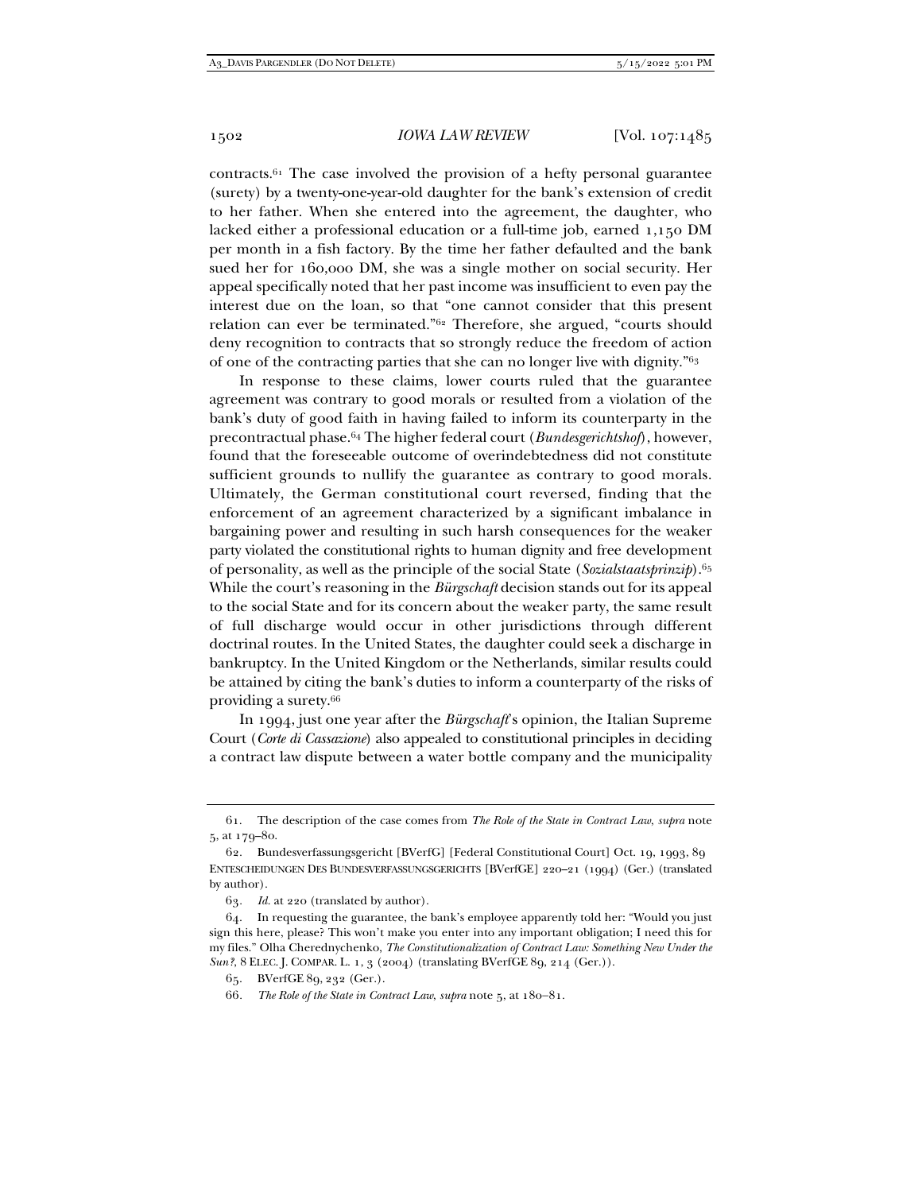contracts.[61] The case involved the provision of a hefty personal guarantee (surety) by a twenty-one-year-old daughter for the bank's extension of credit to her father. When she entered into the agreement, the daughter, who lacked either a professional education or a full-time job, earned 1,150 DM per month in a fish factory. By the time her father defaulted and the bank sued her for 160,000 DM, she was a single mother on social security. Her appeal specifically noted that her past income was insufficient to even pay the interest due on the loan, so that "one cannot consider that this present relation can ever be terminated."[62] Therefore, she argued, "courts should deny recognition to contracts that so strongly reduce the freedom of action of one of the contracting parties that she can no longer live with dignity."[63]

In response to these claims, lower courts ruled that the guarantee agreement was contrary to good morals or resulted from a violation of the bank's duty of good faith in having failed to inform its counterparty in the precontractual phase.[64] The higher federal court (*Bundesgerichtshof*), however, found that the foreseeable outcome of overindebtedness did not constitute sufficient grounds to nullify the guarantee as contrary to good morals. Ultimately, the German constitutional court reversed, finding that the enforcement of an agreement characterized by a significant imbalance in bargaining power and resulting in such harsh consequences for the weaker party violated the constitutional rights to human dignity and free development of personality, as well as the principle of the social State (*Sozialstaatsprinzip*).[65] While the court's reasoning in the *Bürgschaft* decision stands out for its appeal to the social State and for its concern about the weaker party, the same result of full discharge would occur in other jurisdictions through different doctrinal routes. In the United States, the daughter could seek a discharge in bankruptcy. In the United Kingdom or the Netherlands, similar results could be attained by citing the bank's duties to inform a counterparty of the risks of providing a surety.[66]

In 1994, just one year after the *Bürgschaft*'s opinion, the Italian Supreme Court (*Corte di Cassazione*) also appealed to constitutional principles in deciding a contract law dispute between a water bottle company and the municipality

---

61. The description of the case comes from *The Role of the State in Contract Law*, *supra* note 5, at 179–80.

62. Bundesverfassungsgericht [BVerfG] [Federal Constitutional Court] Oct. 19, 1993, 89 ENTESCHEIDUNGEN DES BUNDESVERFASSUNGSGERICHTS [BVerfGE] 220–21 (1994) (Ger.) (translated by author).

63. *Id.* at 220 (translated by author).

64. In requesting the guarantee, the bank's employee apparently told her: "Would you just sign this here, please? This won't make you enter into any important obligation; I need this for my files." Olha Cherednychenko, *The Constitutionalization of Contract Law: Something New Under the Sun?*, 8 ELEC. J. COMPAR. L. 1, 3 (2004) (translating BVerfGE 89, 214 (Ger.)).

65. BVerfGE 89, 232 (Ger.).

66. *The Role of the State in Contract Law*, *supra* note 5, at 180–81.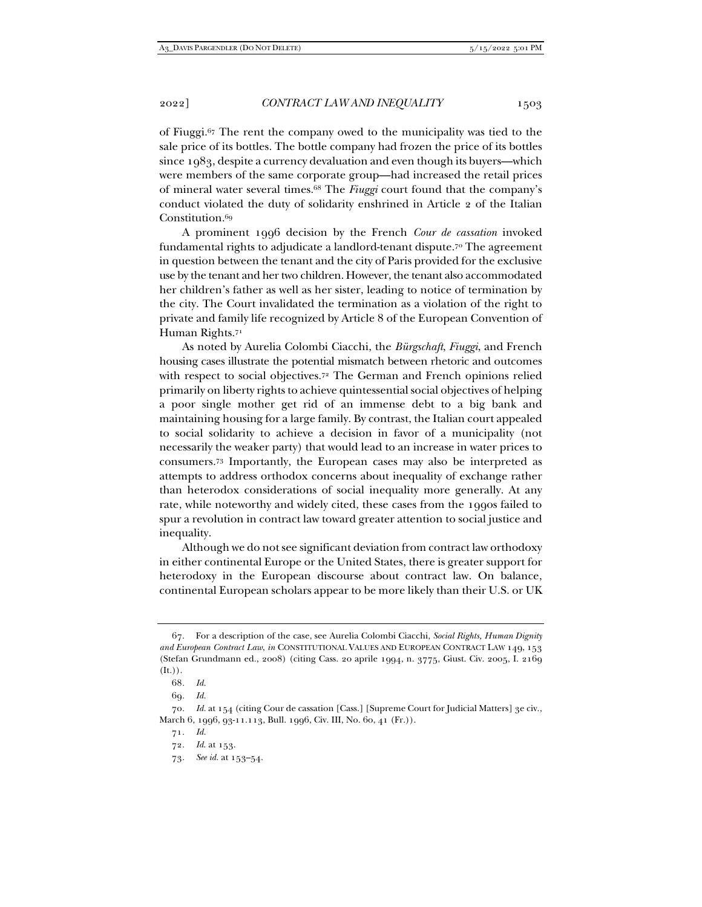of Fiuggi.[67] The rent the company owed to the municipality was tied to the sale price of its bottles. The bottle company had frozen the price of its bottles since 1983, despite a currency devaluation and even though its buyers—which were members of the same corporate group—had increased the retail prices of mineral water several times.[68] The *Fiuggi* court found that the company's conduct violated the duty of solidarity enshrined in Article 2 of the Italian Constitution.[69]

A prominent 1996 decision by the French *Cour de cassation* invoked fundamental rights to adjudicate a landlord-tenant dispute.[70] The agreement in question between the tenant and the city of Paris provided for the exclusive use by the tenant and her two children. However, the tenant also accommodated her children's father as well as her sister, leading to notice of termination by the city. The Court invalidated the termination as a violation of the right to private and family life recognized by Article 8 of the European Convention of Human Rights.[71]

As noted by Aurelia Colombi Ciacchi, the *Bürgschaft*, *Fiuggi*, and French housing cases illustrate the potential mismatch between rhetoric and outcomes with respect to social objectives.[72] The German and French opinions relied primarily on liberty rights to achieve quintessential social objectives of helping a poor single mother get rid of an immense debt to a big bank and maintaining housing for a large family. By contrast, the Italian court appealed to social solidarity to achieve a decision in favor of a municipality (not necessarily the weaker party) that would lead to an increase in water prices to consumers.[73] Importantly, the European cases may also be interpreted as attempts to address orthodox concerns about inequality of exchange rather than heterodox considerations of social inequality more generally. At any rate, while noteworthy and widely cited, these cases from the 1990s failed to spur a revolution in contract law toward greater attention to social justice and inequality.

Although we do not see significant deviation from contract law orthodoxy in either continental Europe or the United States, there is greater support for heterodoxy in the European discourse about contract law. On balance, continental European scholars appear to be more likely than their U.S. or UK

---

67. For a description of the case, see Aurelia Colombi Ciacchi, *Social Rights, Human Dignity and European Contract Law*, *in* CONSTITUTIONAL VALUES AND EUROPEAN CONTRACT LAW 149, 153 (Stefan Grundmann ed., 2008) (citing Cass. 20 aprile 1994, n. 3775, Giust. Civ. 2005, I. 2169 (It.)).

68. *Id.*

69. *Id.*

70. *Id.* at 154 (citing Cour de cassation [Cass.] [Supreme Court for Judicial Matters] 3e civ., March 6, 1996, 93-11.113, Bull. 1996, Civ. III, No. 60, 41 (Fr.)).

71. *Id.*

72. *Id.* at 153.

73. *See id.* at 153–54.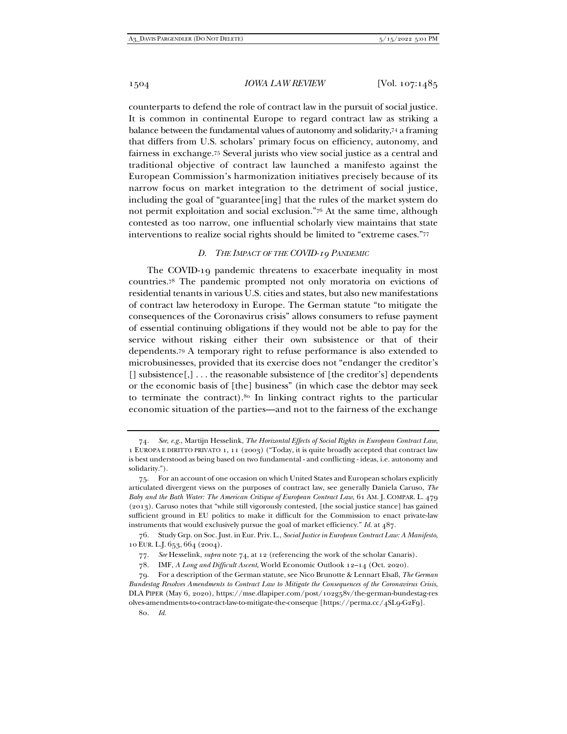counterparts to defend the role of contract law in the pursuit of social justice. It is common in continental Europe to regard contract law as striking a balance between the fundamental values of autonomy and solidarity,[74] a framing that differs from U.S. scholars' primary focus on efficiency, autonomy, and fairness in exchange.[75] Several jurists who view social justice as a central and traditional objective of contract law launched a manifesto against the European Commission's harmonization initiatives precisely because of its narrow focus on market integration to the detriment of social justice, including the goal of "guarantee[ing] that the rules of the market system do not permit exploitation and social exclusion."[76] At the same time, although contested as too narrow, one influential scholarly view maintains that state interventions to realize social rights should be limited to "extreme cases."[77]

### *D. The Impact of the COVID-19 Pandemic*

The COVID-19 pandemic threatens to exacerbate inequality in most countries.[78] The pandemic prompted not only moratoria on evictions of residential tenants in various U.S. cities and states, but also new manifestations of contract law heterodoxy in Europe. The German statute "to mitigate the consequences of the Coronavirus crisis" allows consumers to refuse payment of essential continuing obligations if they would not be able to pay for the service without risking either their own subsistence or that of their dependents.[79] A temporary right to refuse performance is also extended to microbusinesses, provided that its exercise does not "endanger the creditor's [] subsistence[,] . . . the reasonable subsistence of [the creditor's] dependents or the economic basis of [the] business" (in which case the debtor may seek to terminate the contract).[80] In linking contract rights to the particular economic situation of the parties—and not to the fairness of the exchange

---

74. *See, e.g.*, Martijn Hesselink, *The Horizontal Effects of Social Rights in European Contract Law*, 1 EUROPA E DIRITTO PRIVATO 1, 11 (2003) ("Today, it is quite broadly accepted that contract law is best understood as being based on two fundamental - and conflicting - ideas, i.e. autonomy and solidarity.").

75. For an account of one occasion on which United States and European scholars explicitly articulated divergent views on the purposes of contract law, see generally Daniela Caruso, *The Baby and the Bath Water: The American Critique of European Contract Law*, 61 AM. J. COMPAR. L. 479 (2013). Caruso notes that "while still vigorously contested, [the social justice stance] has gained sufficient ground in EU politics to make it difficult for the Commission to enact private-law instruments that would exclusively pursue the goal of market efficiency." *Id.* at 487.

76. Study Grp. on Soc. Just. in Eur. Priv. L., *Social Justice in European Contract Law: A Manifesto*, 10 EUR. L.J. 653, 664 (2004).

77. *See* Hesselink, *supra* note 74, at 12 (referencing the work of the scholar Canaris).

78. IMF, *A Long and Difficult Ascent*, World Economic Outlook 12–14 (Oct. 2020).

79. For a description of the German statute, see Nico Brunotte & Lennart Elsaß, *The German Bundestag Resolves Amendments to Contract Law to Mitigate the Consequences of the Coronavirus Crisis*, DLA PIPER (May 6, 2020), https://mse.dlapiper.com/post/102g58v/the-german-bundestag-resolves-amendments-to-contract-law-to-mitigate-the-conseque [https://perma.cc/4SL9-G2F9].

80. *Id.*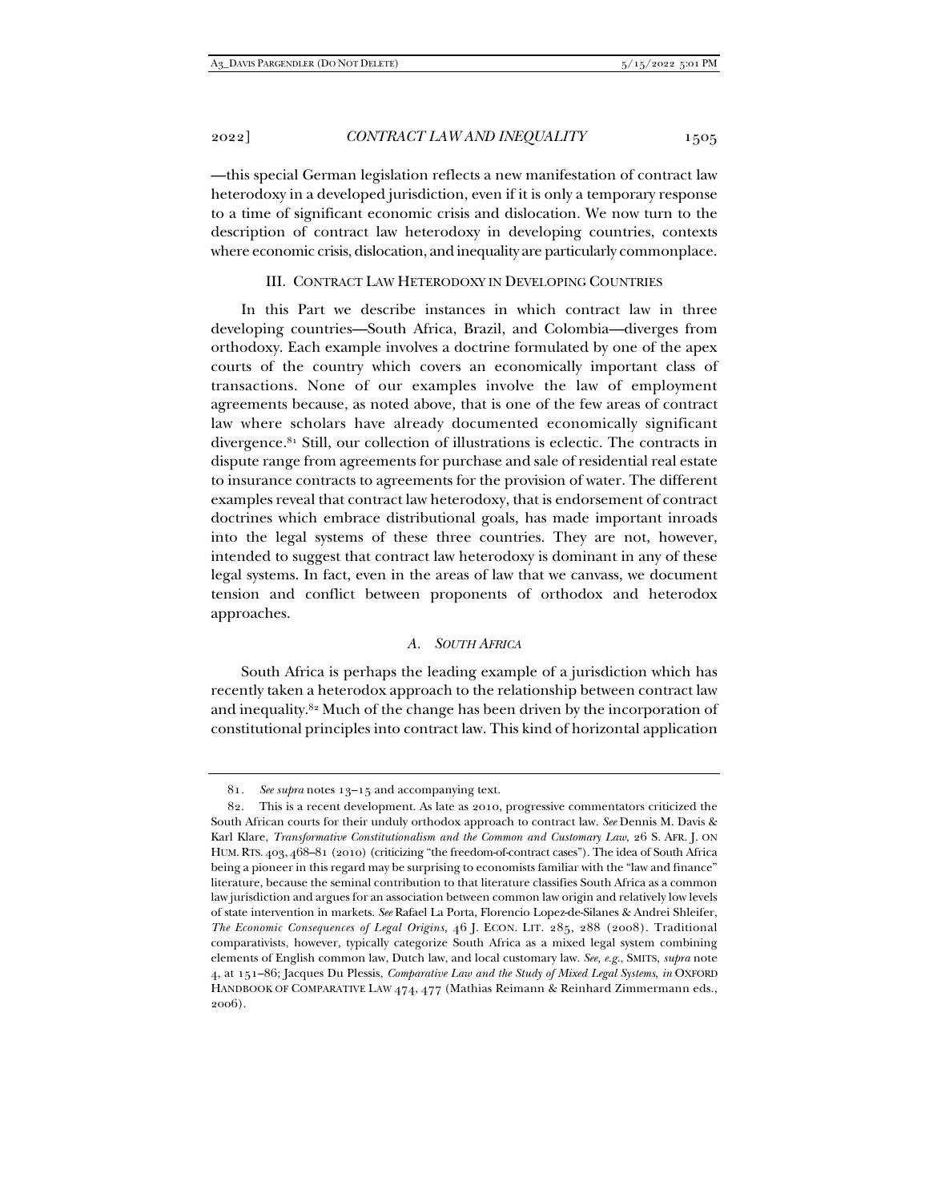—this special German legislation reflects a new manifestation of contract law heterodoxy in a developed jurisdiction, even if it is only a temporary response to a time of significant economic crisis and dislocation. We now turn to the description of contract law heterodoxy in developing countries, contexts where economic crisis, dislocation, and inequality are particularly commonplace.

## III. CONTRACT LAW HETERODOXY IN DEVELOPING COUNTRIES

In this Part we describe instances in which contract law in three developing countries—South Africa, Brazil, and Colombia—diverges from orthodoxy. Each example involves a doctrine formulated by one of the apex courts of the country which covers an economically important class of transactions. None of our examples involve the law of employment agreements because, as noted above, that is one of the few areas of contract law where scholars have already documented economically significant divergence.[81] Still, our collection of illustrations is eclectic. The contracts in dispute range from agreements for purchase and sale of residential real estate to insurance contracts to agreements for the provision of water. The different examples reveal that contract law heterodoxy, that is endorsement of contract doctrines which embrace distributional goals, has made important inroads into the legal systems of these three countries. They are not, however, intended to suggest that contract law heterodoxy is dominant in any of these legal systems. In fact, even in the areas of law that we canvass, we document tension and conflict between proponents of orthodox and heterodox approaches.

### A. *SOUTH AFRICA*

South Africa is perhaps the leading example of a jurisdiction which has recently taken a heterodox approach to the relationship between contract law and inequality.[82] Much of the change has been driven by the incorporation of constitutional principles into contract law. This kind of horizontal application

---

81. *See supra* notes 13–15 and accompanying text.

82. This is a recent development. As late as 2010, progressive commentators criticized the South African courts for their unduly orthodox approach to contract law. *See* Dennis M. Davis & Karl Klare, *Transformative Constitutionalism and the Common and Customary Law*, 26 S. AFR. J. ON HUM. RTS. 403, 468–81 (2010) (criticizing "the freedom-of-contract cases"). The idea of South Africa being a pioneer in this regard may be surprising to economists familiar with the "law and finance" literature, because the seminal contribution to that literature classifies South Africa as a common law jurisdiction and argues for an association between common law origin and relatively low levels of state intervention in markets. *See* Rafael La Porta, Florencio Lopez-de-Silanes & Andrei Shleifer, *The Economic Consequences of Legal Origins*, 46 J. ECON. LIT. 285, 288 (2008). Traditional comparativists, however, typically categorize South Africa as a mixed legal system combining elements of English common law, Dutch law, and local customary law. *See, e.g.*, SMITS, *supra* note 4, at 151–86; Jacques Du Plessis, *Comparative Law and the Study of Mixed Legal Systems*, *in* OXFORD HANDBOOK OF COMPARATIVE LAW 474, 477 (Mathias Reimann & Reinhard Zimmermann eds., 2006).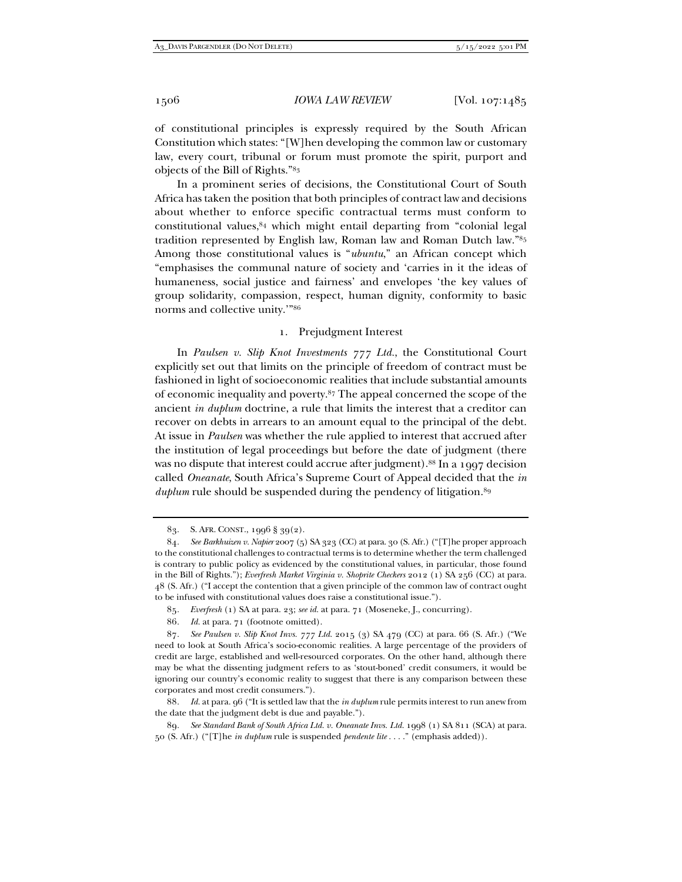of constitutional principles is expressly required by the South African Constitution which states: "[W]hen developing the common law or customary law, every court, tribunal or forum must promote the spirit, purport and objects of the Bill of Rights."[83]

In a prominent series of decisions, the Constitutional Court of South Africa has taken the position that both principles of contract law and decisions about whether to enforce specific contractual terms must conform to constitutional values,[84] which might entail departing from "colonial legal tradition represented by English law, Roman law and Roman Dutch law."[85] Among those constitutional values is "*ubuntu*," an African concept which "emphasises the communal nature of society and 'carries in it the ideas of humaneness, social justice and fairness' and envelopes 'the key values of group solidarity, compassion, respect, human dignity, conformity to basic norms and collective unity.'"[86]

### 1. Prejudgment Interest

In *Paulsen v. Slip Knot Investments 777 Ltd.*, the Constitutional Court explicitly set out that limits on the principle of freedom of contract must be fashioned in light of socioeconomic realities that include substantial amounts of economic inequality and poverty.[87] The appeal concerned the scope of the ancient *in duplum* doctrine, a rule that limits the interest that a creditor can recover on debts in arrears to an amount equal to the principal of the debt. At issue in *Paulsen* was whether the rule applied to interest that accrued after the institution of legal proceedings but before the date of judgment (there was no dispute that interest could accrue after judgment).[88] In a 1997 decision called *Oneanate*, South Africa's Supreme Court of Appeal decided that the *in duplum* rule should be suspended during the pendency of litigation.[89]

---

83. S. AFR. CONST., 1996 § 39(2).

84. *See Barkhuizen v. Napier* 2007 (5) SA 323 (CC) at para. 30 (S. Afr.) ("[T]he proper approach to the constitutional challenges to contractual terms is to determine whether the term challenged is contrary to public policy as evidenced by the constitutional values, in particular, those found in the Bill of Rights."); *Everfresh Market Virginia v. Shoprite Checkers* 2012 (1) SA 256 (CC) at para. 48 (S. Afr.) ("I accept the contention that a given principle of the common law of contract ought to be infused with constitutional values does raise a constitutional issue.").

85. *Everfresh* (1) SA at para. 23; *see id.* at para. 71 (Moseneke, J., concurring).

86. *Id.* at para. 71 (footnote omitted).

87. *See Paulsen v. Slip Knot Invs. 777 Ltd.* 2015 (3) SA 479 (CC) at para. 66 (S. Afr.) ("We need to look at South Africa's socio-economic realities. A large percentage of the providers of credit are large, established and well-resourced corporates. On the other hand, although there may be what the dissenting judgment refers to as 'stout-boned' credit consumers, it would be ignoring our country's economic reality to suggest that there is any comparison between these corporates and most credit consumers.").

88. *Id.* at para. 96 ("It is settled law that the *in duplum* rule permits interest to run anew from the date that the judgment debt is due and payable.").

89. *See Standard Bank of South Africa Ltd. v. Oneanate Invs. Ltd.* 1998 (1) SA 811 (SCA) at para. 50 (S. Afr.) ("[T]he *in duplum* rule is suspended *pendente lite* . . . ." (emphasis added)).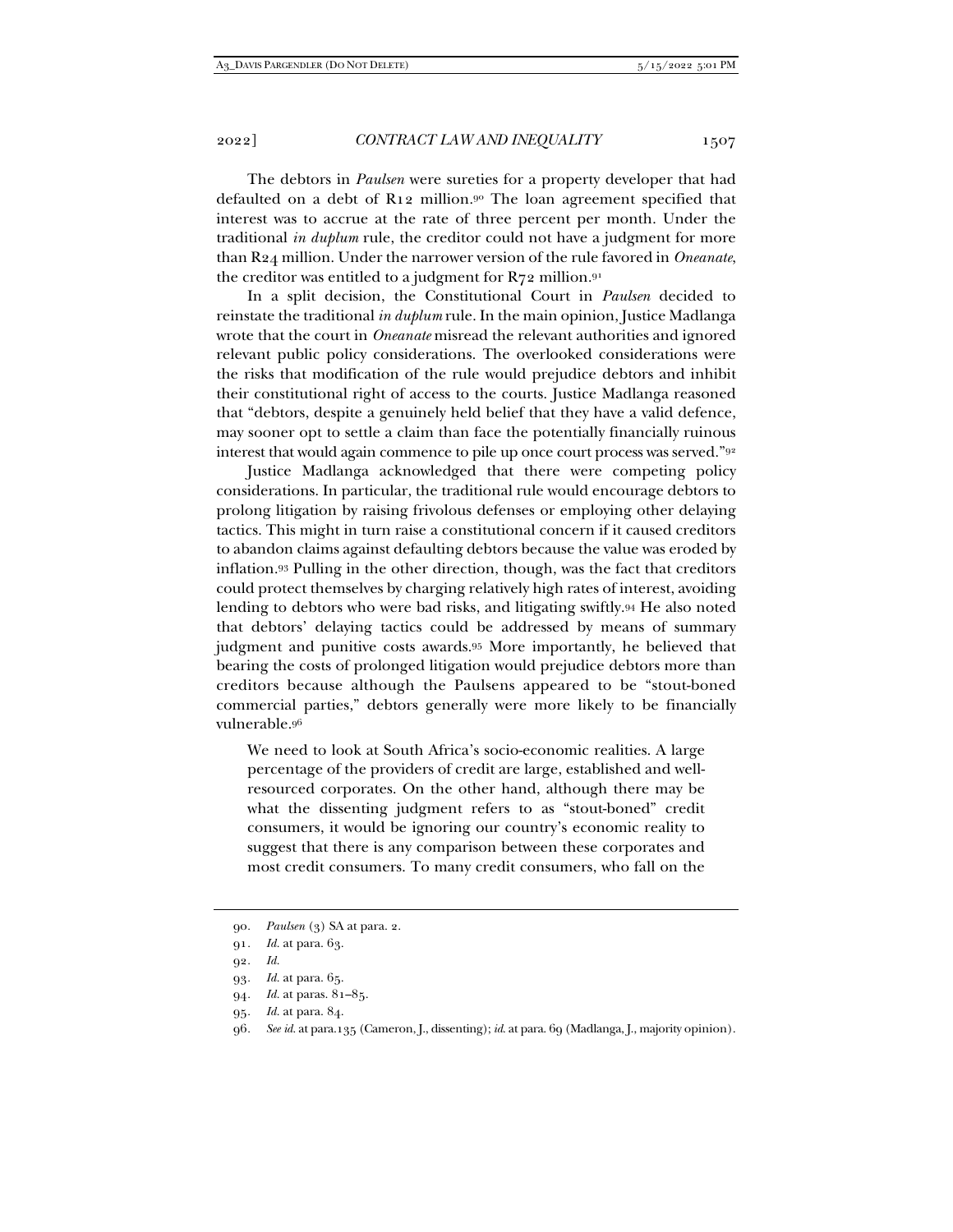The debtors in *Paulsen* were sureties for a property developer that had defaulted on a debt of R12 million.[90] The loan agreement specified that interest was to accrue at the rate of three percent per month. Under the traditional *in duplum* rule, the creditor could not have a judgment for more than R24 million. Under the narrower version of the rule favored in *Oneanate*, the creditor was entitled to a judgment for R72 million.[91]

In a split decision, the Constitutional Court in *Paulsen* decided to reinstate the traditional *in duplum* rule. In the main opinion, Justice Madlanga wrote that the court in *Oneanate* misread the relevant authorities and ignored relevant public policy considerations. The overlooked considerations were the risks that modification of the rule would prejudice debtors and inhibit their constitutional right of access to the courts. Justice Madlanga reasoned that "debtors, despite a genuinely held belief that they have a valid defence, may sooner opt to settle a claim than face the potentially financially ruinous interest that would again commence to pile up once court process was served."[92]

Justice Madlanga acknowledged that there were competing policy considerations. In particular, the traditional rule would encourage debtors to prolong litigation by raising frivolous defenses or employing other delaying tactics. This might in turn raise a constitutional concern if it caused creditors to abandon claims against defaulting debtors because the value was eroded by inflation.[93] Pulling in the other direction, though, was the fact that creditors could protect themselves by charging relatively high rates of interest, avoiding lending to debtors who were bad risks, and litigating swiftly.[94] He also noted that debtors' delaying tactics could be addressed by means of summary judgment and punitive costs awards.[95] More importantly, he believed that bearing the costs of prolonged litigation would prejudice debtors more than creditors because although the Paulsens appeared to be "stout-boned commercial parties," debtors generally were more likely to be financially vulnerable.[96]

> We need to look at South Africa's socio-economic realities. A large percentage of the providers of credit are large, established and well-resourced corporates. On the other hand, although there may be what the dissenting judgment refers to as "stout-boned" credit consumers, it would be ignoring our country's economic reality to suggest that there is any comparison between these corporates and most credit consumers. To many credit consumers, who fall on the

---

90. *Paulsen* (3) SA at para. 2.

91. *Id.* at para. 63.

92. *Id.*

93. *Id.* at para. 65.

94. *Id.* at paras. 81–85.

95. *Id.* at para. 84.

96. *See id.* at para.135 (Cameron, J., dissenting); *id.* at para. 69 (Madlanga, J., majority opinion).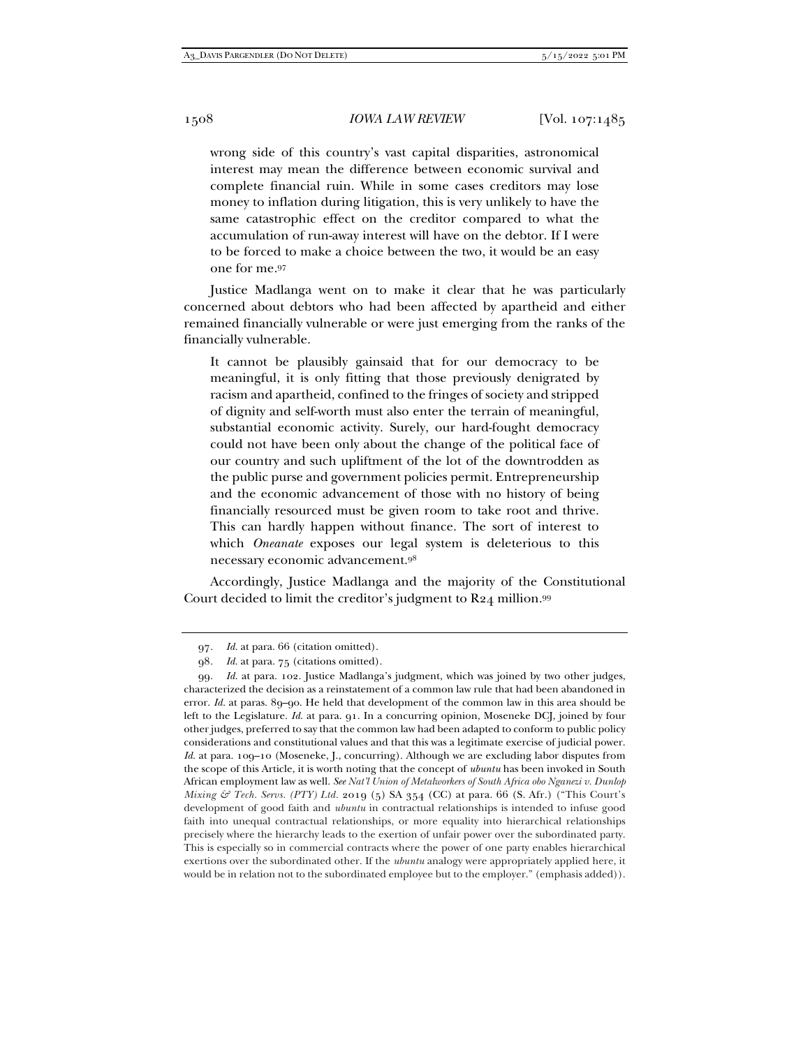> wrong side of this country's vast capital disparities, astronomical interest may mean the difference between economic survival and complete financial ruin. While in some cases creditors may lose money to inflation during litigation, this is very unlikely to have the same catastrophic effect on the creditor compared to what the accumulation of run-away interest will have on the debtor. If I were to be forced to make a choice between the two, it would be an easy one for me.[97]

Justice Madlanga went on to make it clear that he was particularly concerned about debtors who had been affected by apartheid and either remained financially vulnerable or were just emerging from the ranks of the financially vulnerable.

> It cannot be plausibly gainsaid that for our democracy to be meaningful, it is only fitting that those previously denigrated by racism and apartheid, confined to the fringes of society and stripped of dignity and self-worth must also enter the terrain of meaningful, substantial economic activity. Surely, our hard-fought democracy could not have been only about the change of the political face of our country and such upliftment of the lot of the downtrodden as the public purse and government policies permit. Entrepreneurship and the economic advancement of those with no history of being financially resourced must be given room to take root and thrive. This can hardly happen without finance. The sort of interest to which *Oneanate* exposes our legal system is deleterious to this necessary economic advancement.[98]

Accordingly, Justice Madlanga and the majority of the Constitutional Court decided to limit the creditor's judgment to R24 million.[99]

---

97. *Id.* at para. 66 (citation omitted).

98. *Id.* at para. 75 (citations omitted).

99. *Id.* at para. 102. Justice Madlanga's judgment, which was joined by two other judges, characterized the decision as a reinstatement of a common law rule that had been abandoned in error. *Id.* at paras. 89–90. He held that development of the common law in this area should be left to the Legislature. *Id.* at para. 91. In a concurring opinion, Moseneke DCJ, joined by four other judges, preferred to say that the common law had been adapted to conform to public policy considerations and constitutional values and that this was a legitimate exercise of judicial power. *Id.* at para. 109–10 (Moseneke, J., concurring). Although we are excluding labor disputes from the scope of this Article, it is worth noting that the concept of *ubuntu* has been invoked in South African employment law as well. *See Nat'l Union of Metalworkers of South Africa obo Nganezi v. Dunlop Mixing & Tech. Servs. (PTY) Ltd.* 2019 (5) SA 354 (CC) at para. 66 (S. Afr.) ("This Court's development of good faith and *ubuntu* in contractual relationships is intended to infuse good faith into unequal contractual relationships, or more equality into hierarchical relationships precisely where the hierarchy leads to the exertion of unfair power over the subordinated party. This is especially so in commercial contracts where the power of one party enables hierarchical exertions over the subordinated other. If the *ubuntu* analogy were appropriately applied here, it would be in relation not to the subordinated employee but to the employer." (emphasis added)).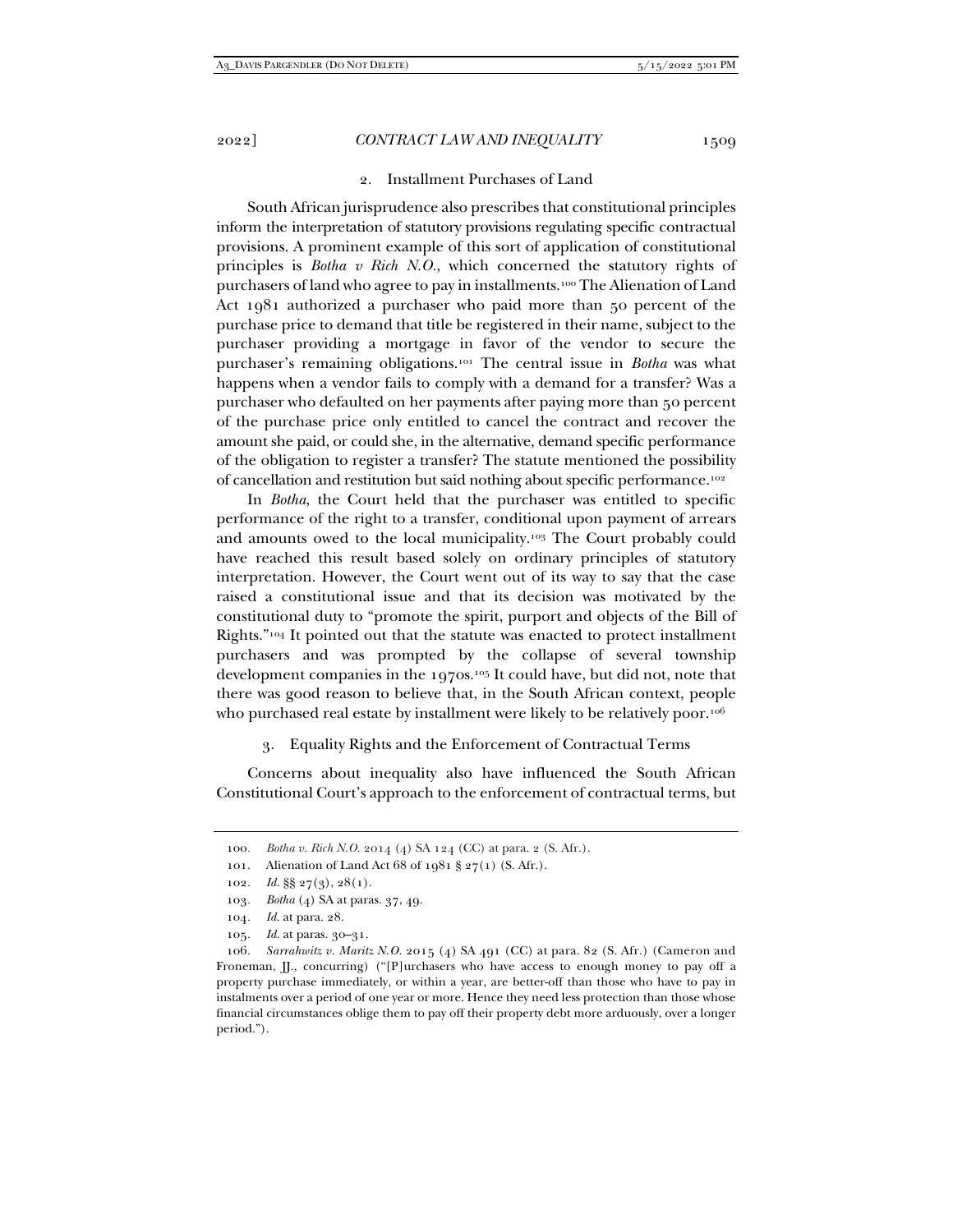### 2. Installment Purchases of Land

South African jurisprudence also prescribes that constitutional principles inform the interpretation of statutory provisions regulating specific contractual provisions. A prominent example of this sort of application of constitutional principles is *Botha v Rich N.O.*, which concerned the statutory rights of purchasers of land who agree to pay in installments.[100] The Alienation of Land Act 1981 authorized a purchaser who paid more than 50 percent of the purchase price to demand that title be registered in their name, subject to the purchaser providing a mortgage in favor of the vendor to secure the purchaser's remaining obligations.[101] The central issue in *Botha* was what happens when a vendor fails to comply with a demand for a transfer? Was a purchaser who defaulted on her payments after paying more than 50 percent of the purchase price only entitled to cancel the contract and recover the amount she paid, or could she, in the alternative, demand specific performance of the obligation to register a transfer? The statute mentioned the possibility of cancellation and restitution but said nothing about specific performance.[102]

In *Botha*, the Court held that the purchaser was entitled to specific performance of the right to a transfer, conditional upon payment of arrears and amounts owed to the local municipality.[103] The Court probably could have reached this result based solely on ordinary principles of statutory interpretation. However, the Court went out of its way to say that the case raised a constitutional issue and that its decision was motivated by the constitutional duty to "promote the spirit, purport and objects of the Bill of Rights."[104] It pointed out that the statute was enacted to protect installment purchasers and was prompted by the collapse of several township development companies in the 1970s.[105] It could have, but did not, note that there was good reason to believe that, in the South African context, people who purchased real estate by installment were likely to be relatively poor.[106]

### 3. Equality Rights and the Enforcement of Contractual Terms

Concerns about inequality also have influenced the South African Constitutional Court's approach to the enforcement of contractual terms, but

---

100. *Botha v. Rich N.O.* 2014 (4) SA 124 (CC) at para. 2 (S. Afr.).

101. Alienation of Land Act 68 of 1981 § 27(1) (S. Afr.).

102. *Id.* §§ 27(3), 28(1).

103. *Botha* (4) SA at paras. 37, 49.

104. *Id.* at para. 28.

105. *Id.* at paras. 30–31.

106. *Sarrahwitz v. Maritz N.O.* 2015 (4) SA 491 (CC) at para. 82 (S. Afr.) (Cameron and Froneman, JJ., concurring) ("[P]urchasers who have access to enough money to pay off a property purchase immediately, or within a year, are better-off than those who have to pay in instalments over a period of one year or more. Hence they need less protection than those whose financial circumstances oblige them to pay off their property debt more arduously, over a longer period.").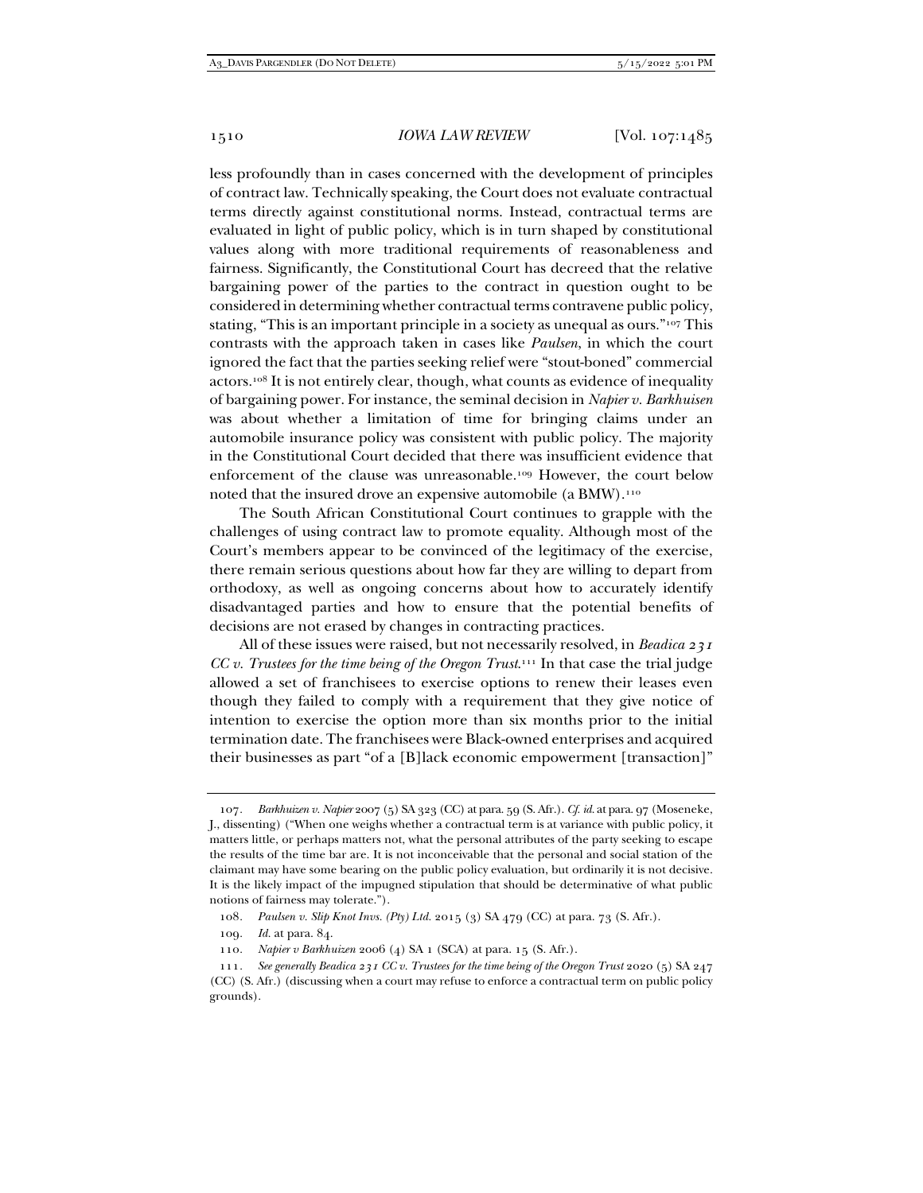less profoundly than in cases concerned with the development of principles of contract law. Technically speaking, the Court does not evaluate contractual terms directly against constitutional norms. Instead, contractual terms are evaluated in light of public policy, which is in turn shaped by constitutional values along with more traditional requirements of reasonableness and fairness. Significantly, the Constitutional Court has decreed that the relative bargaining power of the parties to the contract in question ought to be considered in determining whether contractual terms contravene public policy, stating, "This is an important principle in a society as unequal as ours."[107] This contrasts with the approach taken in cases like *Paulsen*, in which the court ignored the fact that the parties seeking relief were "stout-boned" commercial actors.[108] It is not entirely clear, though, what counts as evidence of inequality of bargaining power. For instance, the seminal decision in *Napier v. Barkhuisen* was about whether a limitation of time for bringing claims under an automobile insurance policy was consistent with public policy. The majority in the Constitutional Court decided that there was insufficient evidence that enforcement of the clause was unreasonable.[109] However, the court below noted that the insured drove an expensive automobile (a BMW).[110]

The South African Constitutional Court continues to grapple with the challenges of using contract law to promote equality. Although most of the Court's members appear to be convinced of the legitimacy of the exercise, there remain serious questions about how far they are willing to depart from orthodoxy, as well as ongoing concerns about how to accurately identify disadvantaged parties and how to ensure that the potential benefits of decisions are not erased by changes in contracting practices.

All of these issues were raised, but not necessarily resolved, in *Beadica 231 CC v. Trustees for the time being of the Oregon Trust*.[111] In that case the trial judge allowed a set of franchisees to exercise options to renew their leases even though they failed to comply with a requirement that they give notice of intention to exercise the option more than six months prior to the initial termination date. The franchisees were Black-owned enterprises and acquired their businesses as part "of a [B]lack economic empowerment [transaction]"

---

107. *Barkhuizen v. Napier* 2007 (5) SA 323 (CC) at para. 59 (S. Afr.). *Cf. id.* at para. 97 (Moseneke, J., dissenting) ("When one weighs whether a contractual term is at variance with public policy, it matters little, or perhaps matters not, what the personal attributes of the party seeking to escape the results of the time bar are. It is not inconceivable that the personal and social station of the claimant may have some bearing on the public policy evaluation, but ordinarily it is not decisive. It is the likely impact of the impugned stipulation that should be determinative of what public notions of fairness may tolerate.").

108. *Paulsen v. Slip Knot Invs. (Pty) Ltd.* 2015 (3) SA 479 (CC) at para. 73 (S. Afr.).

109. *Id.* at para. 84.

110. *Napier v Barkhuizen* 2006 (4) SA 1 (SCA) at para. 15 (S. Afr.).

111. *See generally Beadica 231 CC v. Trustees for the time being of the Oregon Trust* 2020 (5) SA 247 (CC) (S. Afr.) (discussing when a court may refuse to enforce a contractual term on public policy grounds).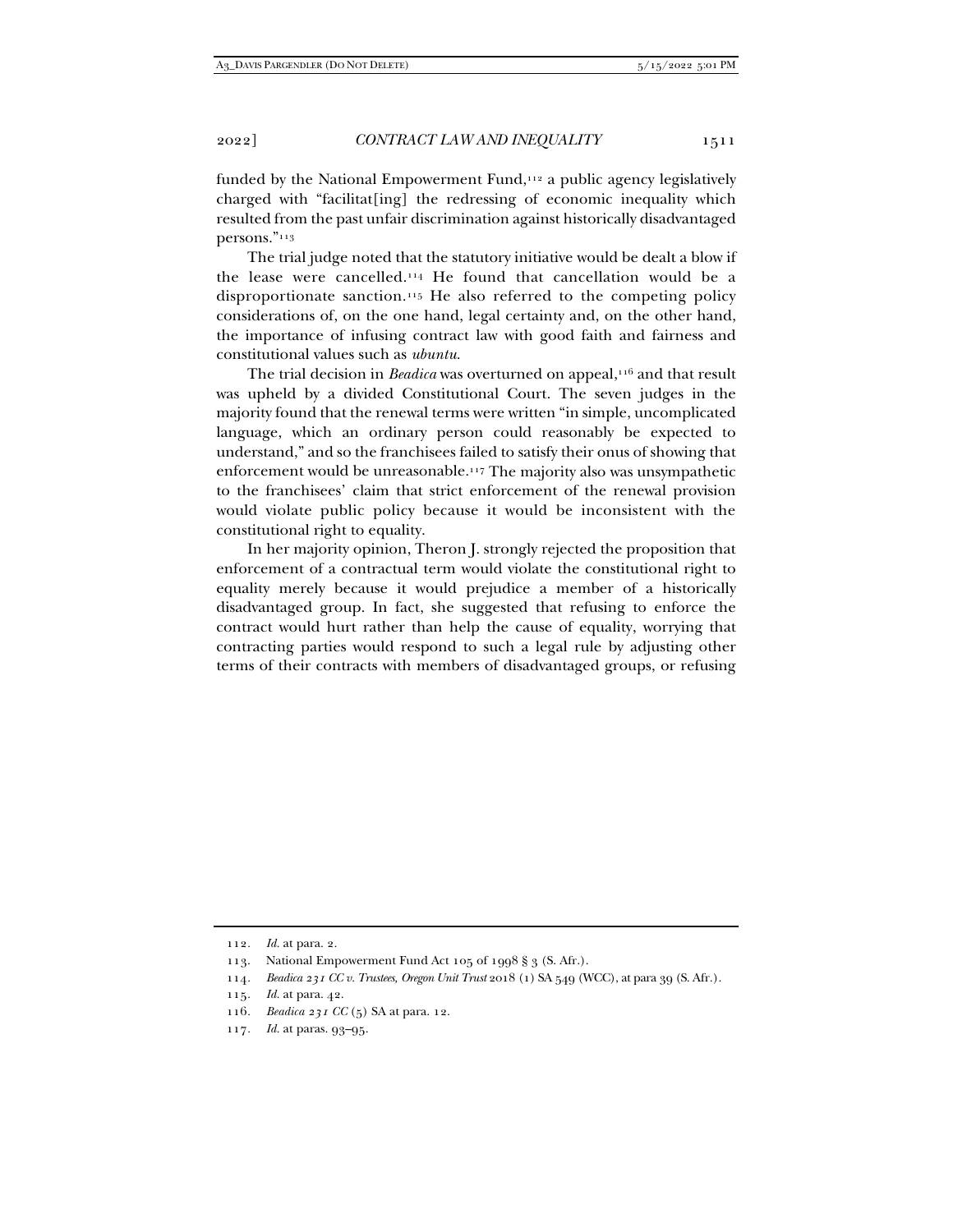funded by the National Empowerment Fund,[112] a public agency legislatively charged with "facilitat[ing] the redressing of economic inequality which resulted from the past unfair discrimination against historically disadvantaged persons."[113]

The trial judge noted that the statutory initiative would be dealt a blow if the lease were cancelled.[114] He found that cancellation would be a disproportionate sanction.[115] He also referred to the competing policy considerations of, on the one hand, legal certainty and, on the other hand, the importance of infusing contract law with good faith and fairness and constitutional values such as *ubuntu*.

The trial decision in *Beadica* was overturned on appeal,[116] and that result was upheld by a divided Constitutional Court. The seven judges in the majority found that the renewal terms were written "in simple, uncomplicated language, which an ordinary person could reasonably be expected to understand," and so the franchisees failed to satisfy their onus of showing that enforcement would be unreasonable.[117] The majority also was unsympathetic to the franchisees' claim that strict enforcement of the renewal provision would violate public policy because it would be inconsistent with the constitutional right to equality.

In her majority opinion, Theron J. strongly rejected the proposition that enforcement of a contractual term would violate the constitutional right to equality merely because it would prejudice a member of a historically disadvantaged group. In fact, she suggested that refusing to enforce the contract would hurt rather than help the cause of equality, worrying that contracting parties would respond to such a legal rule by adjusting other terms of their contracts with members of disadvantaged groups, or refusing

---

112. *Id.* at para. 2.

113. National Empowerment Fund Act 105 of 1998 § 3 (S. Afr.).

114. *Beadica 231 CC v. Trustees, Oregon Unit Trust* 2018 (1) SA 549 (WCC), at para 39 (S. Afr.).

115. *Id.* at para. 42.

116. *Beadica 231 CC* (5) SA at para. 12.

117. *Id.* at paras. 93–95.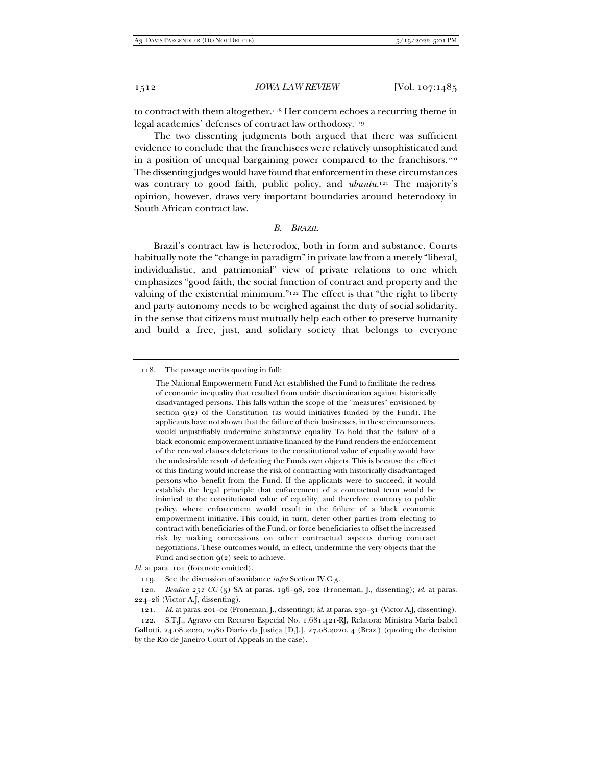to contract with them altogether.[118] Her concern echoes a recurring theme in legal academics' defenses of contract law orthodoxy.[119]

The two dissenting judgments both argued that there was sufficient evidence to conclude that the franchisees were relatively unsophisticated and in a position of unequal bargaining power compared to the franchisors.[120] The dissenting judges would have found that enforcement in these circumstances was contrary to good faith, public policy, and *ubuntu*.[121] The majority's opinion, however, draws very important boundaries around heterodoxy in South African contract law.

### *B. BRAZIL*

Brazil's contract law is heterodox, both in form and substance. Courts habitually note the "change in paradigm" in private law from a merely "liberal, individualistic, and patrimonial" view of private relations to one which emphasizes "good faith, the social function of contract and property and the valuing of the existential minimum."[122] The effect is that "the right to liberty and party autonomy needs to be weighed against the duty of social solidarity, in the sense that citizens must mutually help each other to preserve humanity and build a free, just, and solidary society that belongs to everyone

---

118. The passage merits quoting in full:

> The National Empowerment Fund Act established the Fund to facilitate the redress of economic inequality that resulted from unfair discrimination against historically disadvantaged persons. This falls within the scope of the "measures" envisioned by section 9(2) of the Constitution (as would initiatives funded by the Fund). The applicants have not shown that the failure of their businesses, in these circumstances, would unjustifiably undermine substantive equality. To hold that the failure of a black economic empowerment initiative financed by the Fund renders the enforcement of the renewal clauses deleterious to the constitutional value of equality would have the undesirable result of defeating the Funds own objects. This is because the effect of this finding would increase the risk of contracting with historically disadvantaged persons who benefit from the Fund. If the applicants were to succeed, it would establish the legal principle that enforcement of a contractual term would be inimical to the constitutional value of equality, and therefore contrary to public policy, where enforcement would result in the failure of a black economic empowerment initiative. This could, in turn, deter other parties from electing to contract with beneficiaries of the Fund, or force beneficiaries to offset the increased risk by making concessions on other contractual aspects during contract negotiations. These outcomes would, in effect, undermine the very objects that the Fund and section 9(2) seek to achieve.

*Id.* at para. 101 (footnote omitted).

119. See the discussion of avoidance *infra* Section IV.C.3.

120. *Beadica 231 CC* (5) SA at paras. 196–98, 202 (Froneman, J., dissenting); *id.* at paras. 224–26 (Victor A.J, dissenting).

121. *Id.* at paras. 201–02 (Froneman, J., dissenting); *id.* at paras. 230–31 (Victor A.J, dissenting).

122. S.T.J., Agravo em Recurso Especial No. 1.681.421-RJ, Relatora: Ministra Maria Isabel Gallotti, 24.08.2020, 2980 Diario da Justiça [D.J.], 27.08.2020, 4 (Braz.) (quoting the decision by the Rio de Janeiro Court of Appeals in the case).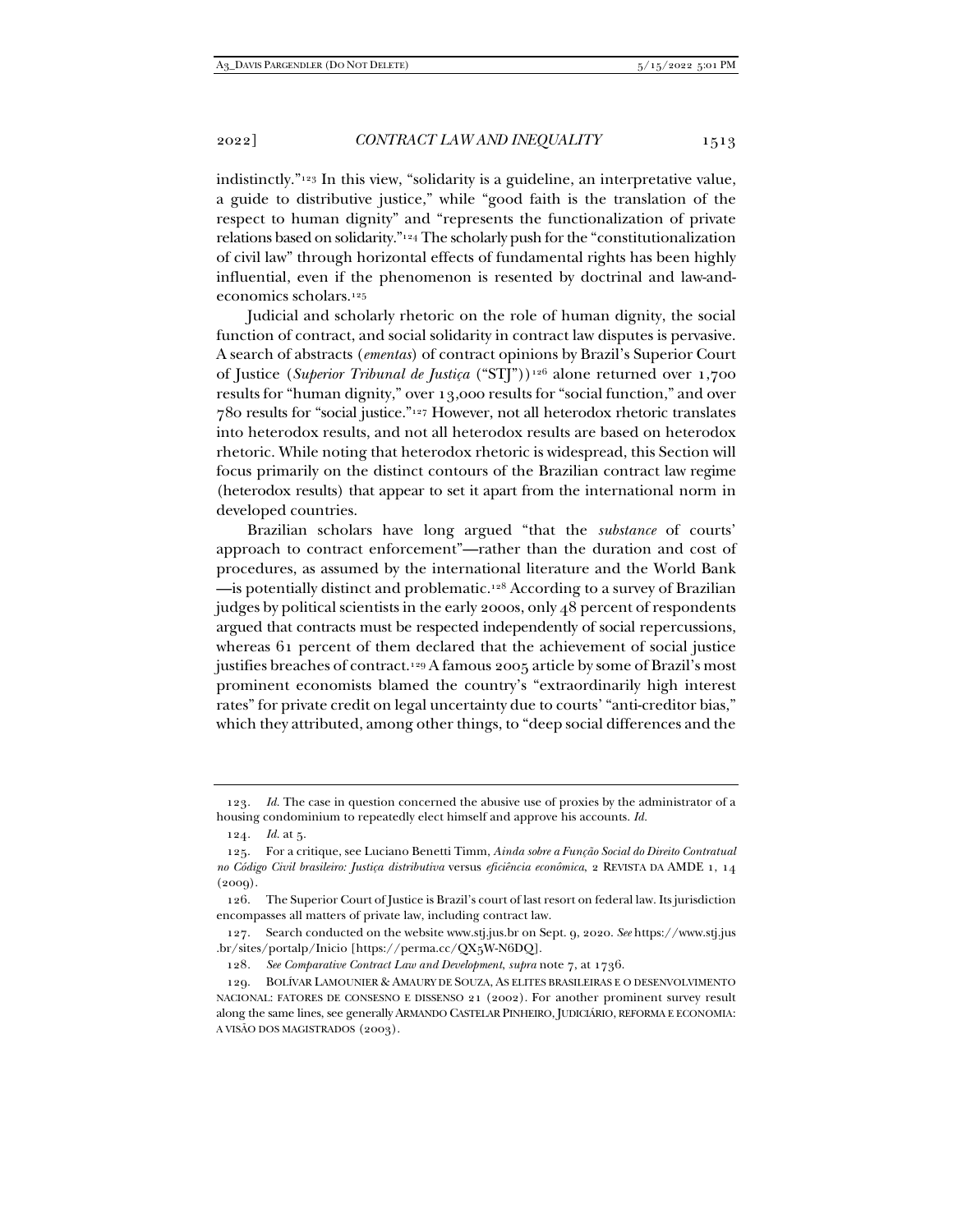indistinctly."[123] In this view, "solidarity is a guideline, an interpretative value, a guide to distributive justice," while "good faith is the translation of the respect to human dignity" and "represents the functionalization of private relations based on solidarity."[124] The scholarly push for the "constitutionalization of civil law" through horizontal effects of fundamental rights has been highly influential, even if the phenomenon is resented by doctrinal and law-and-economics scholars.[125]

Judicial and scholarly rhetoric on the role of human dignity, the social function of contract, and social solidarity in contract law disputes is pervasive. A search of abstracts (*ementas*) of contract opinions by Brazil's Superior Court of Justice (*Superior Tribunal de Justiça* ("STJ"))[126] alone returned over 1,700 results for "human dignity," over 13,000 results for "social function," and over 780 results for "social justice."[127] However, not all heterodox rhetoric translates into heterodox results, and not all heterodox results are based on heterodox rhetoric. While noting that heterodox rhetoric is widespread, this Section will focus primarily on the distinct contours of the Brazilian contract law regime (heterodox results) that appear to set it apart from the international norm in developed countries.

Brazilian scholars have long argued "that the *substance* of courts' approach to contract enforcement"—rather than the duration and cost of procedures, as assumed by the international literature and the World Bank—is potentially distinct and problematic.[128] According to a survey of Brazilian judges by political scientists in the early 2000s, only 48 percent of respondents argued that contracts must be respected independently of social repercussions, whereas 61 percent of them declared that the achievement of social justice justifies breaches of contract.[129] A famous 2005 article by some of Brazil's most prominent economists blamed the country's "extraordinarily high interest rates" for private credit on legal uncertainty due to courts' "anti-creditor bias," which they attributed, among other things, to "deep social differences and the

---

123. *Id.* The case in question concerned the abusive use of proxies by the administrator of a housing condominium to repeatedly elect himself and approve his accounts. *Id.*

124. *Id.* at 5.

125. For a critique, see Luciano Benetti Timm, *Ainda sobre a Função Social do Direito Contratual no Código Civil brasileiro: Justiça distributiva* versus *eficiência econômica*, 2 REVISTA DA AMDE 1, 14 (2009).

126. The Superior Court of Justice is Brazil's court of last resort on federal law. Its jurisdiction encompasses all matters of private law, including contract law.

127. Search conducted on the website www.stj.jus.br on Sept. 9, 2020. *See* https://www.stj.jus.br/sites/portalp/Inicio [https://perma.cc/QX5W-N6DQ].

128. *See Comparative Contract Law and Development*, *supra* note 7, at 1736.

129. BOLÍVAR LAMOUNIER & AMAURY DE SOUZA, AS ELITES BRASILEIRAS E O DESENVOLVIMENTO NACIONAL: FATORES DE CONSESNO E DISSENSO 21 (2002). For another prominent survey result along the same lines, see generally ARMANDO CASTELAR PINHEIRO, JUDICIÁRIO, REFORMA E ECONOMIA: A VISÃO DOS MAGISTRADOS (2003).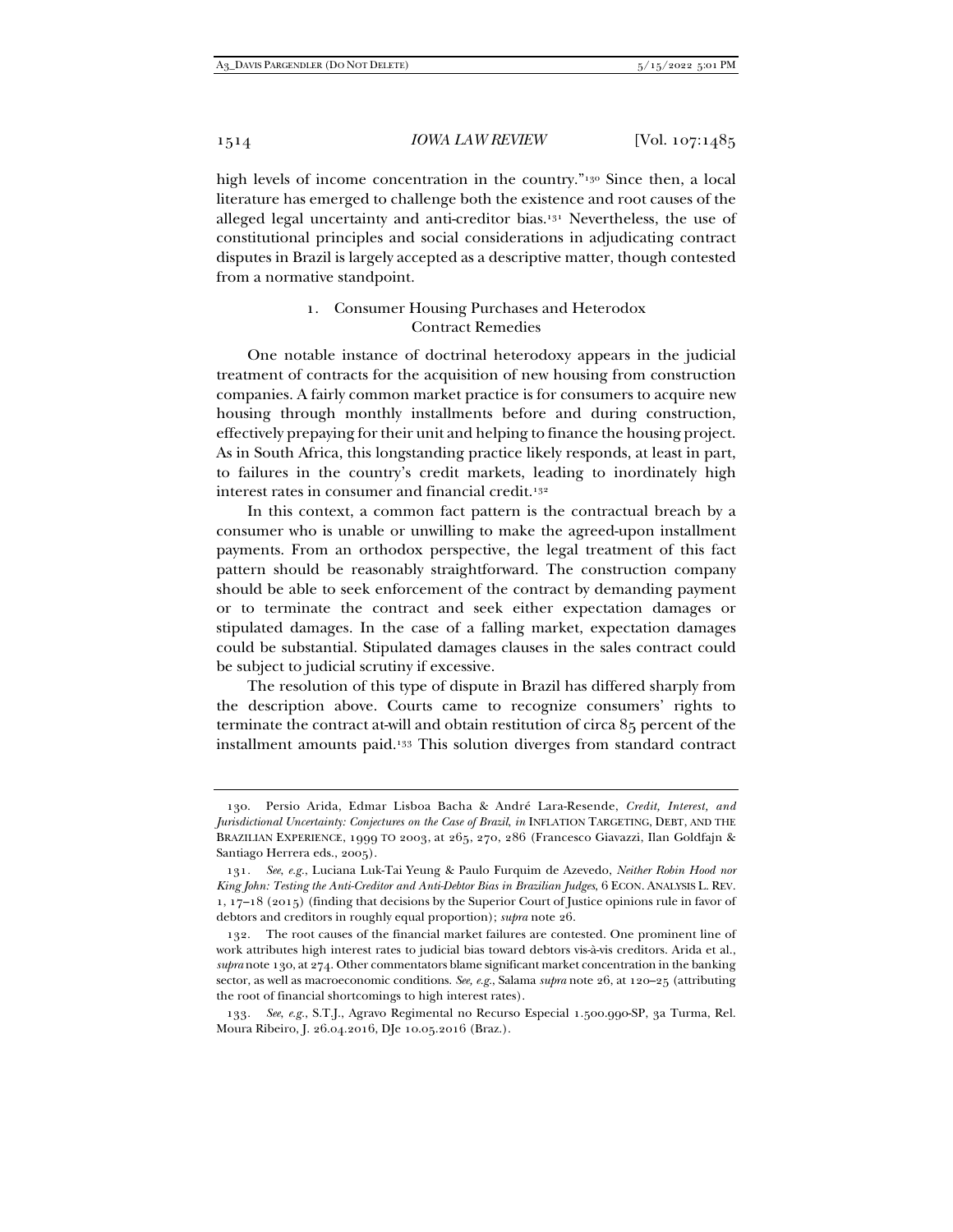high levels of income concentration in the country."[130] Since then, a local literature has emerged to challenge both the existence and root causes of the alleged legal uncertainty and anti-creditor bias.[131] Nevertheless, the use of constitutional principles and social considerations in adjudicating contract disputes in Brazil is largely accepted as a descriptive matter, though contested from a normative standpoint.

### 1. Consumer Housing Purchases and Heterodox Contract Remedies

One notable instance of doctrinal heterodoxy appears in the judicial treatment of contracts for the acquisition of new housing from construction companies. A fairly common market practice is for consumers to acquire new housing through monthly installments before and during construction, effectively prepaying for their unit and helping to finance the housing project. As in South Africa, this longstanding practice likely responds, at least in part, to failures in the country's credit markets, leading to inordinately high interest rates in consumer and financial credit.[132]

In this context, a common fact pattern is the contractual breach by a consumer who is unable or unwilling to make the agreed-upon installment payments. From an orthodox perspective, the legal treatment of this fact pattern should be reasonably straightforward. The construction company should be able to seek enforcement of the contract by demanding payment or to terminate the contract and seek either expectation damages or stipulated damages. In the case of a falling market, expectation damages could be substantial. Stipulated damages clauses in the sales contract could be subject to judicial scrutiny if excessive.

The resolution of this type of dispute in Brazil has differed sharply from the description above. Courts came to recognize consumers' rights to terminate the contract at-will and obtain restitution of circa 85 percent of the installment amounts paid.[133] This solution diverges from standard contract

---

130. Persio Arida, Edmar Lisboa Bacha & André Lara-Resende, *Credit, Interest, and Jurisdictional Uncertainty: Conjectures on the Case of Brazil*, *in* INFLATION TARGETING, DEBT, AND THE BRAZILIAN EXPERIENCE, 1999 TO 2003, at 265, 270, 286 (Francesco Giavazzi, Ilan Goldfajn & Santiago Herrera eds., 2005).

131. *See, e.g.*, Luciana Luk-Tai Yeung & Paulo Furquim de Azevedo, *Neither Robin Hood nor King John: Testing the Anti-Creditor and Anti-Debtor Bias in Brazilian Judges*, 6 ECON. ANALYSIS L. REV. 1, 17–18 (2015) (finding that decisions by the Superior Court of Justice opinions rule in favor of debtors and creditors in roughly equal proportion); *supra* note 26.

132. The root causes of the financial market failures are contested. One prominent line of work attributes high interest rates to judicial bias toward debtors vis-à-vis creditors. Arida et al., *supra* note 130, at 274. Other commentators blame significant market concentration in the banking sector, as well as macroeconomic conditions. *See, e.g.*, Salama *supra* note 26, at 120–25 (attributing the root of financial shortcomings to high interest rates).

133. *See, e.g.*, S.T.J., Agravo Regimental no Recurso Especial 1.500.990-SP, 3a Turma, Rel. Moura Ribeiro, J. 26.04.2016, DJe 10.05.2016 (Braz.).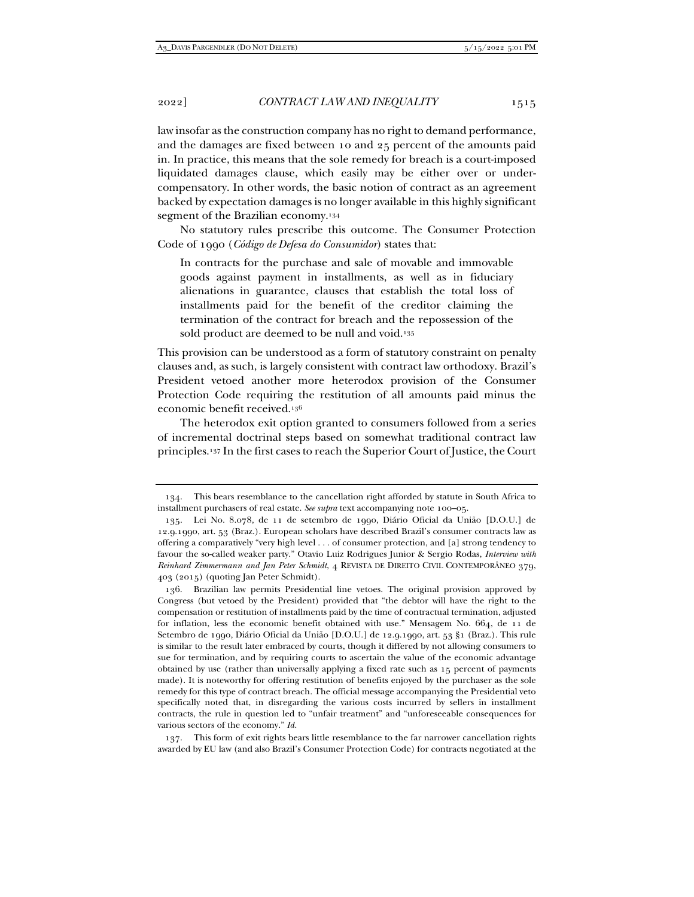law insofar as the construction company has no right to demand performance, and the damages are fixed between 10 and 25 percent of the amounts paid in. In practice, this means that the sole remedy for breach is a court-imposed liquidated damages clause, which easily may be either over or under-compensatory. In other words, the basic notion of contract as an agreement backed by expectation damages is no longer available in this highly significant segment of the Brazilian economy.[134]

No statutory rules prescribe this outcome. The Consumer Protection Code of 1990 (*Código de Defesa do Consumidor*) states that:

> In contracts for the purchase and sale of movable and immovable goods against payment in installments, as well as in fiduciary alienations in guarantee, clauses that establish the total loss of installments paid for the benefit of the creditor claiming the termination of the contract for breach and the repossession of the sold product are deemed to be null and void.[135]

This provision can be understood as a form of statutory constraint on penalty clauses and, as such, is largely consistent with contract law orthodoxy. Brazil's President vetoed another more heterodox provision of the Consumer Protection Code requiring the restitution of all amounts paid minus the economic benefit received.[136]

The heterodox exit option granted to consumers followed from a series of incremental doctrinal steps based on somewhat traditional contract law principles.[137] In the first cases to reach the Superior Court of Justice, the Court

---

134. This bears resemblance to the cancellation right afforded by statute in South Africa to installment purchasers of real estate. *See supra* text accompanying note 100–05.

135. Lei No. 8.078, de 11 de setembro de 1990, Diário Oficial da União [D.O.U.] de 12.9.1990, art. 53 (Braz.). European scholars have described Brazil's consumer contracts law as offering a comparatively "very high level . . . of consumer protection, and [a] strong tendency to favour the so-called weaker party." Otavio Luiz Rodrigues Junior & Sergio Rodas, *Interview with Reinhard Zimmermann and Jan Peter Schmidt*, 4 REVISTA DE DIREITO CIVIL CONTEMPORÂNEO 379, 403 (2015) (quoting Jan Peter Schmidt).

136. Brazilian law permits Presidential line vetoes. The original provision approved by Congress (but vetoed by the President) provided that "the debtor will have the right to the compensation or restitution of installments paid by the time of contractual termination, adjusted for inflation, less the economic benefit obtained with use." Mensagem No. 664, de 11 de Setembro de 1990, Diário Oficial da União [D.O.U.] de 12.9.1990, art. 53 §1 (Braz.). This rule is similar to the result later embraced by courts, though it differed by not allowing consumers to sue for termination, and by requiring courts to ascertain the value of the economic advantage obtained by use (rather than universally applying a fixed rate such as 15 percent of payments made). It is noteworthy for offering restitution of benefits enjoyed by the purchaser as the sole remedy for this type of contract breach. The official message accompanying the Presidential veto specifically noted that, in disregarding the various costs incurred by sellers in installment contracts, the rule in question led to "unfair treatment" and "unforeseeable consequences for various sectors of the economy." *Id.*

137. This form of exit rights bears little resemblance to the far narrower cancellation rights awarded by EU law (and also Brazil's Consumer Protection Code) for contracts negotiated at the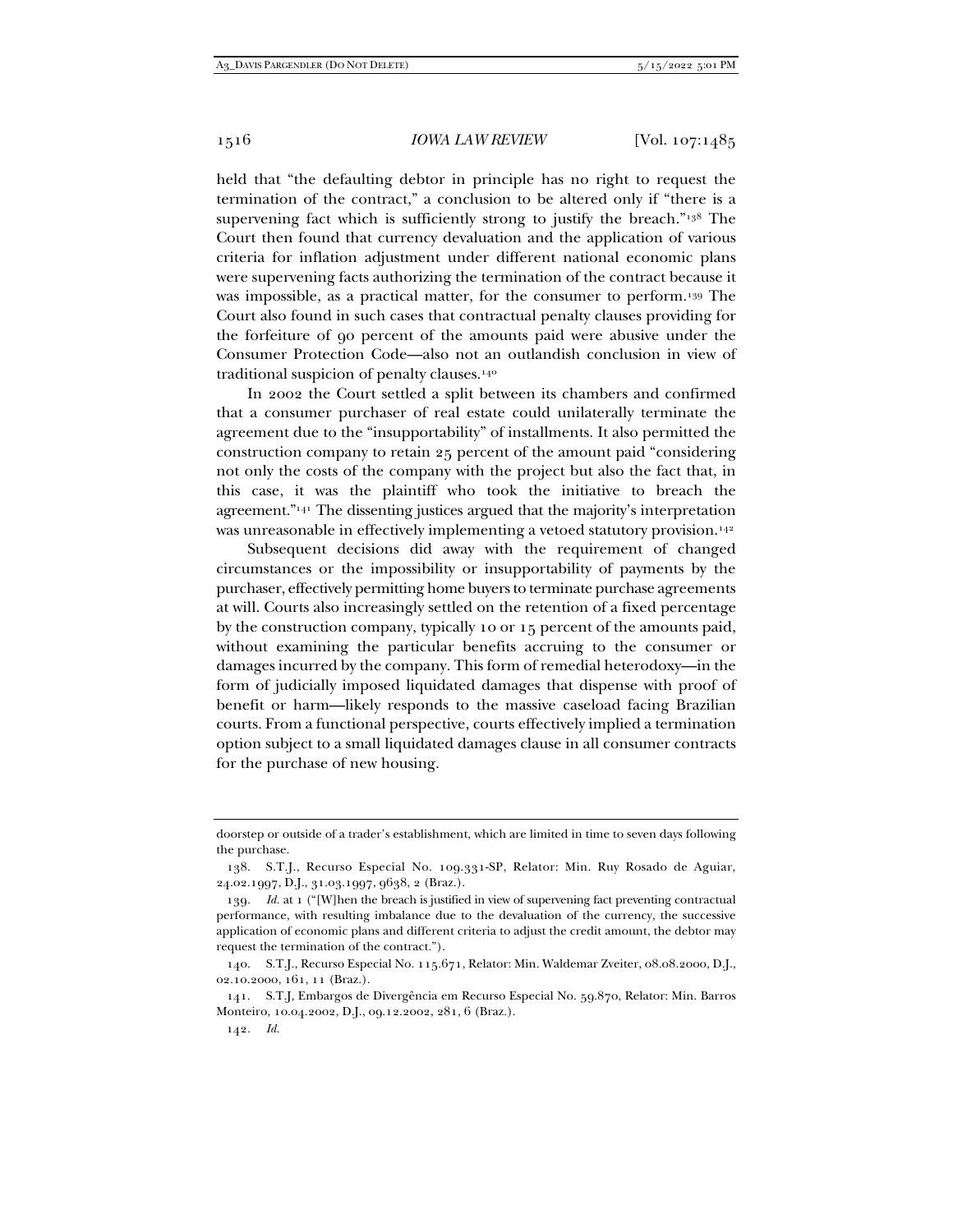held that "the defaulting debtor in principle has no right to request the termination of the contract," a conclusion to be altered only if "there is a supervening fact which is sufficiently strong to justify the breach."[138] The Court then found that currency devaluation and the application of various criteria for inflation adjustment under different national economic plans were supervening facts authorizing the termination of the contract because it was impossible, as a practical matter, for the consumer to perform.[139] The Court also found in such cases that contractual penalty clauses providing for the forfeiture of 90 percent of the amounts paid were abusive under the Consumer Protection Code—also not an outlandish conclusion in view of traditional suspicion of penalty clauses.[140]

In 2002 the Court settled a split between its chambers and confirmed that a consumer purchaser of real estate could unilaterally terminate the agreement due to the "insupportability" of installments. It also permitted the construction company to retain 25 percent of the amount paid "considering not only the costs of the company with the project but also the fact that, in this case, it was the plaintiff who took the initiative to breach the agreement."[141] The dissenting justices argued that the majority's interpretation was unreasonable in effectively implementing a vetoed statutory provision.[142]

Subsequent decisions did away with the requirement of changed circumstances or the impossibility or insupportability of payments by the purchaser, effectively permitting home buyers to terminate purchase agreements at will. Courts also increasingly settled on the retention of a fixed percentage by the construction company, typically 10 or 15 percent of the amounts paid, without examining the particular benefits accruing to the consumer or damages incurred by the company. This form of remedial heterodoxy—in the form of judicially imposed liquidated damages that dispense with proof of benefit or harm—likely responds to the massive caseload facing Brazilian courts. From a functional perspective, courts effectively implied a termination option subject to a small liquidated damages clause in all consumer contracts for the purchase of new housing.

---

doorstep or outside of a trader's establishment, which are limited in time to seven days following the purchase.

138. S.T.J., Recurso Especial No. 109.331-SP, Relator: Min. Ruy Rosado de Aguiar, 24.02.1997, D.J., 31.03.1997, 9638, 2 (Braz.).

139. *Id.* at 1 ("[W]hen the breach is justified in view of supervening fact preventing contractual performance, with resulting imbalance due to the devaluation of the currency, the successive application of economic plans and different criteria to adjust the credit amount, the debtor may request the termination of the contract.").

140. S.T.J., Recurso Especial No. 115.671, Relator: Min. Waldemar Zveiter, 08.08.2000, D.J., 02.10.2000, 161, 11 (Braz.).

141. S.T.J, Embargos de Divergência em Recurso Especial No. 59.870, Relator: Min. Barros Monteiro, 10.04.2002, D.J., 09.12.2002, 281, 6 (Braz.).

142. *Id.*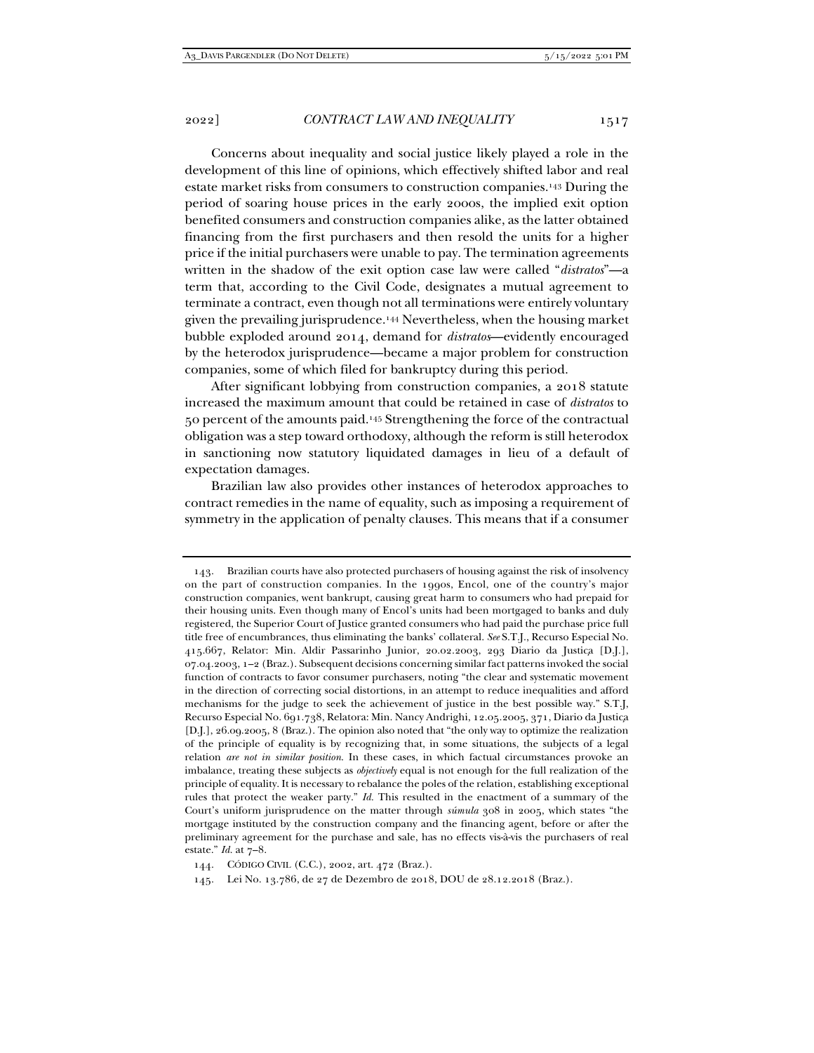Concerns about inequality and social justice likely played a role in the development of this line of opinions, which effectively shifted labor and real estate market risks from consumers to construction companies.[143] During the period of soaring house prices in the early 2000s, the implied exit option benefited consumers and construction companies alike, as the latter obtained financing from the first purchasers and then resold the units for a higher price if the initial purchasers were unable to pay. The termination agreements written in the shadow of the exit option case law were called "*distratos*"—a term that, according to the Civil Code, designates a mutual agreement to terminate a contract, even though not all terminations were entirely voluntary given the prevailing jurisprudence.[144] Nevertheless, when the housing market bubble exploded around 2014, demand for *distratos*—evidently encouraged by the heterodox jurisprudence—became a major problem for construction companies, some of which filed for bankruptcy during this period.

After significant lobbying from construction companies, a 2018 statute increased the maximum amount that could be retained in case of *distratos* to 50 percent of the amounts paid.[145] Strengthening the force of the contractual obligation was a step toward orthodoxy, although the reform is still heterodox in sanctioning now statutory liquidated damages in lieu of a default of expectation damages.

Brazilian law also provides other instances of heterodox approaches to contract remedies in the name of equality, such as imposing a requirement of symmetry in the application of penalty clauses. This means that if a consumer

---

143. Brazilian courts have also protected purchasers of housing against the risk of insolvency on the part of construction companies. In the 1990s, Encol, one of the country's major construction companies, went bankrupt, causing great harm to consumers who had prepaid for their housing units. Even though many of Encol's units had been mortgaged to banks and duly registered, the Superior Court of Justice granted consumers who had paid the purchase price full title free of encumbrances, thus eliminating the banks' collateral. *See* S.T.J., Recurso Especial No. 415.667, Relator: Min. Aldir Passarinho Junior, 20.02.2003, 293 Diario da Justiça [D.J.], 07.04.2003, 1–2 (Braz.). Subsequent decisions concerning similar fact patterns invoked the social function of contracts to favor consumer purchasers, noting "the clear and systematic movement in the direction of correcting social distortions, in an attempt to reduce inequalities and afford mechanisms for the judge to seek the achievement of justice in the best possible way." S.T.J, Recurso Especial No. 691.738, Relatora: Min. Nancy Andrighi, 12.05.2005, 371, Diario da Justiça [D.J.], 26.09.2005, 8 (Braz.). The opinion also noted that "the only way to optimize the realization of the principle of equality is by recognizing that, in some situations, the subjects of a legal relation *are not in similar position*. In these cases, in which factual circumstances provoke an imbalance, treating these subjects as *objectively* equal is not enough for the full realization of the principle of equality. It is necessary to rebalance the poles of the relation, establishing exceptional rules that protect the weaker party." *Id.* This resulted in the enactment of a summary of the Court's uniform jurisprudence on the matter through *súmula* 308 in 2005, which states "the mortgage instituted by the construction company and the financing agent, before or after the preliminary agreement for the purchase and sale, has no effects vis-à-vis the purchasers of real estate." *Id.* at 7–8.

144. CÓDIGO CIVIL (C.C.), 2002, art. 472 (Braz.).

145. Lei No. 13.786, de 27 de Dezembro de 2018, DOU de 28.12.2018 (Braz.).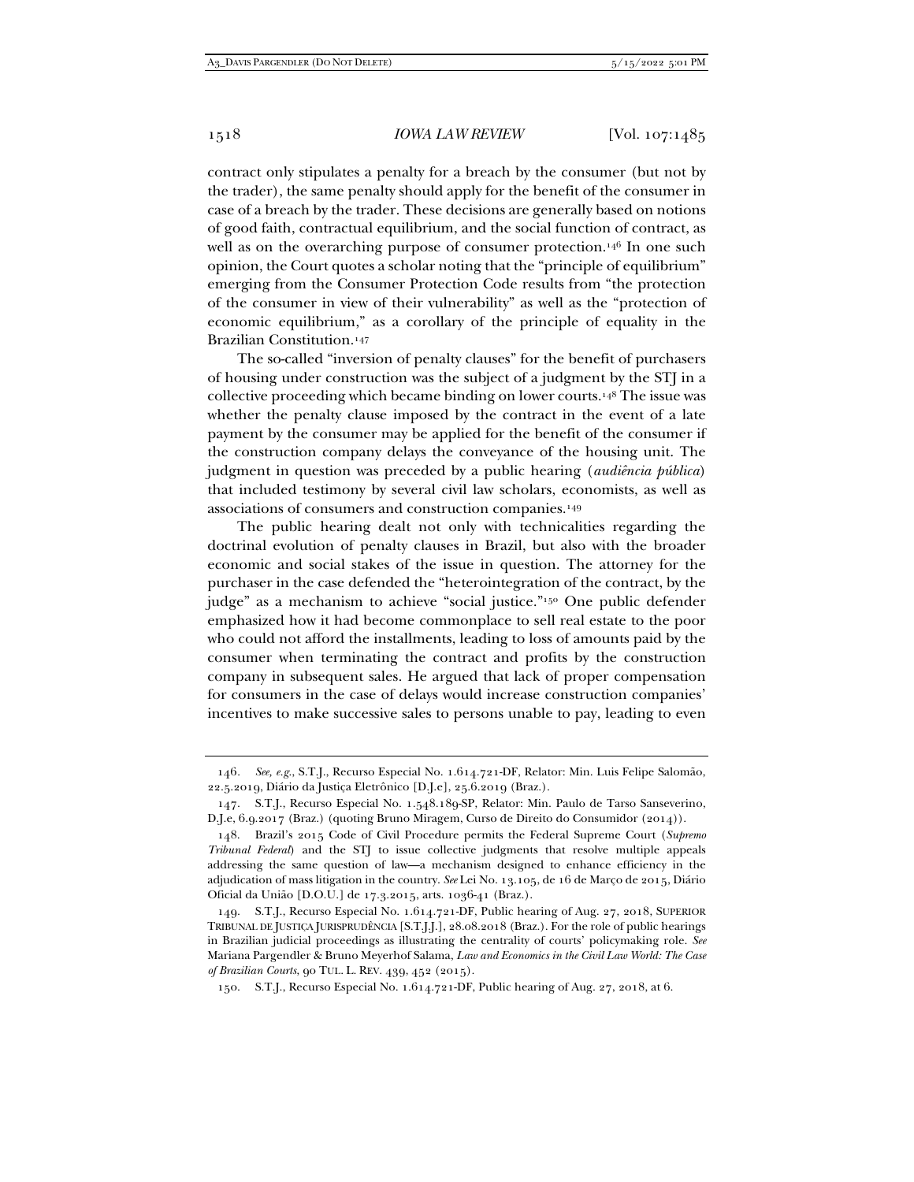contract only stipulates a penalty for a breach by the consumer (but not by the trader), the same penalty should apply for the benefit of the consumer in case of a breach by the trader. These decisions are generally based on notions of good faith, contractual equilibrium, and the social function of contract, as well as on the overarching purpose of consumer protection.[146] In one such opinion, the Court quotes a scholar noting that the "principle of equilibrium" emerging from the Consumer Protection Code results from "the protection of the consumer in view of their vulnerability" as well as the "protection of economic equilibrium," as a corollary of the principle of equality in the Brazilian Constitution.[147]

The so-called "inversion of penalty clauses" for the benefit of purchasers of housing under construction was the subject of a judgment by the STJ in a collective proceeding which became binding on lower courts.[148] The issue was whether the penalty clause imposed by the contract in the event of a late payment by the consumer may be applied for the benefit of the consumer if the construction company delays the conveyance of the housing unit. The judgment in question was preceded by a public hearing (*audiência pública*) that included testimony by several civil law scholars, economists, as well as associations of consumers and construction companies.[149]

The public hearing dealt not only with technicalities regarding the doctrinal evolution of penalty clauses in Brazil, but also with the broader economic and social stakes of the issue in question. The attorney for the purchaser in the case defended the "heterointegration of the contract, by the judge" as a mechanism to achieve "social justice."[150] One public defender emphasized how it had become commonplace to sell real estate to the poor who could not afford the installments, leading to loss of amounts paid by the consumer when terminating the contract and profits by the construction company in subsequent sales. He argued that lack of proper compensation for consumers in the case of delays would increase construction companies' incentives to make successive sales to persons unable to pay, leading to even

---

146. *See, e.g.*, S.T.J., Recurso Especial No. 1.614.721-DF, Relator: Min. Luis Felipe Salomão, 22.5.2019, Diário da Justiça Eletrônico [D.J.e], 25.6.2019 (Braz.).

147. S.T.J., Recurso Especial No. 1.548.189-SP, Relator: Min. Paulo de Tarso Sanseverino, D.J.e, 6.9.2017 (Braz.) (quoting Bruno Miragem, Curso de Direito do Consumidor (2014)).

148. Brazil's 2015 Code of Civil Procedure permits the Federal Supreme Court (*Supremo Tribunal Federal*) and the STJ to issue collective judgments that resolve multiple appeals addressing the same question of law—a mechanism designed to enhance efficiency in the adjudication of mass litigation in the country. *See* Lei No. 13.105, de 16 de Março de 2015, Diário Oficial da União [D.O.U.] de 17.3.2015, arts. 1036-41 (Braz.).

149. S.T.J., Recurso Especial No. 1.614.721-DF, Public hearing of Aug. 27, 2018, SUPERIOR TRIBUNAL DE JUSTIÇA JURISPRUDÊNCIA [S.T.J.J.], 28.08.2018 (Braz.). For the role of public hearings in Brazilian judicial proceedings as illustrating the centrality of courts' policymaking role. *See* Mariana Pargendler & Bruno Meyerhof Salama, *Law and Economics in the Civil Law World: The Case of Brazilian Courts*, 90 TUL. L. REV. 439, 452 (2015).

150. S.T.J., Recurso Especial No. 1.614.721-DF, Public hearing of Aug. 27, 2018, at 6.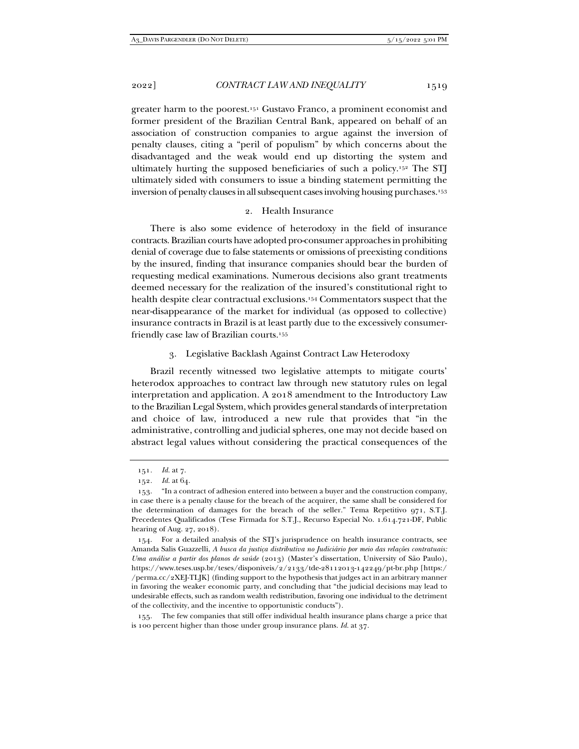greater harm to the poorest.[151] Gustavo Franco, a prominent economist and former president of the Brazilian Central Bank, appeared on behalf of an association of construction companies to argue against the inversion of penalty clauses, citing a "peril of populism" by which concerns about the disadvantaged and the weak would end up distorting the system and ultimately hurting the supposed beneficiaries of such a policy.[152] The STJ ultimately sided with consumers to issue a binding statement permitting the inversion of penalty clauses in all subsequent cases involving housing purchases.[153]

### 2. Health Insurance

There is also some evidence of heterodoxy in the field of insurance contracts. Brazilian courts have adopted pro-consumer approaches in prohibiting denial of coverage due to false statements or omissions of preexisting conditions by the insured, finding that insurance companies should bear the burden of requesting medical examinations. Numerous decisions also grant treatments deemed necessary for the realization of the insured's constitutional right to health despite clear contractual exclusions.[154] Commentators suspect that the near-disappearance of the market for individual (as opposed to collective) insurance contracts in Brazil is at least partly due to the excessively consumer-friendly case law of Brazilian courts.[155]

### 3. Legislative Backlash Against Contract Law Heterodoxy

Brazil recently witnessed two legislative attempts to mitigate courts' heterodox approaches to contract law through new statutory rules on legal interpretation and application. A 2018 amendment to the Introductory Law to the Brazilian Legal System, which provides general standards of interpretation and choice of law, introduced a new rule that provides that "in the administrative, controlling and judicial spheres, one may not decide based on abstract legal values without considering the practical consequences of the

---

151. *Id.* at 7.

152. *Id.* at 64.

153. "In a contract of adhesion entered into between a buyer and the construction company, in case there is a penalty clause for the breach of the acquirer, the same shall be considered for the determination of damages for the breach of the seller." Tema Repetitivo 971, S.T.J. Precedentes Qualificados (Tese Firmada for S.T.J., Recurso Especial No. 1.614.721-DF, Public hearing of Aug. 27, 2018).

154. For a detailed analysis of the STJ's jurisprudence on health insurance contracts, see Amanda Salis Guazzelli, *A busca da justiça distributiva no Judiciário por meio das relações contratuais: Uma análise a partir dos planos de saúde* (2013) (Master's dissertation, University of São Paulo), https://www.teses.usp.br/teses/disponiveis/2/2133/tde-28112013-142249/pt-br.php [https://perma.cc/2XEJ-TLJK] (finding support to the hypothesis that judges act in an arbitrary manner in favoring the weaker economic party, and concluding that "the judicial decisions may lead to undesirable effects, such as random wealth redistribution, favoring one individual to the detriment of the collectivity, and the incentive to opportunistic conducts").

155. The few companies that still offer individual health insurance plans charge a price that is 100 percent higher than those under group insurance plans. *Id.* at 37.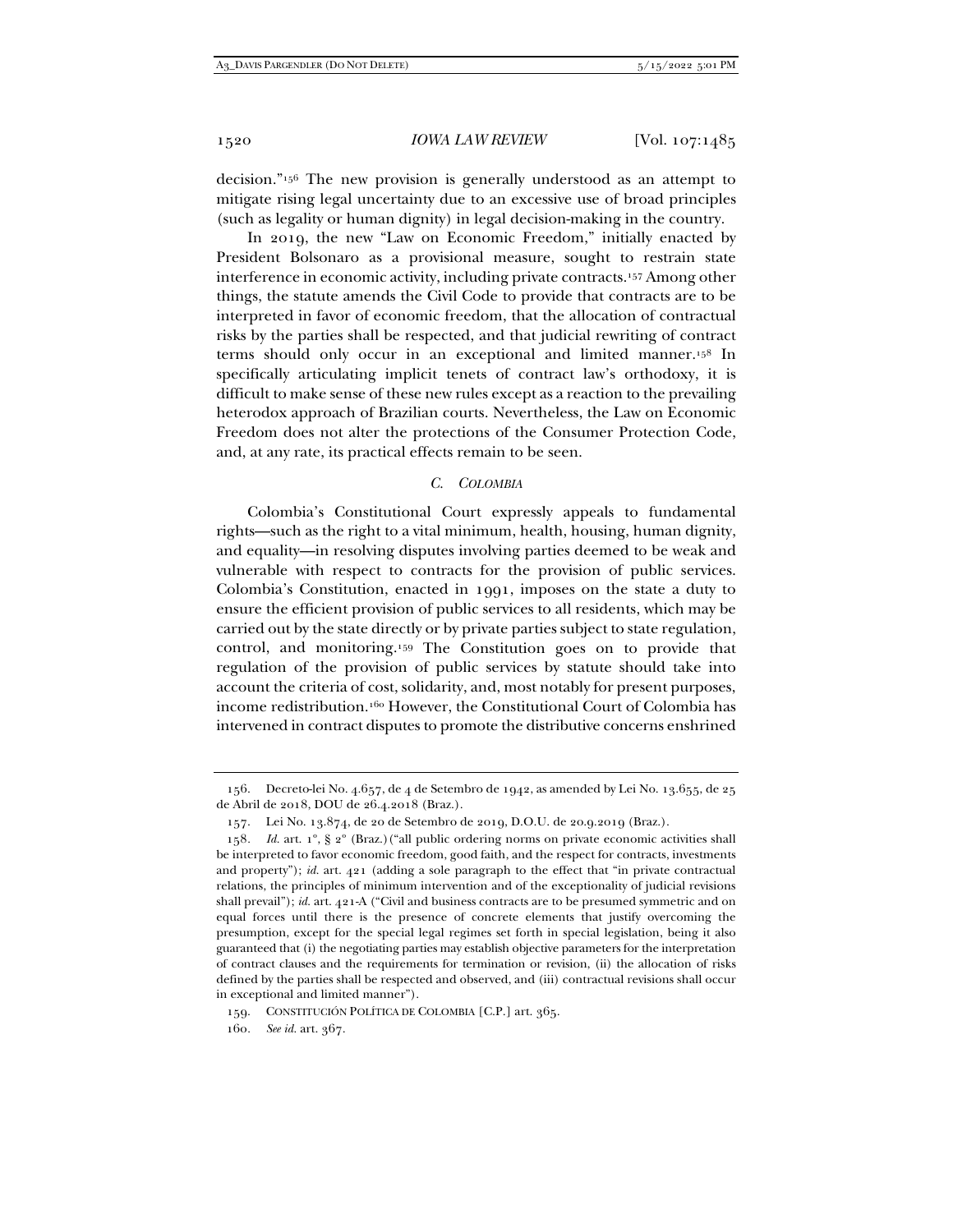decision."[156] The new provision is generally understood as an attempt to mitigate rising legal uncertainty due to an excessive use of broad principles (such as legality or human dignity) in legal decision-making in the country.

In 2019, the new "Law on Economic Freedom," initially enacted by President Bolsonaro as a provisional measure, sought to restrain state interference in economic activity, including private contracts.[157] Among other things, the statute amends the Civil Code to provide that contracts are to be interpreted in favor of economic freedom, that the allocation of contractual risks by the parties shall be respected, and that judicial rewriting of contract terms should only occur in an exceptional and limited manner.[158] In specifically articulating implicit tenets of contract law's orthodoxy, it is difficult to make sense of these new rules except as a reaction to the prevailing heterodox approach of Brazilian courts. Nevertheless, the Law on Economic Freedom does not alter the protections of the Consumer Protection Code, and, at any rate, its practical effects remain to be seen.

### *C. Colombia*

Colombia's Constitutional Court expressly appeals to fundamental rights—such as the right to a vital minimum, health, housing, human dignity, and equality—in resolving disputes involving parties deemed to be weak and vulnerable with respect to contracts for the provision of public services. Colombia's Constitution, enacted in 1991, imposes on the state a duty to ensure the efficient provision of public services to all residents, which may be carried out by the state directly or by private parties subject to state regulation, control, and monitoring.[159] The Constitution goes on to provide that regulation of the provision of public services by statute should take into account the criteria of cost, solidarity, and, most notably for present purposes, income redistribution.[160] However, the Constitutional Court of Colombia has intervened in contract disputes to promote the distributive concerns enshrined

---

156. Decreto-lei No. 4.657, de 4 de Setembro de 1942, as amended by Lei No. 13.655, de 25 de Abril de 2018, DOU de 26.4.2018 (Braz.).

157. Lei No. 13.874, de 20 de Setembro de 2019, D.O.U. de 20.9.2019 (Braz.).

158. *Id.* art. 1°, § 2° (Braz.) ("all public ordering norms on private economic activities shall be interpreted to favor economic freedom, good faith, and the respect for contracts, investments and property"); *id.* art. 421 (adding a sole paragraph to the effect that "in private contractual relations, the principles of minimum intervention and of the exceptionality of judicial revisions shall prevail"); *id.* art. 421-A ("Civil and business contracts are to be presumed symmetric and on equal forces until there is the presence of concrete elements that justify overcoming the presumption, except for the special legal regimes set forth in special legislation, being it also guaranteed that (i) the negotiating parties may establish objective parameters for the interpretation of contract clauses and the requirements for termination or revision, (ii) the allocation of risks defined by the parties shall be respected and observed, and (iii) contractual revisions shall occur in exceptional and limited manner").

159. CONSTITUCIÓN POLÍTICA DE COLOMBIA [C.P.] art. 365.

160. *See id.* art. 367.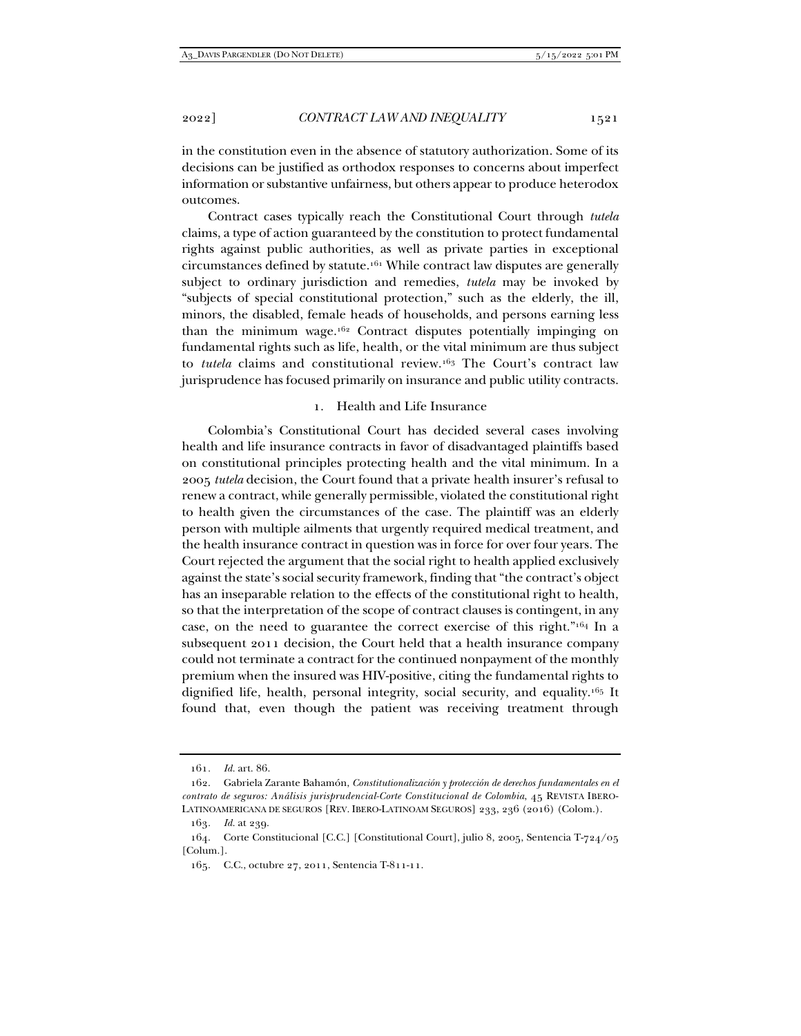in the constitution even in the absence of statutory authorization. Some of its decisions can be justified as orthodox responses to concerns about imperfect information or substantive unfairness, but others appear to produce heterodox outcomes.

Contract cases typically reach the Constitutional Court through *tutela* claims, a type of action guaranteed by the constitution to protect fundamental rights against public authorities, as well as private parties in exceptional circumstances defined by statute.[161] While contract law disputes are generally subject to ordinary jurisdiction and remedies, *tutela* may be invoked by "subjects of special constitutional protection," such as the elderly, the ill, minors, the disabled, female heads of households, and persons earning less than the minimum wage.[162] Contract disputes potentially impinging on fundamental rights such as life, health, or the vital minimum are thus subject to *tutela* claims and constitutional review.[163] The Court's contract law jurisprudence has focused primarily on insurance and public utility contracts.

### 1. Health and Life Insurance

Colombia's Constitutional Court has decided several cases involving health and life insurance contracts in favor of disadvantaged plaintiffs based on constitutional principles protecting health and the vital minimum. In a 2005 *tutela* decision, the Court found that a private health insurer's refusal to renew a contract, while generally permissible, violated the constitutional right to health given the circumstances of the case. The plaintiff was an elderly person with multiple ailments that urgently required medical treatment, and the health insurance contract in question was in force for over four years. The Court rejected the argument that the social right to health applied exclusively against the state's social security framework, finding that "the contract's object has an inseparable relation to the effects of the constitutional right to health, so that the interpretation of the scope of contract clauses is contingent, in any case, on the need to guarantee the correct exercise of this right."[164] In a subsequent 2011 decision, the Court held that a health insurance company could not terminate a contract for the continued nonpayment of the monthly premium when the insured was HIV-positive, citing the fundamental rights to dignified life, health, personal integrity, social security, and equality.[165] It found that, even though the patient was receiving treatment through

---

161. *Id.* art. 86.

162. Gabriela Zarante Bahamón, *Constitutionalización y protección de derechos fundamentales en el contrato de seguros: Análisis jurisprudencial-Corte Constitucional de Colombia*, 45 REVISTA IBERO-LATINOAMERICANA DE SEGUROS [REV. IBERO-LATINOAM SEGUROS] 233, 236 (2016) (Colom.).

163. *Id.* at 239.

164. Corte Constitucional [C.C.] [Constitutional Court], julio 8, 2005, Sentencia T-724/05 [Colum.].

165. C.C., octubre 27, 2011, Sentencia T-811-11.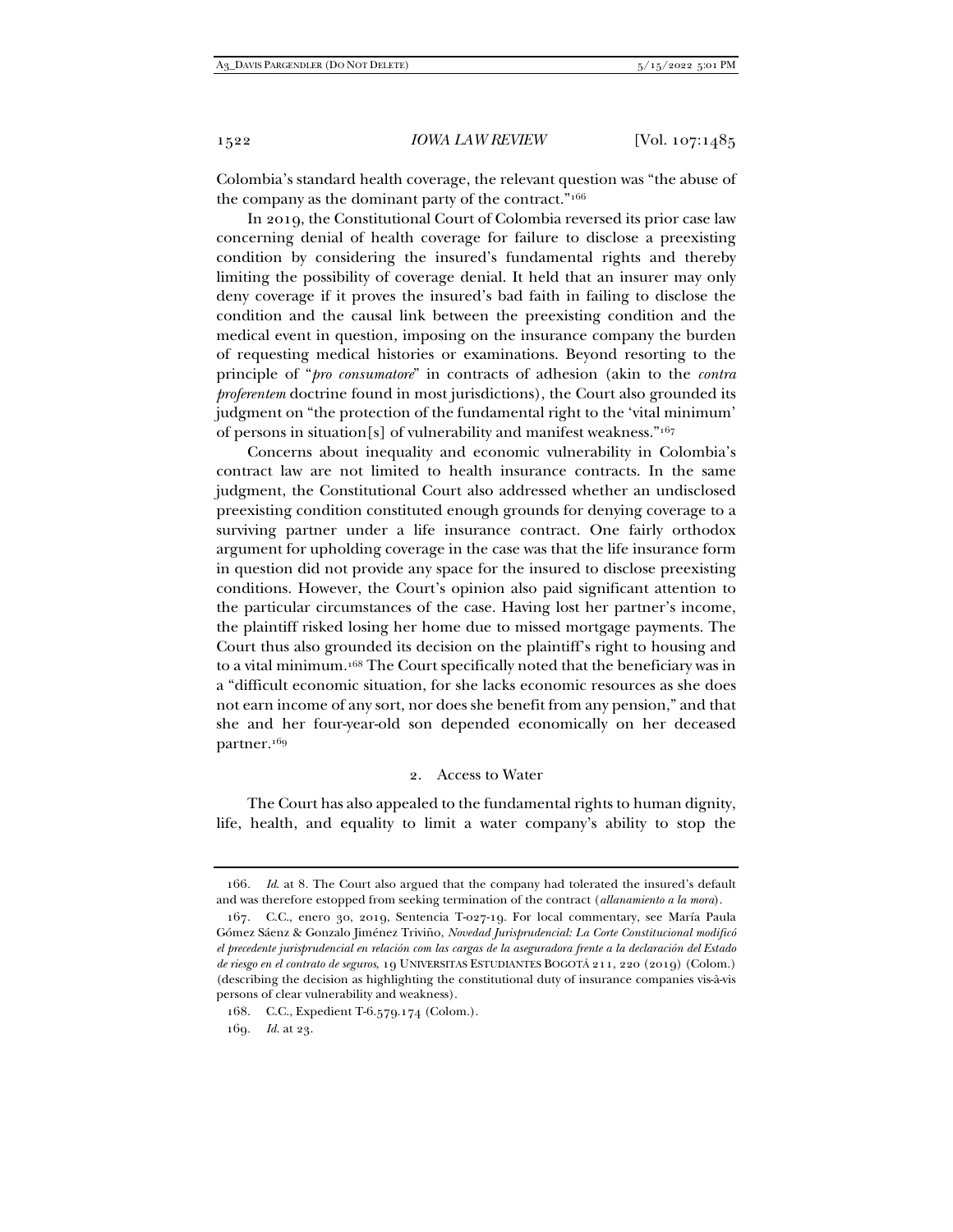Colombia's standard health coverage, the relevant question was "the abuse of the company as the dominant party of the contract."[166]

In 2019, the Constitutional Court of Colombia reversed its prior case law concerning denial of health coverage for failure to disclose a preexisting condition by considering the insured's fundamental rights and thereby limiting the possibility of coverage denial. It held that an insurer may only deny coverage if it proves the insured's bad faith in failing to disclose the condition and the causal link between the preexisting condition and the medical event in question, imposing on the insurance company the burden of requesting medical histories or examinations. Beyond resorting to the principle of "*pro consumatore*" in contracts of adhesion (akin to the *contra proferentem* doctrine found in most jurisdictions), the Court also grounded its judgment on "the protection of the fundamental right to the 'vital minimum' of persons in situation[s] of vulnerability and manifest weakness."[167]

Concerns about inequality and economic vulnerability in Colombia's contract law are not limited to health insurance contracts. In the same judgment, the Constitutional Court also addressed whether an undisclosed preexisting condition constituted enough grounds for denying coverage to a surviving partner under a life insurance contract. One fairly orthodox argument for upholding coverage in the case was that the life insurance form in question did not provide any space for the insured to disclose preexisting conditions. However, the Court's opinion also paid significant attention to the particular circumstances of the case. Having lost her partner's income, the plaintiff risked losing her home due to missed mortgage payments. The Court thus also grounded its decision on the plaintiff's right to housing and to a vital minimum.[168] The Court specifically noted that the beneficiary was in a "difficult economic situation, for she lacks economic resources as she does not earn income of any sort, nor does she benefit from any pension," and that she and her four-year-old son depended economically on her deceased partner.[169]

### 2. Access to Water

The Court has also appealed to the fundamental rights to human dignity, life, health, and equality to limit a water company's ability to stop the

---

166. *Id.* at 8. The Court also argued that the company had tolerated the insured's default and was therefore estopped from seeking termination of the contract (*allanamiento a la mora*).

167. C.C., enero 30, 2019, Sentencia T-027-19. For local commentary, see María Paula Gómez Sáenz & Gonzalo Jiménez Triviño, *Novedad Jurisprudencial: La Corte Constitucional modificó el precedente jurisprudencial en relación com las cargas de la aseguradora frente a la declaración del Estado de riesgo en el contrato de seguros*, 19 UNIVERSITAS ESTUDIANTES BOGOTÁ 211, 220 (2019) (Colom.) (describing the decision as highlighting the constitutional duty of insurance companies vis-à-vis persons of clear vulnerability and weakness).

168. C.C., Expedient T-6.579.174 (Colom.).

169. *Id.* at 23.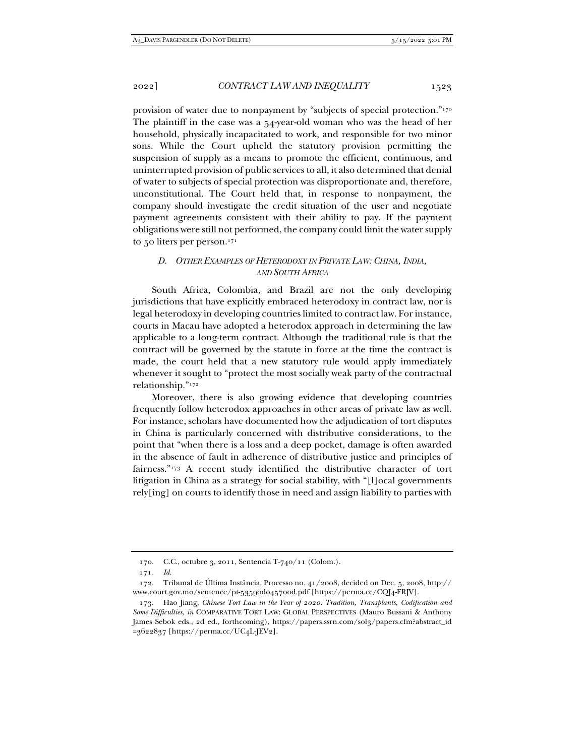provision of water due to nonpayment by "subjects of special protection."[170] The plaintiff in the case was a 54-year-old woman who was the head of her household, physically incapacitated to work, and responsible for two minor sons. While the Court upheld the statutory provision permitting the suspension of supply as a means to promote the efficient, continuous, and uninterrupted provision of public services to all, it also determined that denial of water to subjects of special protection was disproportionate and, therefore, unconstitutional. The Court held that, in response to nonpayment, the company should investigate the credit situation of the user and negotiate payment agreements consistent with their ability to pay. If the payment obligations were still not performed, the company could limit the water supply to 50 liters per person.[171]

### *D. Other Examples of Heterodoxy in Private Law: China, India, and South Africa*

South Africa, Colombia, and Brazil are not the only developing jurisdictions that have explicitly embraced heterodoxy in contract law, nor is legal heterodoxy in developing countries limited to contract law. For instance, courts in Macau have adopted a heterodox approach in determining the law applicable to a long-term contract. Although the traditional rule is that the contract will be governed by the statute in force at the time the contract is made, the court held that a new statutory rule would apply immediately whenever it sought to "protect the most socially weak party of the contractual relationship."[172]

Moreover, there is also growing evidence that developing countries frequently follow heterodox approaches in other areas of private law as well. For instance, scholars have documented how the adjudication of tort disputes in China is particularly concerned with distributive considerations, to the point that "when there is a loss and a deep pocket, damage is often awarded in the absence of fault in adherence of distributive justice and principles of fairness."[173] A recent study identified the distributive character of tort litigation in China as a strategy for social stability, with "[l]ocal governments rely[ing] on courts to identify those in need and assign liability to parties with

---

170. C.C., octubre 3, 2011, Sentencia T-740/11 (Colom.).

171. *Id.*

172. Tribunal de Última Instância, Processo no. 41/2008, decided on Dec. 5, 2008, http://www.court.gov.mo/sentence/pt-5359od04570od.pdf [https://perma.cc/CQJ4-FRJV].

173. Hao Jiang, *Chinese Tort Law in the Year of 2020: Tradition, Transplants, Codification and Some Difficulties*, *in* COMPARATIVE TORT LAW: GLOBAL PERSPECTIVES (Mauro Bussani & Anthony James Sebok eds., 2d ed., forthcoming), https://papers.ssrn.com/sol3/papers.cfm?abstract_id=3622837 [https://perma.cc/UC4L-JEV2].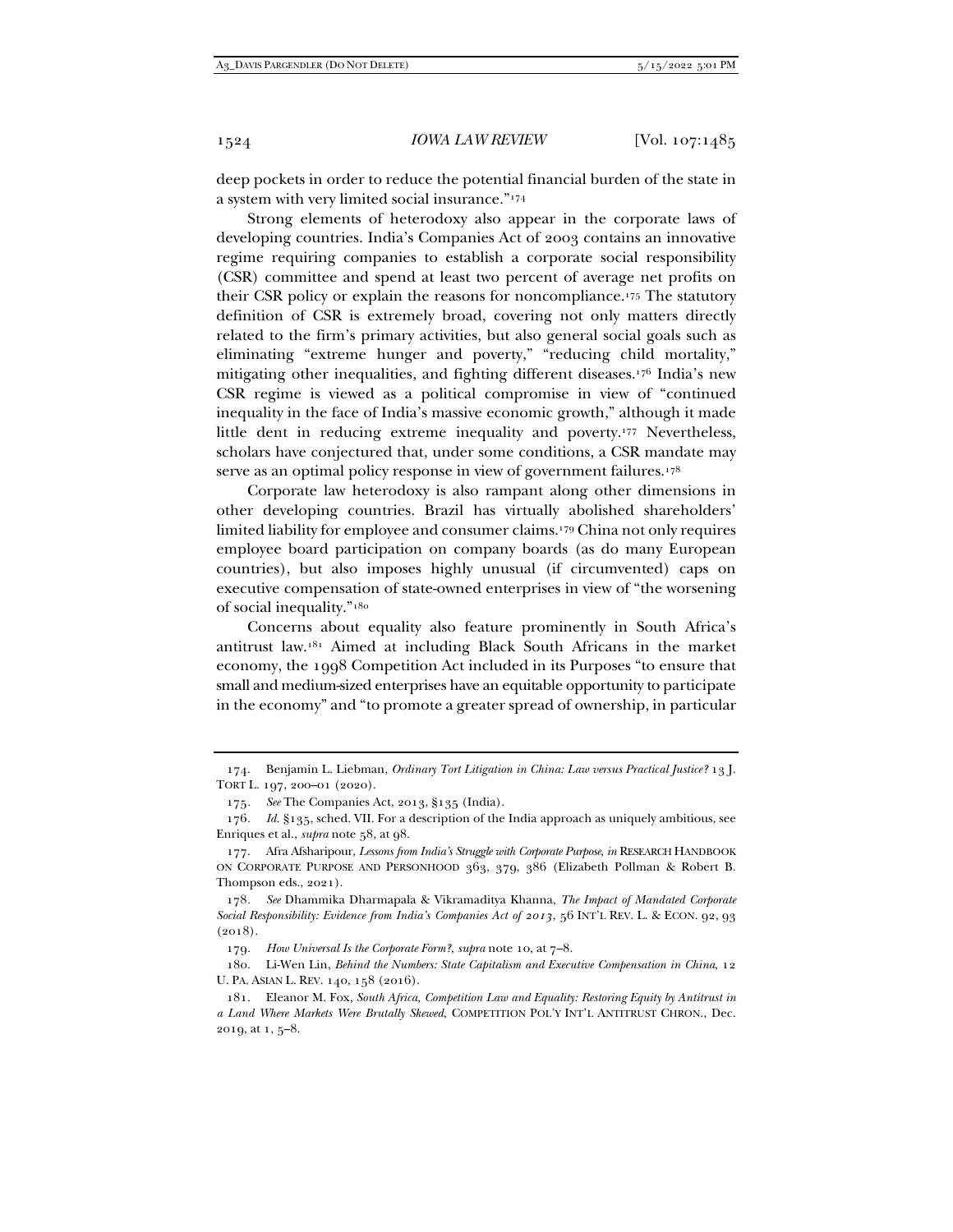deep pockets in order to reduce the potential financial burden of the state in a system with very limited social insurance."[174]

Strong elements of heterodoxy also appear in the corporate laws of developing countries. India's Companies Act of 2003 contains an innovative regime requiring companies to establish a corporate social responsibility (CSR) committee and spend at least two percent of average net profits on their CSR policy or explain the reasons for noncompliance.[175] The statutory definition of CSR is extremely broad, covering not only matters directly related to the firm's primary activities, but also general social goals such as eliminating "extreme hunger and poverty," "reducing child mortality," mitigating other inequalities, and fighting different diseases.[176] India's new CSR regime is viewed as a political compromise in view of "continued inequality in the face of India's massive economic growth," although it made little dent in reducing extreme inequality and poverty.[177] Nevertheless, scholars have conjectured that, under some conditions, a CSR mandate may serve as an optimal policy response in view of government failures.[178]

Corporate law heterodoxy is also rampant along other dimensions in other developing countries. Brazil has virtually abolished shareholders' limited liability for employee and consumer claims.[179] China not only requires employee board participation on company boards (as do many European countries), but also imposes highly unusual (if circumvented) caps on executive compensation of state-owned enterprises in view of "the worsening of social inequality."[180]

Concerns about equality also feature prominently in South Africa's antitrust law.[181] Aimed at including Black South Africans in the market economy, the 1998 Competition Act included in its Purposes "to ensure that small and medium-sized enterprises have an equitable opportunity to participate in the economy" and "to promote a greater spread of ownership, in particular

---

174. Benjamin L. Liebman, *Ordinary Tort Litigation in China: Law versus Practical Justice?* 13 J. TORT L. 197, 200–01 (2020).

175. *See* The Companies Act, 2013, §135 (India).

176. *Id.* §135, sched. VII. For a description of the India approach as uniquely ambitious, see Enriques et al., *supra* note 58, at 98.

177. Afra Afsharipour, *Lessons from India's Struggle with Corporate Purpose*, *in* RESEARCH HANDBOOK ON CORPORATE PURPOSE AND PERSONHOOD 363, 379, 386 (Elizabeth Pollman & Robert B. Thompson eds., 2021).

178. *See* Dhammika Dharmapala & Vikramaditya Khanna, *The Impact of Mandated Corporate Social Responsibility: Evidence from India's Companies Act of 2013*, 56 INT'L REV. L. & ECON. 92, 93 (2018).

179. *How Universal Is the Corporate Form?*, *supra* note 10, at 7–8.

180. Li-Wen Lin, *Behind the Numbers: State Capitalism and Executive Compensation in China*, 12 U. PA. ASIAN L. REV. 140, 158 (2016).

181. Eleanor M. Fox, *South Africa, Competition Law and Equality: Restoring Equity by Antitrust in a Land Where Markets Were Brutally Skewed*, COMPETITION POL'Y INT'L ANTITRUST CHRON., Dec. 2019, at 1, 5–8.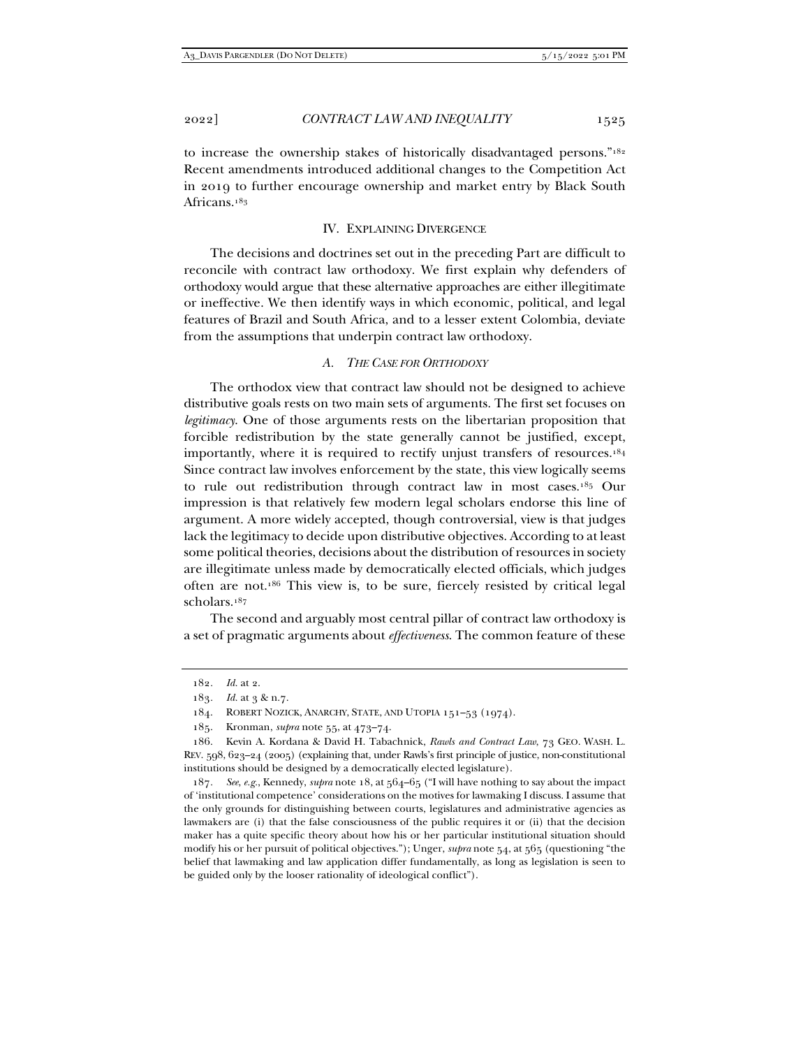to increase the ownership stakes of historically disadvantaged persons."[182] Recent amendments introduced additional changes to the Competition Act in 2019 to further encourage ownership and market entry by Black South Africans.[183]

## IV. EXPLAINING DIVERGENCE

The decisions and doctrines set out in the preceding Part are difficult to reconcile with contract law orthodoxy. We first explain why defenders of orthodoxy would argue that these alternative approaches are either illegitimate or ineffective. We then identify ways in which economic, political, and legal features of Brazil and South Africa, and to a lesser extent Colombia, deviate from the assumptions that underpin contract law orthodoxy.

### A. *THE CASE FOR ORTHODOXY*

The orthodox view that contract law should not be designed to achieve distributive goals rests on two main sets of arguments. The first set focuses on *legitimacy*. One of those arguments rests on the libertarian proposition that forcible redistribution by the state generally cannot be justified, except, importantly, where it is required to rectify unjust transfers of resources.[184] Since contract law involves enforcement by the state, this view logically seems to rule out redistribution through contract law in most cases.[185] Our impression is that relatively few modern legal scholars endorse this line of argument. A more widely accepted, though controversial, view is that judges lack the legitimacy to decide upon distributive objectives. According to at least some political theories, decisions about the distribution of resources in society are illegitimate unless made by democratically elected officials, which judges often are not.[186] This view is, to be sure, fiercely resisted by critical legal scholars.[187]

The second and arguably most central pillar of contract law orthodoxy is a set of pragmatic arguments about *effectiveness*. The common feature of these

---

182. *Id.* at 2.

183. *Id.* at 3 & n.7.

184. ROBERT NOZICK, ANARCHY, STATE, AND UTOPIA 151–53 (1974).

185. Kronman, *supra* note 55, at 473–74.

186. Kevin A. Kordana & David H. Tabachnick, *Rawls and Contract Law*, 73 GEO. WASH. L. REV. 598, 623–24 (2005) (explaining that, under Rawls's first principle of justice, non-constitutional institutions should be designed by a democratically elected legislature).

187. *See, e.g.*, Kennedy, *supra* note 18, at 564–65 ("I will have nothing to say about the impact of 'institutional competence' considerations on the motives for lawmaking I discuss. I assume that the only grounds for distinguishing between courts, legislatures and administrative agencies as lawmakers are (i) that the false consciousness of the public requires it or (ii) that the decision maker has a quite specific theory about how his or her particular institutional situation should modify his or her pursuit of political objectives."); Unger, *supra* note 54, at 565 (questioning "the belief that lawmaking and law application differ fundamentally, as long as legislation is seen to be guided only by the looser rationality of ideological conflict").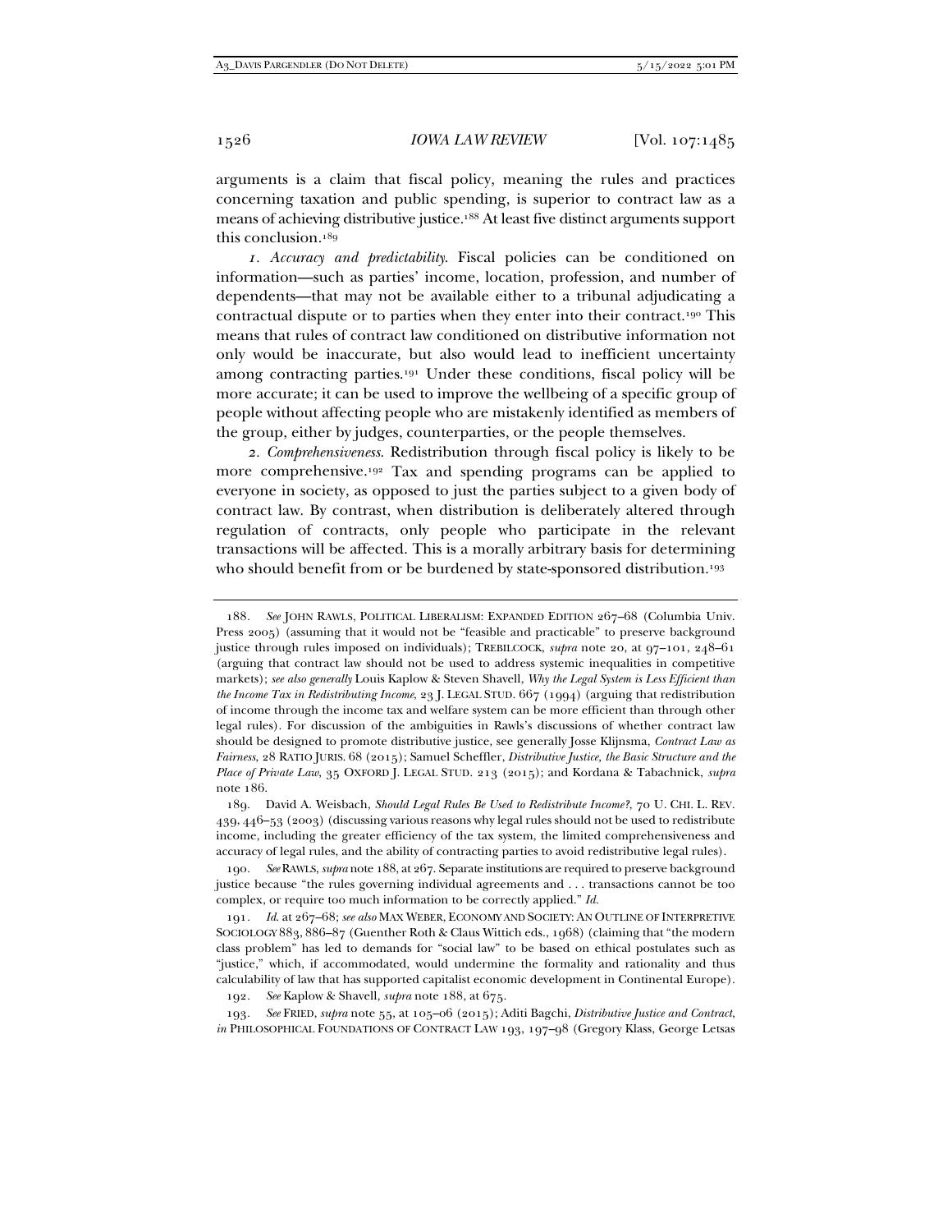arguments is a claim that fiscal policy, meaning the rules and practices concerning taxation and public spending, is superior to contract law as a means of achieving distributive justice.[188] At least five distinct arguments support this conclusion.[189]

*1. Accuracy and predictability*. Fiscal policies can be conditioned on information—such as parties' income, location, profession, and number of dependents—that may not be available either to a tribunal adjudicating a contractual dispute or to parties when they enter into their contract.[190] This means that rules of contract law conditioned on distributive information not only would be inaccurate, but also would lead to inefficient uncertainty among contracting parties.[191] Under these conditions, fiscal policy will be more accurate; it can be used to improve the wellbeing of a specific group of people without affecting people who are mistakenly identified as members of the group, either by judges, counterparties, or the people themselves.

*2. Comprehensiveness*. Redistribution through fiscal policy is likely to be more comprehensive.[192] Tax and spending programs can be applied to everyone in society, as opposed to just the parties subject to a given body of contract law. By contrast, when distribution is deliberately altered through regulation of contracts, only people who participate in the relevant transactions will be affected. This is a morally arbitrary basis for determining who should benefit from or be burdened by state-sponsored distribution.[193]

---

188. *See* JOHN RAWLS, POLITICAL LIBERALISM: EXPANDED EDITION 267–68 (Columbia Univ. Press 2005) (assuming that it would not be "feasible and practicable" to preserve background justice through rules imposed on individuals); TREBILCOCK, *supra* note 20, at 97–101, 248–61 (arguing that contract law should not be used to address systemic inequalities in competitive markets); *see also generally* Louis Kaplow & Steven Shavell, *Why the Legal System is Less Efficient than the Income Tax in Redistributing Income*, 23 J. LEGAL STUD. 667 (1994) (arguing that redistribution of income through the income tax and welfare system can be more efficient than through other legal rules). For discussion of the ambiguities in Rawls's discussions of whether contract law should be designed to promote distributive justice, see generally Josse Klijnsma, *Contract Law as Fairness*, 28 RATIO JURIS. 68 (2015); Samuel Scheffler, *Distributive Justice, the Basic Structure and the Place of Private Law*, 35 OXFORD J. LEGAL STUD. 213 (2015); and Kordana & Tabachnick, *supra* note 186.

189. David A. Weisbach, *Should Legal Rules Be Used to Redistribute Income?*, 70 U. CHI. L. REV. 439, 446–53 (2003) (discussing various reasons why legal rules should not be used to redistribute income, including the greater efficiency of the tax system, the limited comprehensiveness and accuracy of legal rules, and the ability of contracting parties to avoid redistributive legal rules).

190. *See* RAWLS, *supra* note 188, at 267. Separate institutions are required to preserve background justice because "the rules governing individual agreements and . . . transactions cannot be too complex, or require too much information to be correctly applied." *Id.*

191. *Id.* at 267–68; *see also* MAX WEBER, ECONOMY AND SOCIETY: AN OUTLINE OF INTERPRETIVE SOCIOLOGY 883, 886–87 (Guenther Roth & Claus Wittich eds., 1968) (claiming that "the modern class problem" has led to demands for "social law" to be based on ethical postulates such as "justice," which, if accommodated, would undermine the formality and rationality and thus calculability of law that has supported capitalist economic development in Continental Europe).

192. *See* Kaplow & Shavell, *supra* note 188, at 675.

193. *See* FRIED, *supra* note 55, at 105–06 (2015); Aditi Bagchi, *Distributive Justice and Contract*, *in* PHILOSOPHICAL FOUNDATIONS OF CONTRACT LAW 193, 197–98 (Gregory Klass, George Letsas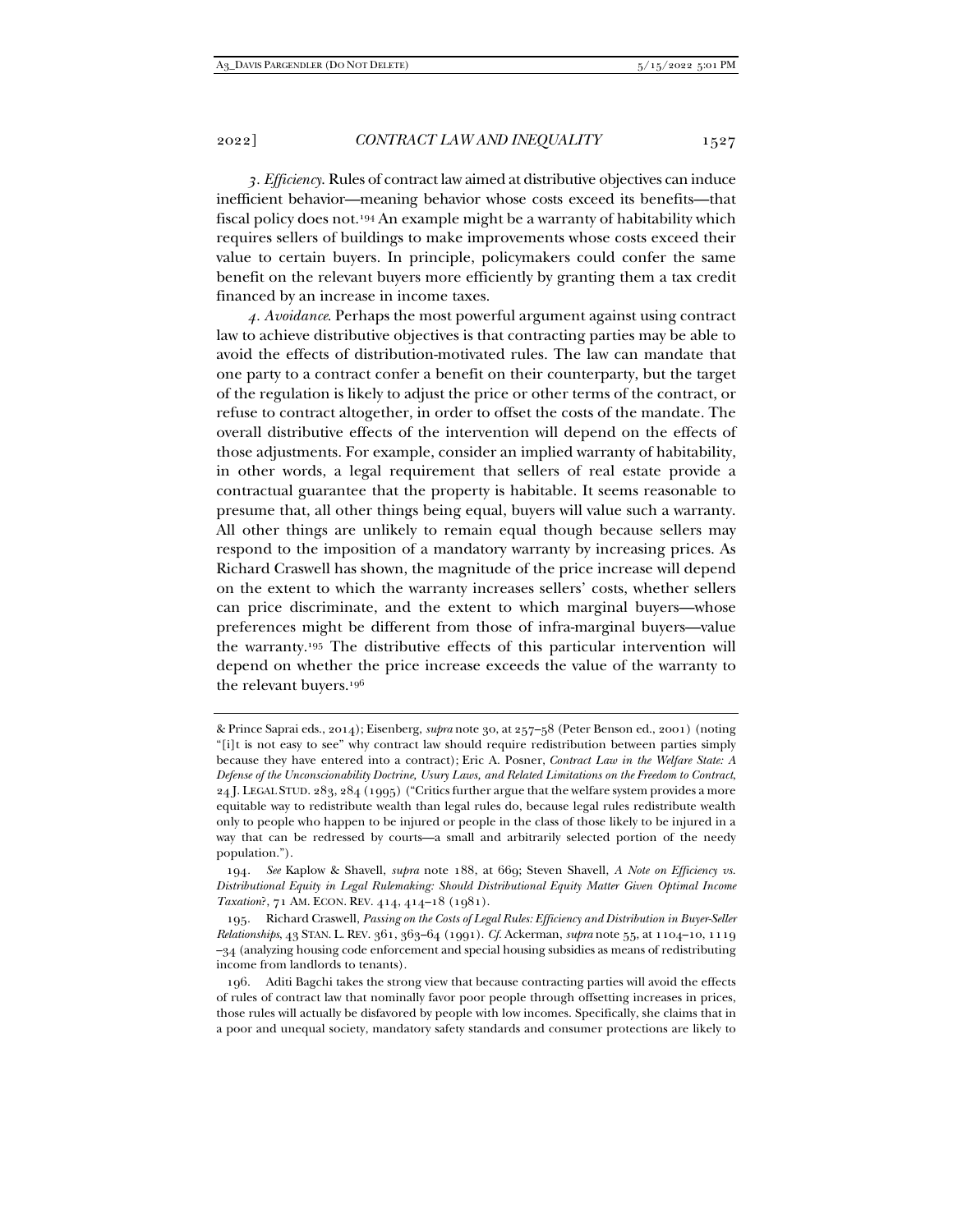*3. Efficiency.* Rules of contract law aimed at distributive objectives can induce inefficient behavior—meaning behavior whose costs exceed its benefits—that fiscal policy does not.[194] An example might be a warranty of habitability which requires sellers of buildings to make improvements whose costs exceed their value to certain buyers. In principle, policymakers could confer the same benefit on the relevant buyers more efficiently by granting them a tax credit financed by an increase in income taxes.

*4. Avoidance.* Perhaps the most powerful argument against using contract law to achieve distributive objectives is that contracting parties may be able to avoid the effects of distribution-motivated rules. The law can mandate that one party to a contract confer a benefit on their counterparty, but the target of the regulation is likely to adjust the price or other terms of the contract, or refuse to contract altogether, in order to offset the costs of the mandate. The overall distributive effects of the intervention will depend on the effects of those adjustments. For example, consider an implied warranty of habitability, in other words, a legal requirement that sellers of real estate provide a contractual guarantee that the property is habitable. It seems reasonable to presume that, all other things being equal, buyers will value such a warranty. All other things are unlikely to remain equal though because sellers may respond to the imposition of a mandatory warranty by increasing prices. As Richard Craswell has shown, the magnitude of the price increase will depend on the extent to which the warranty increases sellers' costs, whether sellers can price discriminate, and the extent to which marginal buyers—whose preferences might be different from those of infra-marginal buyers—value the warranty.[195] The distributive effects of this particular intervention will depend on whether the price increase exceeds the value of the warranty to the relevant buyers.[196]

---

& Prince Saprai eds., 2014); Eisenberg, *supra* note 30, at 257–58 (Peter Benson ed., 2001) (noting "[i]t is not easy to see" why contract law should require redistribution between parties simply because they have entered into a contract); Eric A. Posner, *Contract Law in the Welfare State: A Defense of the Unconscionability Doctrine, Usury Laws, and Related Limitations on the Freedom to Contract*, 24 J. LEGAL STUD. 283, 284 (1995) ("Critics further argue that the welfare system provides a more equitable way to redistribute wealth than legal rules do, because legal rules redistribute wealth only to people who happen to be injured or people in the class of those likely to be injured in a way that can be redressed by courts—a small and arbitrarily selected portion of the needy population.").

194. *See* Kaplow & Shavell, *supra* note 188, at 669; Steven Shavell, *A Note on Efficiency vs. Distributional Equity in Legal Rulemaking: Should Distributional Equity Matter Given Optimal Income Taxation?*, 71 AM. ECON. REV. 414, 414–18 (1981).

195. Richard Craswell, *Passing on the Costs of Legal Rules: Efficiency and Distribution in Buyer-Seller Relationships*, 43 STAN. L. REV. 361, 363–64 (1991). *Cf.* Ackerman, *supra* note 55, at 1104–10, 1119–34 (analyzing housing code enforcement and special housing subsidies as means of redistributing income from landlords to tenants).

196. Aditi Bagchi takes the strong view that because contracting parties will avoid the effects of rules of contract law that nominally favor poor people through offsetting increases in prices, those rules will actually be disfavored by people with low incomes. Specifically, she claims that in a poor and unequal society, mandatory safety standards and consumer protections are likely to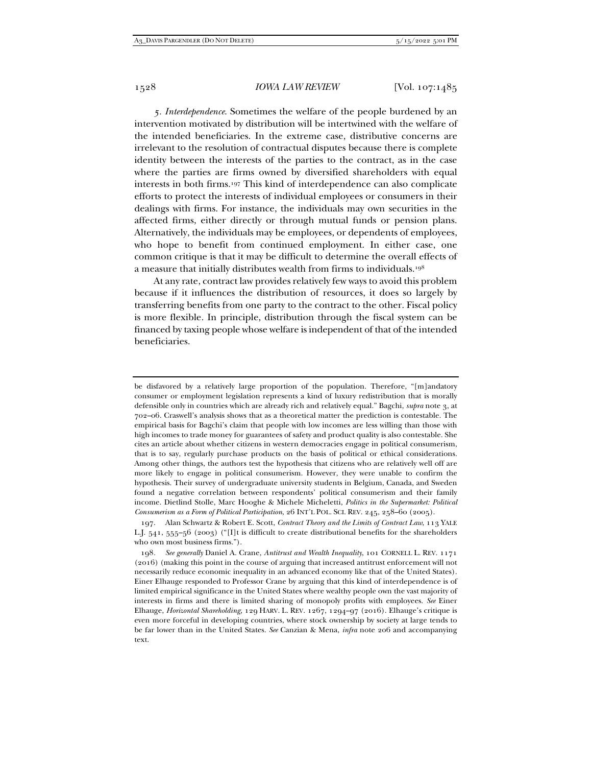*5. Interdependence*. Sometimes the welfare of the people burdened by an intervention motivated by distribution will be intertwined with the welfare of the intended beneficiaries. In the extreme case, distributive concerns are irrelevant to the resolution of contractual disputes because there is complete identity between the interests of the parties to the contract, as in the case where the parties are firms owned by diversified shareholders with equal interests in both firms.[197] This kind of interdependence can also complicate efforts to protect the interests of individual employees or consumers in their dealings with firms. For instance, the individuals may own securities in the affected firms, either directly or through mutual funds or pension plans. Alternatively, the individuals may be employees, or dependents of employees, who hope to benefit from continued employment. In either case, one common critique is that it may be difficult to determine the overall effects of a measure that initially distributes wealth from firms to individuals.[198]

At any rate, contract law provides relatively few ways to avoid this problem because if it influences the distribution of resources, it does so largely by transferring benefits from one party to the contract to the other. Fiscal policy is more flexible. In principle, distribution through the fiscal system can be financed by taxing people whose welfare is independent of that of the intended beneficiaries.

---

be disfavored by a relatively large proportion of the population. Therefore, "[m]andatory consumer or employment legislation represents a kind of luxury redistribution that is morally defensible only in countries which are already rich and relatively equal." Bagchi, *supra* note 3, at 702–06. Craswell's analysis shows that as a theoretical matter the prediction is contestable. The empirical basis for Bagchi's claim that people with low incomes are less willing than those with high incomes to trade money for guarantees of safety and product quality is also contestable. She cites an article about whether citizens in western democracies engage in political consumerism, that is to say, regularly purchase products on the basis of political or ethical considerations. Among other things, the authors test the hypothesis that citizens who are relatively well off are more likely to engage in political consumerism. However, they were unable to confirm the hypothesis. Their survey of undergraduate university students in Belgium, Canada, and Sweden found a negative correlation between respondents' political consumerism and their family income. Dietlind Stolle, Marc Hooghe & Michele Micheletti, *Politics in the Supermarket: Political Consumerism as a Form of Political Participation*, 26 INT'L POL. SCI. REV. 245, 258–60 (2005).

197. Alan Schwartz & Robert E. Scott, *Contract Theory and the Limits of Contract Law*, 113 YALE L.J. 541, 555–56 (2003) ("[I]t is difficult to create distributional benefits for the shareholders who own most business firms.").

198. *See generally* Daniel A. Crane, *Antitrust and Wealth Inequality*, 101 CORNELL L. REV. 1171 (2016) (making this point in the course of arguing that increased antitrust enforcement will not necessarily reduce economic inequality in an advanced economy like that of the United States). Einer Elhauge responded to Professor Crane by arguing that this kind of interdependence is of limited empirical significance in the United States where wealthy people own the vast majority of interests in firms and there is limited sharing of monopoly profits with employees. *See* Einer Elhauge, *Horizontal Shareholding*, 129 HARV. L. REV. 1267, 1294–97 (2016). Elhauge's critique is even more forceful in developing countries, where stock ownership by society at large tends to be far lower than in the United States. *See* Canzian & Mena, *infra* note 206 and accompanying text.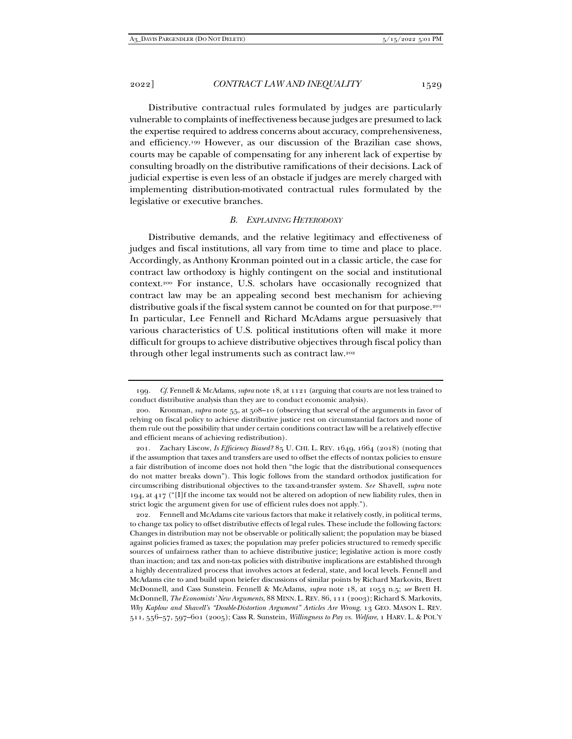Distributive contractual rules formulated by judges are particularly vulnerable to complaints of ineffectiveness because judges are presumed to lack the expertise required to address concerns about accuracy, comprehensiveness, and efficiency.[199] However, as our discussion of the Brazilian case shows, courts may be capable of compensating for any inherent lack of expertise by consulting broadly on the distributive ramifications of their decisions. Lack of judicial expertise is even less of an obstacle if judges are merely charged with implementing distribution-motivated contractual rules formulated by the legislative or executive branches.

### *B. EXPLAINING HETERODOXY*

Distributive demands, and the relative legitimacy and effectiveness of judges and fiscal institutions, all vary from time to time and place to place. Accordingly, as Anthony Kronman pointed out in a classic article, the case for contract law orthodoxy is highly contingent on the social and institutional context.[200] For instance, U.S. scholars have occasionally recognized that contract law may be an appealing second best mechanism for achieving distributive goals if the fiscal system cannot be counted on for that purpose.[201] In particular, Lee Fennell and Richard McAdams argue persuasively that various characteristics of U.S. political institutions often will make it more difficult for groups to achieve distributive objectives through fiscal policy than through other legal instruments such as contract law.[202]

---

199. *Cf.* Fennell & McAdams, *supra* note 18, at 1121 (arguing that courts are not less trained to conduct distributive analysis than they are to conduct economic analysis).

200. Kronman, *supra* note 55, at 508–10 (observing that several of the arguments in favor of relying on fiscal policy to achieve distributive justice rest on circumstantial factors and none of them rule out the possibility that under certain conditions contract law will be a relatively effective and efficient means of achieving redistribution).

201. Zachary Liscow, *Is Efficiency Biased?* 85 U. CHI. L. REV. 1649, 1664 (2018) (noting that if the assumption that taxes and transfers are used to offset the effects of nontax policies to ensure a fair distribution of income does not hold then "the logic that the distributional consequences do not matter breaks down"). This logic follows from the standard orthodox justification for circumscribing distributional objectives to the tax-and-transfer system. *See* Shavell, *supra* note 194, at 417 ("[I]f the income tax would not be altered on adoption of new liability rules, then in strict logic the argument given for use of efficient rules does not apply.").

202. Fennell and McAdams cite various factors that make it relatively costly, in political terms, to change tax policy to offset distributive effects of legal rules. These include the following factors: Changes in distribution may not be observable or politically salient; the population may be biased against policies framed as taxes; the population may prefer policies structured to remedy specific sources of unfairness rather than to achieve distributive justice; legislative action is more costly than inaction; and tax and non-tax policies with distributive implications are established through a highly decentralized process that involves actors at federal, state, and local levels. Fennell and McAdams cite to and build upon briefer discussions of similar points by Richard Markovits, Brett McDonnell, and Cass Sunstein. Fennell & McAdams, *supra* note 18, at 1053 n.5; *see* Brett H. McDonnell, *The Economists' New Arguments*, 88 MINN. L. REV. 86, 111 (2003); Richard S. Markovits, *Why Kaplow and Shavell's "Double-Distortion Argument" Articles Are Wrong*, 13 GEO. MASON L. REV. 511, 556–57, 597–601 (2005); Cass R. Sunstein, *Willingness to Pay vs. Welfare*, 1 HARV. L. & POL'Y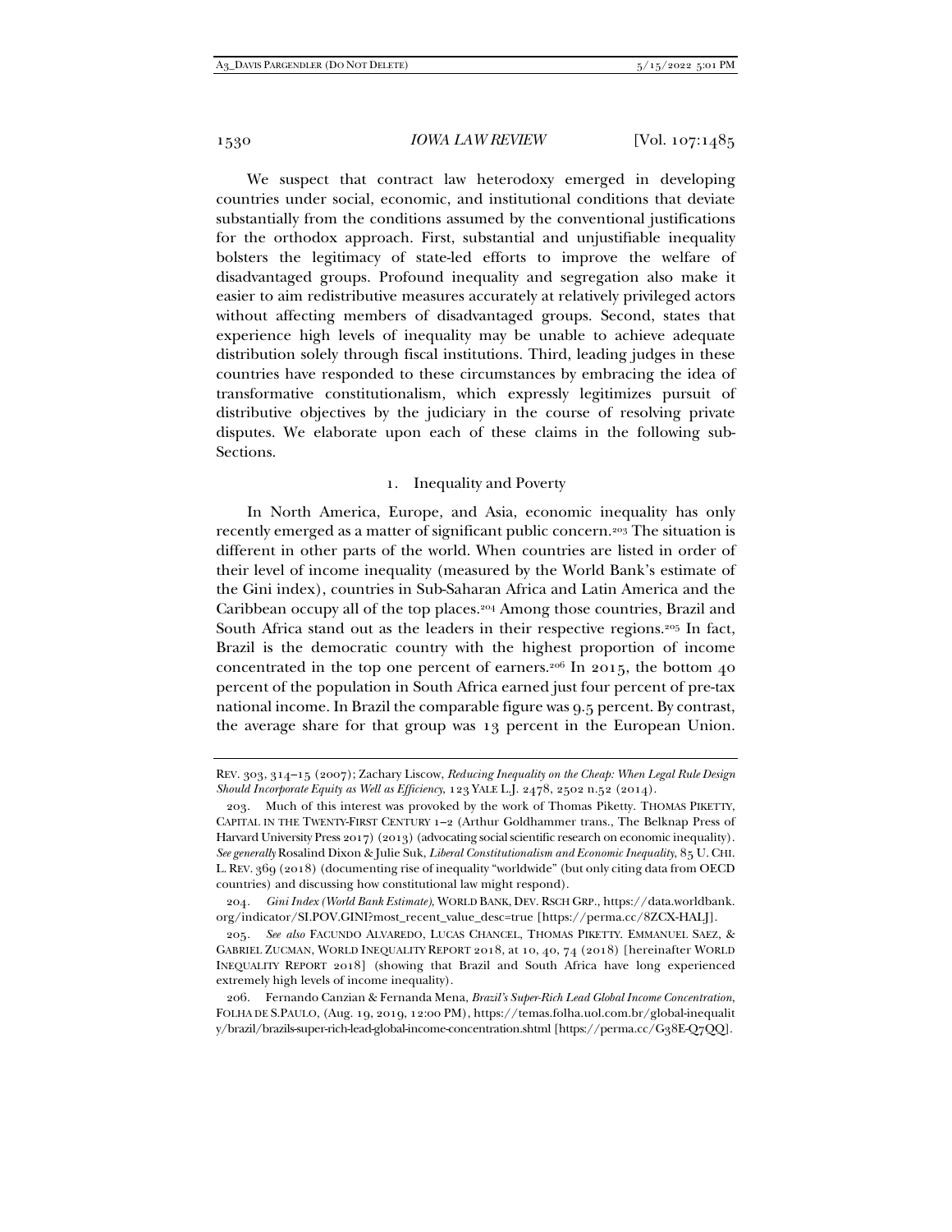We suspect that contract law heterodoxy emerged in developing countries under social, economic, and institutional conditions that deviate substantially from the conditions assumed by the conventional justifications for the orthodox approach. First, substantial and unjustifiable inequality bolsters the legitimacy of state-led efforts to improve the welfare of disadvantaged groups. Profound inequality and segregation also make it easier to aim redistributive measures accurately at relatively privileged actors without affecting members of disadvantaged groups. Second, states that experience high levels of inequality may be unable to achieve adequate distribution solely through fiscal institutions. Third, leading judges in these countries have responded to these circumstances by embracing the idea of transformative constitutionalism, which expressly legitimizes pursuit of distributive objectives by the judiciary in the course of resolving private disputes. We elaborate upon each of these claims in the following sub-Sections.

### 1. Inequality and Poverty

In North America, Europe, and Asia, economic inequality has only recently emerged as a matter of significant public concern.[203] The situation is different in other parts of the world. When countries are listed in order of their level of income inequality (measured by the World Bank's estimate of the Gini index), countries in Sub-Saharan Africa and Latin America and the Caribbean occupy all of the top places.[204] Among those countries, Brazil and South Africa stand out as the leaders in their respective regions.[205] In fact, Brazil is the democratic country with the highest proportion of income concentrated in the top one percent of earners.[206] In 2015, the bottom 40 percent of the population in South Africa earned just four percent of pre-tax national income. In Brazil the comparable figure was 9.5 percent. By contrast, the average share for that group was 13 percent in the European Union.

---

REV. 303, 314–15 (2007); Zachary Liscow, *Reducing Inequality on the Cheap: When Legal Rule Design Should Incorporate Equity as Well as Efficiency*, 123 YALE L.J. 2478, 2502 n.52 (2014).

203. Much of this interest was provoked by the work of Thomas Piketty. THOMAS PIKETTY, CAPITAL IN THE TWENTY-FIRST CENTURY 1–2 (Arthur Goldhammer trans., The Belknap Press of Harvard University Press 2017) (2013) (advocating social scientific research on economic inequality). *See generally* Rosalind Dixon & Julie Suk, *Liberal Constitutionalism and Economic Inequality*, 85 U. CHI. L. REV. 369 (2018) (documenting rise of inequality "worldwide" (but only citing data from OECD countries) and discussing how constitutional law might respond).

204. *Gini Index (World Bank Estimate)*, WORLD BANK, DEV. RSCH GRP., https://data.worldbank.org/indicator/SI.POV.GINI?most_recent_value_desc=true [https://perma.cc/8ZCX-HALJ].

205. *See also* FACUNDO ALVAREDO, LUCAS CHANCEL, THOMAS PIKETTY. EMMANUEL SAEZ, & GABRIEL ZUCMAN, WORLD INEQUALITY REPORT 2018, at 10, 40, 74 (2018) [hereinafter WORLD INEQUALITY REPORT 2018] (showing that Brazil and South Africa have long experienced extremely high levels of income inequality).

206. Fernando Canzian & Fernanda Mena, *Brazil's Super-Rich Lead Global Income Concentration*, FOLHA DE S.PAULO, (Aug. 19, 2019, 12:00 PM), https://temas.folha.uol.com.br/global-inequality/brazil/brazils-super-rich-lead-global-income-concentration.shtml [https://perma.cc/G38E-Q7QQ].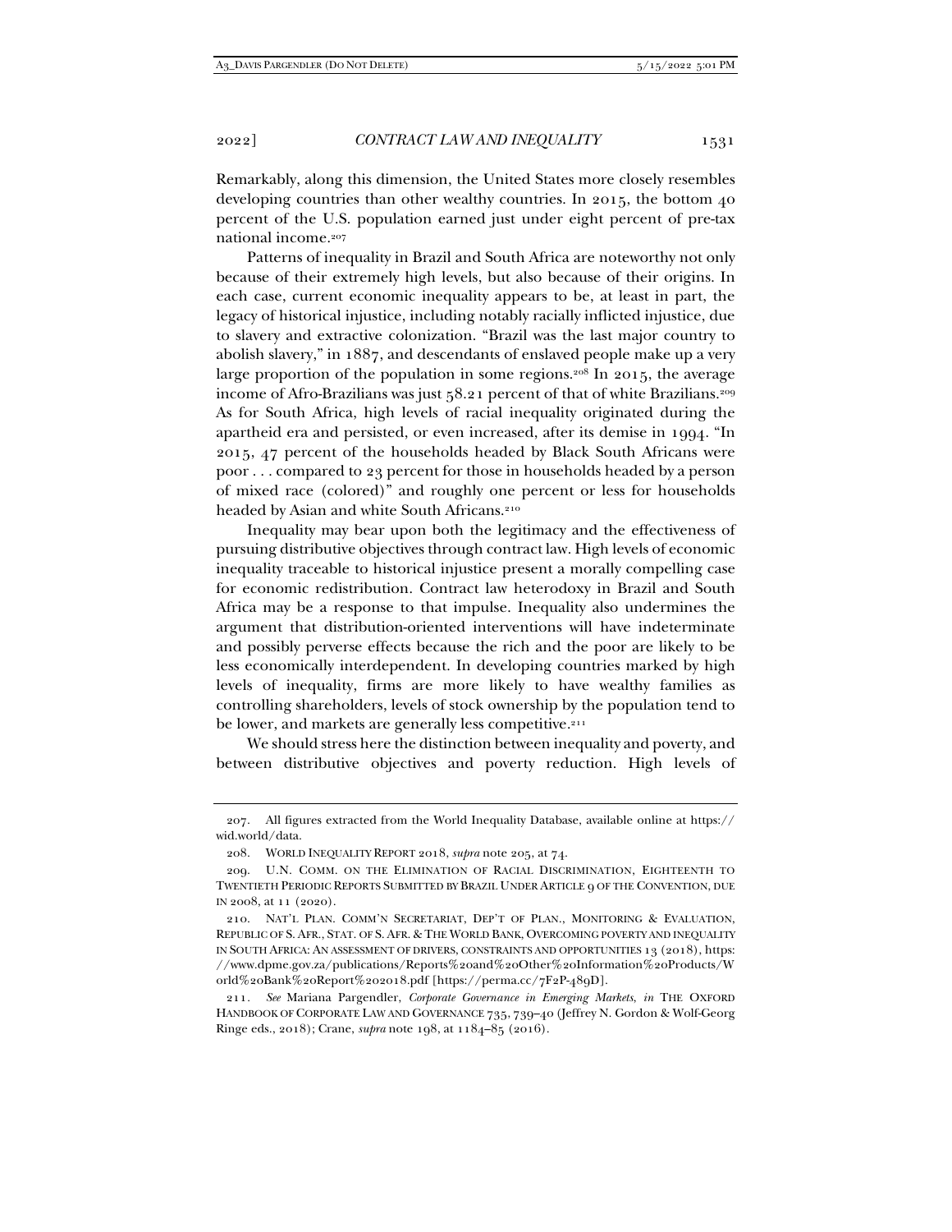Remarkably, along this dimension, the United States more closely resembles developing countries than other wealthy countries. In 2015, the bottom 40 percent of the U.S. population earned just under eight percent of pre-tax national income.[207]

Patterns of inequality in Brazil and South Africa are noteworthy not only because of their extremely high levels, but also because of their origins. In each case, current economic inequality appears to be, at least in part, the legacy of historical injustice, including notably racially inflicted injustice, due to slavery and extractive colonization. "Brazil was the last major country to abolish slavery," in 1887, and descendants of enslaved people make up a very large proportion of the population in some regions.[208] In 2015, the average income of Afro-Brazilians was just 58.21 percent of that of white Brazilians.[209] As for South Africa, high levels of racial inequality originated during the apartheid era and persisted, or even increased, after its demise in 1994. "In 2015, 47 percent of the households headed by Black South Africans were poor . . . compared to 23 percent for those in households headed by a person of mixed race (colored)" and roughly one percent or less for households headed by Asian and white South Africans.[210]

Inequality may bear upon both the legitimacy and the effectiveness of pursuing distributive objectives through contract law. High levels of economic inequality traceable to historical injustice present a morally compelling case for economic redistribution. Contract law heterodoxy in Brazil and South Africa may be a response to that impulse. Inequality also undermines the argument that distribution-oriented interventions will have indeterminate and possibly perverse effects because the rich and the poor are likely to be less economically interdependent. In developing countries marked by high levels of inequality, firms are more likely to have wealthy families as controlling shareholders, levels of stock ownership by the population tend to be lower, and markets are generally less competitive.[211]

We should stress here the distinction between inequality and poverty, and between distributive objectives and poverty reduction. High levels of

---

207. All figures extracted from the World Inequality Database, available online at https://wid.world/data.

208. WORLD INEQUALITY REPORT 2018, *supra* note 205, at 74.

209. U.N. COMM. ON THE ELIMINATION OF RACIAL DISCRIMINATION, EIGHTEENTH TO TWENTIETH PERIODIC REPORTS SUBMITTED BY BRAZIL UNDER ARTICLE 9 OF THE CONVENTION, DUE IN 2008, at 11 (2020).

210. NAT'L PLAN. COMM'N SECRETARIAT, DEP'T OF PLAN., MONITORING & EVALUATION, REPUBLIC OF S. AFR., STAT. OF S. AFR. & THE WORLD BANK, OVERCOMING POVERTY AND INEQUALITY IN SOUTH AFRICA: AN ASSESSMENT OF DRIVERS, CONSTRAINTS AND OPPORTUNITIES 13 (2018), https://www.dpme.gov.za/publications/Reports%20and%20Other%20Information%20Products/World%20Bank%20Report%202018.pdf [https://perma.cc/7F2P-489D].

211. *See* Mariana Pargendler, *Corporate Governance in Emerging Markets*, *in* THE OXFORD HANDBOOK OF CORPORATE LAW AND GOVERNANCE 735, 739–40 (Jeffrey N. Gordon & Wolf-Georg Ringe eds., 2018); Crane, *supra* note 198, at 1184–85 (2016).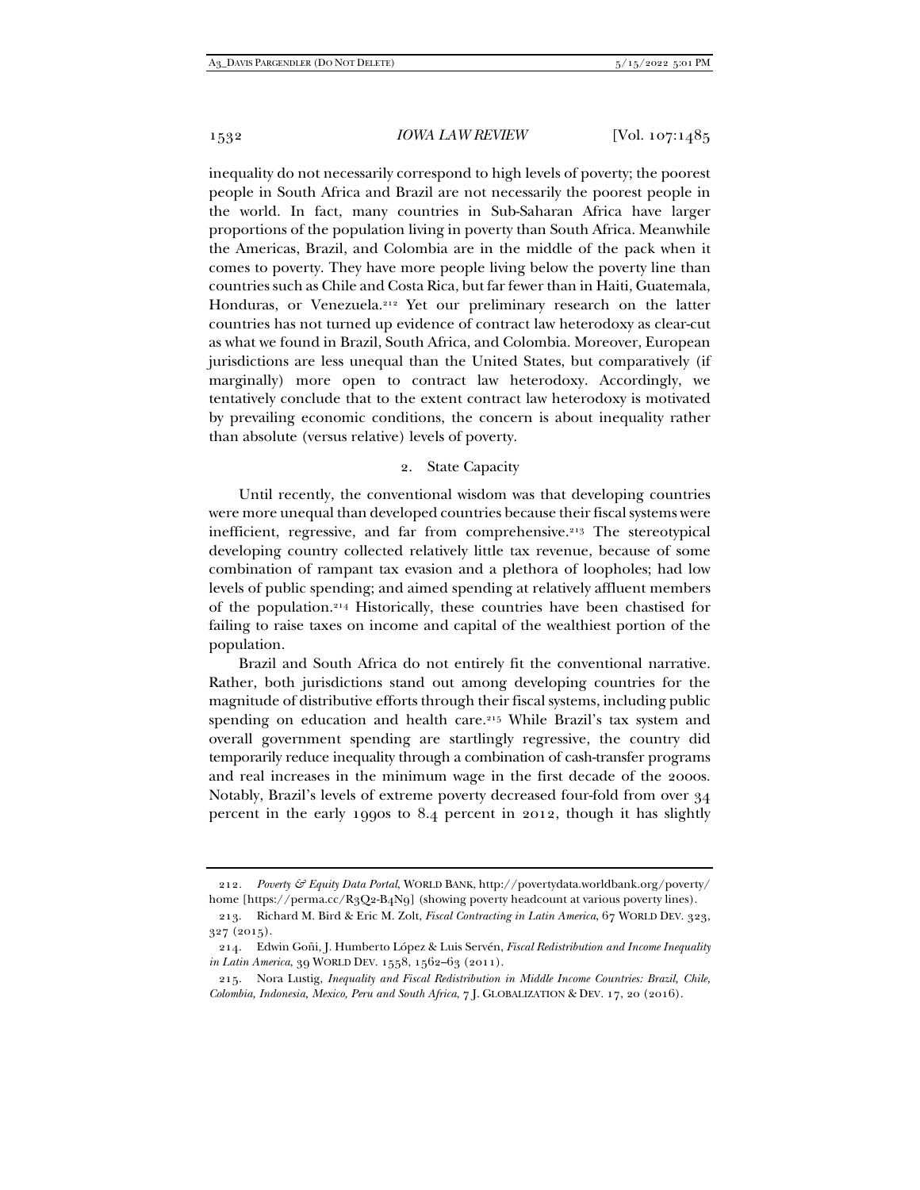inequality do not necessarily correspond to high levels of poverty; the poorest people in South Africa and Brazil are not necessarily the poorest people in the world. In fact, many countries in Sub-Saharan Africa have larger proportions of the population living in poverty than South Africa. Meanwhile the Americas, Brazil, and Colombia are in the middle of the pack when it comes to poverty. They have more people living below the poverty line than countries such as Chile and Costa Rica, but far fewer than in Haiti, Guatemala, Honduras, or Venezuela.[212] Yet our preliminary research on the latter countries has not turned up evidence of contract law heterodoxy as clear-cut as what we found in Brazil, South Africa, and Colombia. Moreover, European jurisdictions are less unequal than the United States, but comparatively (if marginally) more open to contract law heterodoxy. Accordingly, we tentatively conclude that to the extent contract law heterodoxy is motivated by prevailing economic conditions, the concern is about inequality rather than absolute (versus relative) levels of poverty.

### 2. State Capacity

Until recently, the conventional wisdom was that developing countries were more unequal than developed countries because their fiscal systems were inefficient, regressive, and far from comprehensive.[213] The stereotypical developing country collected relatively little tax revenue, because of some combination of rampant tax evasion and a plethora of loopholes; had low levels of public spending; and aimed spending at relatively affluent members of the population.[214] Historically, these countries have been chastised for failing to raise taxes on income and capital of the wealthiest portion of the population.

Brazil and South Africa do not entirely fit the conventional narrative. Rather, both jurisdictions stand out among developing countries for the magnitude of distributive efforts through their fiscal systems, including public spending on education and health care.[215] While Brazil's tax system and overall government spending are startlingly regressive, the country did temporarily reduce inequality through a combination of cash-transfer programs and real increases in the minimum wage in the first decade of the 2000s. Notably, Brazil's levels of extreme poverty decreased four-fold from over 34 percent in the early 1990s to 8.4 percent in 2012, though it has slightly

---

212. *Poverty & Equity Data Portal*, WORLD BANK, http://povertydata.worldbank.org/poverty/home [https://perma.cc/R3Q2-B4N9] (showing poverty headcount at various poverty lines).

213. Richard M. Bird & Eric M. Zolt, *Fiscal Contracting in Latin America*, 67 WORLD DEV. 323, 327 (2015).

214. Edwin Goñi, J. Humberto López & Luis Servén, *Fiscal Redistribution and Income Inequality in Latin America*, 39 WORLD DEV. 1558, 1562–63 (2011).

215. Nora Lustig, *Inequality and Fiscal Redistribution in Middle Income Countries: Brazil, Chile, Colombia, Indonesia, Mexico, Peru and South Africa*, 7 J. GLOBALIZATION & DEV. 17, 20 (2016).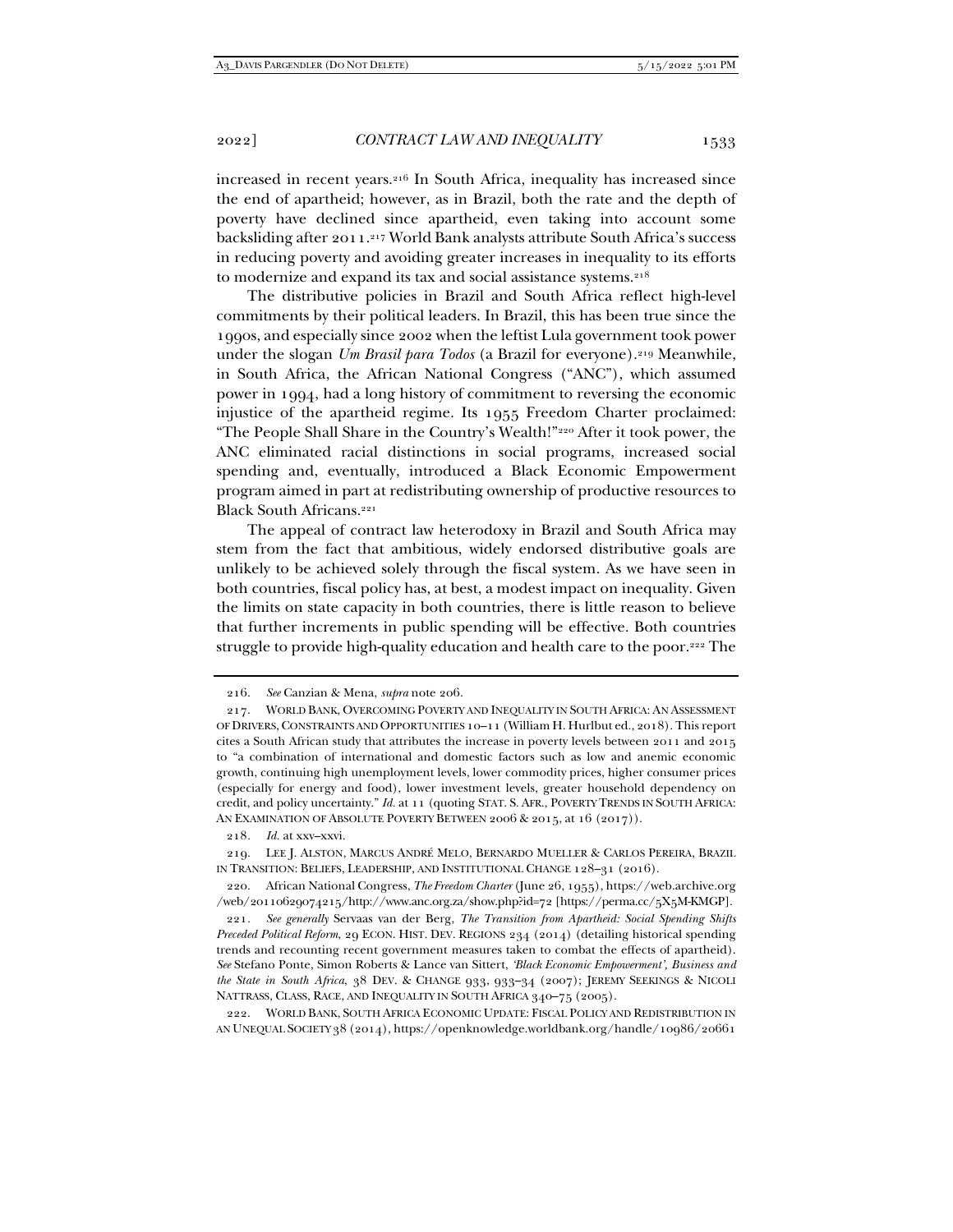increased in recent years.[216] In South Africa, inequality has increased since the end of apartheid; however, as in Brazil, both the rate and the depth of poverty have declined since apartheid, even taking into account some backsliding after 2011.[217] World Bank analysts attribute South Africa's success in reducing poverty and avoiding greater increases in inequality to its efforts to modernize and expand its tax and social assistance systems.[218]

The distributive policies in Brazil and South Africa reflect high-level commitments by their political leaders. In Brazil, this has been true since the 1990s, and especially since 2002 when the leftist Lula government took power under the slogan *Um Brasil para Todos* (a Brazil for everyone).[219] Meanwhile, in South Africa, the African National Congress ("ANC"), which assumed power in 1994, had a long history of commitment to reversing the economic injustice of the apartheid regime. Its 1955 Freedom Charter proclaimed: "The People Shall Share in the Country's Wealth!"[220] After it took power, the ANC eliminated racial distinctions in social programs, increased social spending and, eventually, introduced a Black Economic Empowerment program aimed in part at redistributing ownership of productive resources to Black South Africans.[221]

The appeal of contract law heterodoxy in Brazil and South Africa may stem from the fact that ambitious, widely endorsed distributive goals are unlikely to be achieved solely through the fiscal system. As we have seen in both countries, fiscal policy has, at best, a modest impact on inequality. Given the limits on state capacity in both countries, there is little reason to believe that further increments in public spending will be effective. Both countries struggle to provide high-quality education and health care to the poor.[222] The

---

216. *See* Canzian & Mena, *supra* note 206.

217. WORLD BANK, OVERCOMING POVERTY AND INEQUALITY IN SOUTH AFRICA: AN ASSESSMENT OF DRIVERS, CONSTRAINTS AND OPPORTUNITIES 10–11 (William H. Hurlbut ed., 2018). This report cites a South African study that attributes the increase in poverty levels between 2011 and 2015 to "a combination of international and domestic factors such as low and anemic economic growth, continuing high unemployment levels, lower commodity prices, higher consumer prices (especially for energy and food), lower investment levels, greater household dependency on credit, and policy uncertainty." *Id.* at 11 (quoting STAT. S. AFR., POVERTY TRENDS IN SOUTH AFRICA: AN EXAMINATION OF ABSOLUTE POVERTY BETWEEN 2006 & 2015, at 16 (2017)).

218. *Id.* at xxv–xxvi.

219. LEE J. ALSTON, MARCUS ANDRÉ MELO, BERNARDO MUELLER & CARLOS PEREIRA, BRAZIL IN TRANSITION: BELIEFS, LEADERSHIP, AND INSTITUTIONAL CHANGE 128–31 (2016).

220. African National Congress, *The Freedom Charter* (June 26, 1955), https://web.archive.org/web/20110629074215/http://www.anc.org.za/show.php?id=72 [https://perma.cc/5X5M-KMGP].

221. *See generally* Servaas van der Berg, *The Transition from Apartheid: Social Spending Shifts Preceded Political Reform*, 29 ECON. HIST. DEV. REGIONS 234 (2014) (detailing historical spending trends and recounting recent government measures taken to combat the effects of apartheid). *See* Stefano Ponte, Simon Roberts & Lance van Sittert, *'Black Economic Empowerment', Business and the State in South Africa*, 38 DEV. & CHANGE 933, 933–34 (2007); JEREMY SEEKINGS & NICOLI NATTRASS, CLASS, RACE, AND INEQUALITY IN SOUTH AFRICA 340–75 (2005).

222. WORLD BANK, SOUTH AFRICA ECONOMIC UPDATE: FISCAL POLICY AND REDISTRIBUTION IN AN UNEQUAL SOCIETY 38 (2014), https://openknowledge.worldbank.org/handle/10986/20661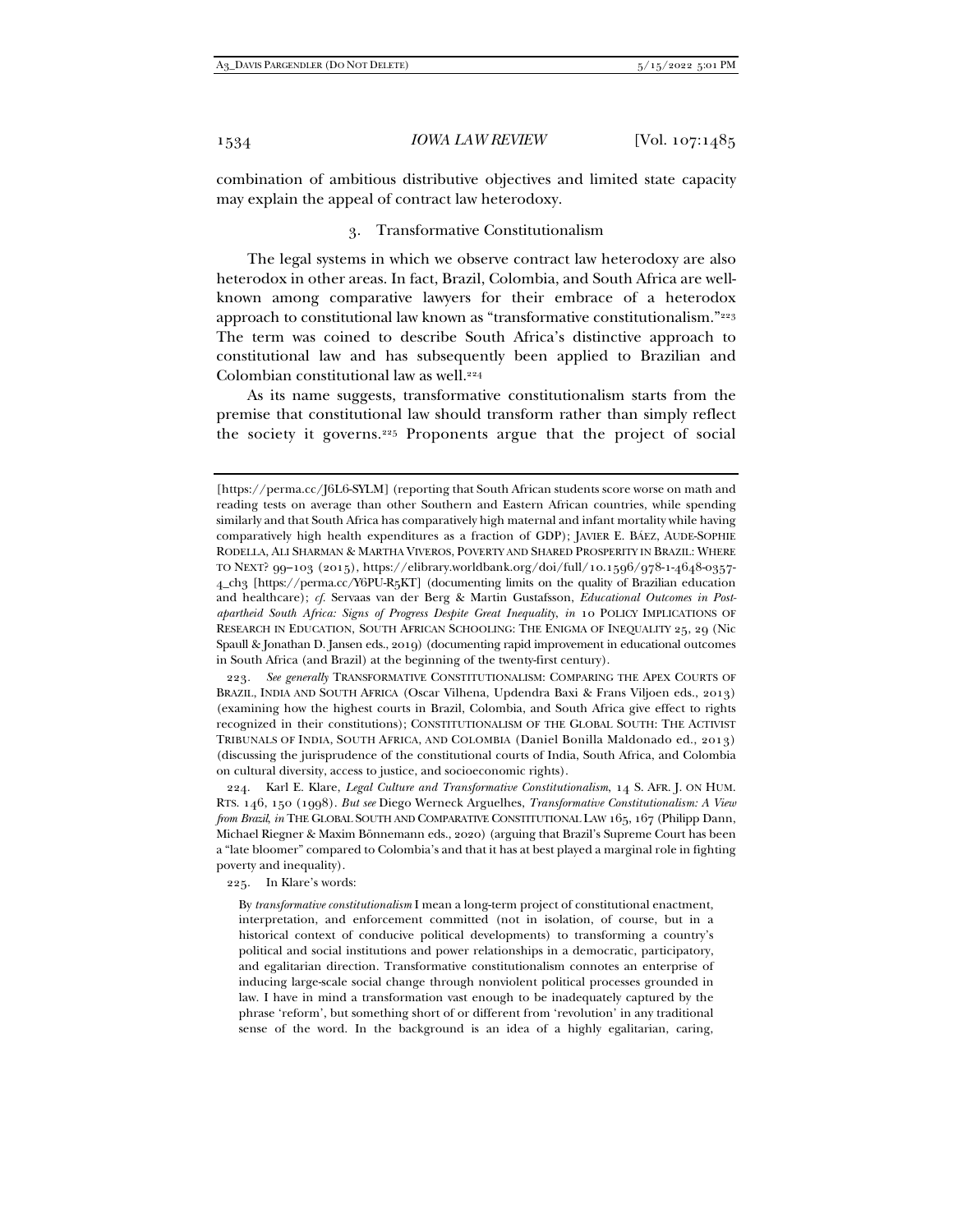combination of ambitious distributive objectives and limited state capacity may explain the appeal of contract law heterodoxy.

### 3. Transformative Constitutionalism

The legal systems in which we observe contract law heterodoxy are also heterodox in other areas. In fact, Brazil, Colombia, and South Africa are well-known among comparative lawyers for their embrace of a heterodox approach to constitutional law known as "transformative constitutionalism."[223] The term was coined to describe South Africa's distinctive approach to constitutional law and has subsequently been applied to Brazilian and Colombian constitutional law as well.[224]

As its name suggests, transformative constitutionalism starts from the premise that constitutional law should transform rather than simply reflect the society it governs.[225] Proponents argue that the project of social

---

[https://perma.cc/J6L6-SYLM] (reporting that South African students score worse on math and reading tests on average than other Southern and Eastern African countries, while spending similarly and that South Africa has comparatively high maternal and infant mortality while having comparatively high health expenditures as a fraction of GDP); JAVIER E. BÁEZ, AUDE-SOPHIE RODELLA, ALI SHARMAN & MARTHA VIVEROS, POVERTY AND SHARED PROSPERITY IN BRAZIL: WHERE TO NEXT? 99–103 (2015), https://elibrary.worldbank.org/doi/full/10.1596/978-1-4648-0357-4_ch3 [https://perma.cc/Y6PU-R5KT] (documenting limits on the quality of Brazilian education and healthcare); *cf.* Servaas van der Berg & Martin Gustafsson, *Educational Outcomes in Post-apartheid South Africa: Signs of Progress Despite Great Inequality*, *in* 10 POLICY IMPLICATIONS OF RESEARCH IN EDUCATION, SOUTH AFRICAN SCHOOLING: THE ENIGMA OF INEQUALITY 25, 29 (Nic Spaull & Jonathan D. Jansen eds., 2019) (documenting rapid improvement in educational outcomes in South Africa (and Brazil) at the beginning of the twenty-first century).

223. *See generally* TRANSFORMATIVE CONSTITUTIONALISM: COMPARING THE APEX COURTS OF BRAZIL, INDIA AND SOUTH AFRICA (Oscar Vilhena, Updendra Baxi & Frans Viljoen eds., 2013) (examining how the highest courts in Brazil, Colombia, and South Africa give effect to rights recognized in their constitutions); CONSTITUTIONALISM OF THE GLOBAL SOUTH: THE ACTIVIST TRIBUNALS OF INDIA, SOUTH AFRICA, AND COLOMBIA (Daniel Bonilla Maldonado ed., 2013) (discussing the jurisprudence of the constitutional courts of India, South Africa, and Colombia on cultural diversity, access to justice, and socioeconomic rights).

224. Karl E. Klare, *Legal Culture and Transformative Constitutionalism*, 14 S. AFR. J. ON HUM. RTS. 146, 150 (1998). *But see* Diego Werneck Arguelhes, *Transformative Constitutionalism: A View from Brazil*, *in* THE GLOBAL SOUTH AND COMPARATIVE CONSTITUTIONAL LAW 165, 167 (Philipp Dann, Michael Riegner & Maxim Bönnemann eds., 2020) (arguing that Brazil's Supreme Court has been a "late bloomer" compared to Colombia's and that it has at best played a marginal role in fighting poverty and inequality).

225. In Klare's words:

> By *transformative constitutionalism* I mean a long-term project of constitutional enactment, interpretation, and enforcement committed (not in isolation, of course, but in a historical context of conducive political developments) to transforming a country's political and social institutions and power relationships in a democratic, participatory, and egalitarian direction. Transformative constitutionalism connotes an enterprise of inducing large-scale social change through nonviolent political processes grounded in law. I have in mind a transformation vast enough to be inadequately captured by the phrase 'reform', but something short of or different from 'revolution' in any traditional sense of the word. In the background is an idea of a highly egalitarian, caring,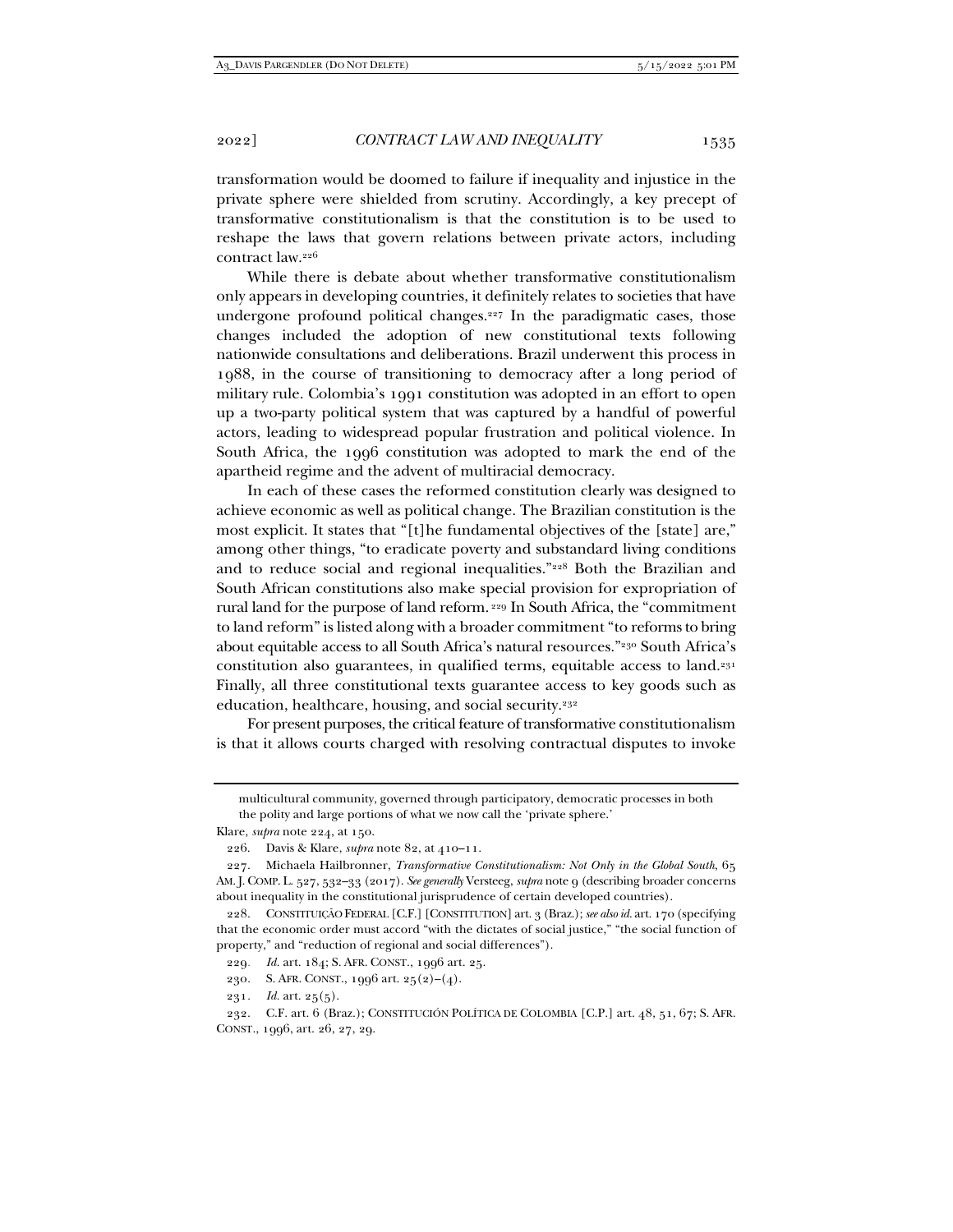transformation would be doomed to failure if inequality and injustice in the private sphere were shielded from scrutiny. Accordingly, a key precept of transformative constitutionalism is that the constitution is to be used to reshape the laws that govern relations between private actors, including contract law.[226]

While there is debate about whether transformative constitutionalism only appears in developing countries, it definitely relates to societies that have undergone profound political changes.[227] In the paradigmatic cases, those changes included the adoption of new constitutional texts following nationwide consultations and deliberations. Brazil underwent this process in 1988, in the course of transitioning to democracy after a long period of military rule. Colombia's 1991 constitution was adopted in an effort to open up a two-party political system that was captured by a handful of powerful actors, leading to widespread popular frustration and political violence. In South Africa, the 1996 constitution was adopted to mark the end of the apartheid regime and the advent of multiracial democracy.

In each of these cases the reformed constitution clearly was designed to achieve economic as well as political change. The Brazilian constitution is the most explicit. It states that "[t]he fundamental objectives of the [state] are," among other things, "to eradicate poverty and substandard living conditions and to reduce social and regional inequalities."[228] Both the Brazilian and South African constitutions also make special provision for expropriation of rural land for the purpose of land reform.[229] In South Africa, the "commitment to land reform" is listed along with a broader commitment "to reforms to bring about equitable access to all South Africa's natural resources."[230] South Africa's constitution also guarantees, in qualified terms, equitable access to land.[231] Finally, all three constitutional texts guarantee access to key goods such as education, healthcare, housing, and social security.[232]

For present purposes, the critical feature of transformative constitutionalism is that it allows courts charged with resolving contractual disputes to invoke

---

multicultural community, governed through participatory, democratic processes in both the polity and large portions of what we now call the 'private sphere.'

Klare, *supra* note 224, at 150.

226. Davis & Klare, *supra* note 82, at 410–11.

227. Michaela Hailbronner, *Transformative Constitutionalism: Not Only in the Global South*, 65 AM. J. COMP. L. 527, 532–33 (2017). *See generally* Versteeg, *supra* note 9 (describing broader concerns about inequality in the constitutional jurisprudence of certain developed countries).

228. CONSTITUIÇÃO FEDERAL [C.F.] [CONSTITUTION] art. 3 (Braz.); *see also id.* art. 170 (specifying that the economic order must accord "with the dictates of social justice," "the social function of property," and "reduction of regional and social differences").

229. *Id.* art. 184; S. AFR. CONST., 1996 art. 25.

230. S. AFR. CONST., 1996 art. 25(2)–(4).

231. *Id.* art. 25(5).

232. C.F. art. 6 (Braz.); CONSTITUCIÓN POLÍTICA DE COLOMBIA [C.P.] art. 48, 51, 67; S. AFR. CONST., 1996, art. 26, 27, 29.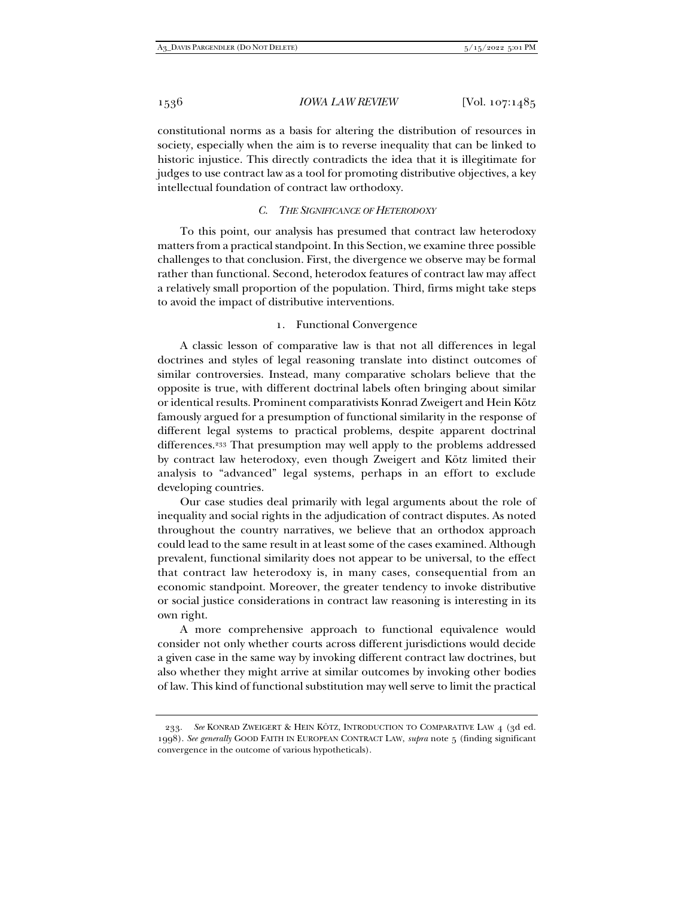constitutional norms as a basis for altering the distribution of resources in society, especially when the aim is to reverse inequality that can be linked to historic injustice. This directly contradicts the idea that it is illegitimate for judges to use contract law as a tool for promoting distributive objectives, a key intellectual foundation of contract law orthodoxy.

### C. *The Significance of Heterodoxy*

To this point, our analysis has presumed that contract law heterodoxy matters from a practical standpoint. In this Section, we examine three possible challenges to that conclusion. First, the divergence we observe may be formal rather than functional. Second, heterodox features of contract law may affect a relatively small proportion of the population. Third, firms might take steps to avoid the impact of distributive interventions.

#### 1. Functional Convergence

A classic lesson of comparative law is that not all differences in legal doctrines and styles of legal reasoning translate into distinct outcomes of similar controversies. Instead, many comparative scholars believe that the opposite is true, with different doctrinal labels often bringing about similar or identical results. Prominent comparativists Konrad Zweigert and Hein Kötz famously argued for a presumption of functional similarity in the response of different legal systems to practical problems, despite apparent doctrinal differences.[233] That presumption may well apply to the problems addressed by contract law heterodoxy, even though Zweigert and Kötz limited their analysis to "advanced" legal systems, perhaps in an effort to exclude developing countries.

Our case studies deal primarily with legal arguments about the role of inequality and social rights in the adjudication of contract disputes. As noted throughout the country narratives, we believe that an orthodox approach could lead to the same result in at least some of the cases examined. Although prevalent, functional similarity does not appear to be universal, to the effect that contract law heterodoxy is, in many cases, consequential from an economic standpoint. Moreover, the greater tendency to invoke distributive or social justice considerations in contract law reasoning is interesting in its own right.

A more comprehensive approach to functional equivalence would consider not only whether courts across different jurisdictions would decide a given case in the same way by invoking different contract law doctrines, but also whether they might arrive at similar outcomes by invoking other bodies of law. This kind of functional substitution may well serve to limit the practical

---

233. *See* Konrad Zweigert & Hein Kötz, Introduction to Comparative Law 4 (3d ed. 1998). *See generally* Good Faith in European Contract Law, *supra* note 5 (finding significant convergence in the outcome of various hypotheticals).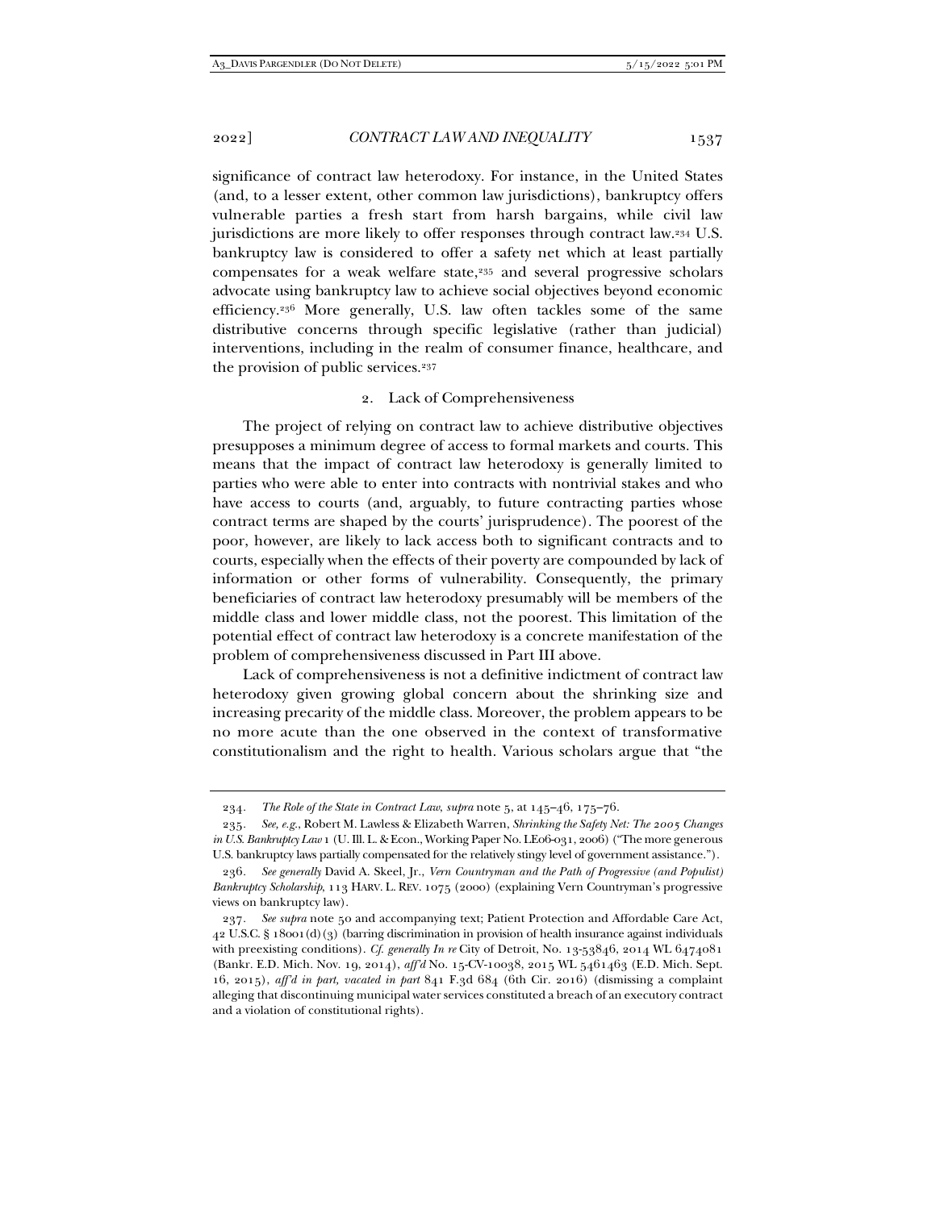significance of contract law heterodoxy. For instance, in the United States (and, to a lesser extent, other common law jurisdictions), bankruptcy offers vulnerable parties a fresh start from harsh bargains, while civil law jurisdictions are more likely to offer responses through contract law.[234] U.S. bankruptcy law is considered to offer a safety net which at least partially compensates for a weak welfare state,[235] and several progressive scholars advocate using bankruptcy law to achieve social objectives beyond economic efficiency.[236] More generally, U.S. law often tackles some of the same distributive concerns through specific legislative (rather than judicial) interventions, including in the realm of consumer finance, healthcare, and the provision of public services.[237]

### 2. Lack of Comprehensiveness

The project of relying on contract law to achieve distributive objectives presupposes a minimum degree of access to formal markets and courts. This means that the impact of contract law heterodoxy is generally limited to parties who were able to enter into contracts with nontrivial stakes and who have access to courts (and, arguably, to future contracting parties whose contract terms are shaped by the courts' jurisprudence). The poorest of the poor, however, are likely to lack access both to significant contracts and to courts, especially when the effects of their poverty are compounded by lack of information or other forms of vulnerability. Consequently, the primary beneficiaries of contract law heterodoxy presumably will be members of the middle class and lower middle class, not the poorest. This limitation of the potential effect of contract law heterodoxy is a concrete manifestation of the problem of comprehensiveness discussed in Part III above.

Lack of comprehensiveness is not a definitive indictment of contract law heterodoxy given growing global concern about the shrinking size and increasing precarity of the middle class. Moreover, the problem appears to be no more acute than the one observed in the context of transformative constitutionalism and the right to health. Various scholars argue that "the

---

234. *The Role of the State in Contract Law*, *supra* note 5, at 145–46, 175–76.

235. *See, e.g.*, Robert M. Lawless & Elizabeth Warren, *Shrinking the Safety Net: The 2005 Changes in U.S. Bankruptcy Law* 1 (U. Ill. L. & Econ., Working Paper No. LE06-031, 2006) ("The more generous U.S. bankruptcy laws partially compensated for the relatively stingy level of government assistance.").

236. *See generally* David A. Skeel, Jr., *Vern Countryman and the Path of Progressive (and Populist) Bankruptcy Scholarship*, 113 HARV. L. REV. 1075 (2000) (explaining Vern Countryman's progressive views on bankruptcy law).

237. *See supra* note 50 and accompanying text; Patient Protection and Affordable Care Act, 42 U.S.C. § 18001(d)(3) (barring discrimination in provision of health insurance against individuals with preexisting conditions). *Cf. generally In re* City of Detroit, No. 13-53846, 2014 WL 6474081 (Bankr. E.D. Mich. Nov. 19, 2014), *aff'd* No. 15-CV-10038, 2015 WL 5461463 (E.D. Mich. Sept. 16, 2015), *aff'd in part, vacated in part* 841 F.3d 684 (6th Cir. 2016) (dismissing a complaint alleging that discontinuing municipal water services constituted a breach of an executory contract and a violation of constitutional rights).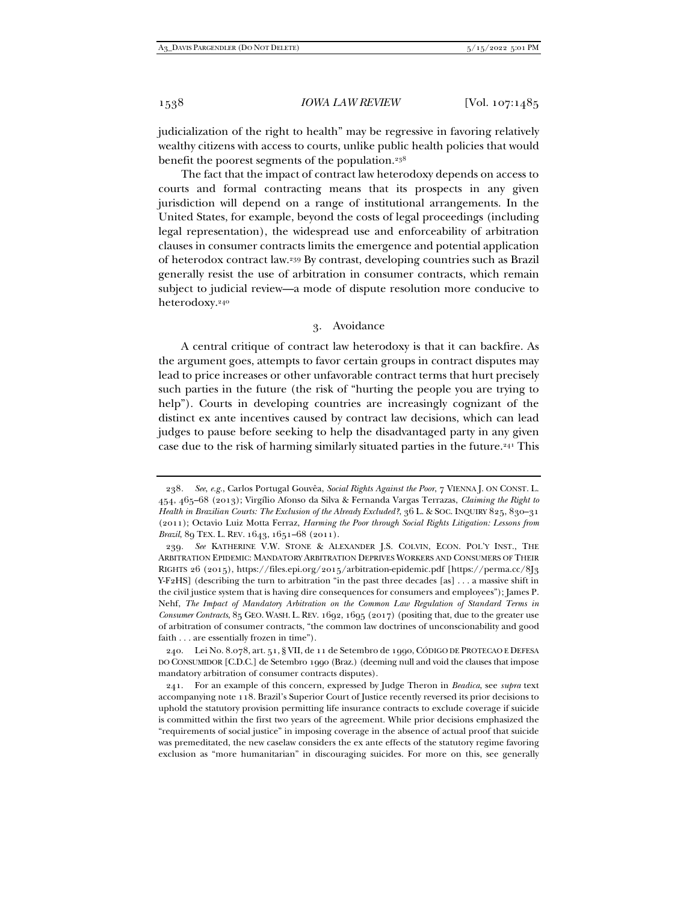judicialization of the right to health" may be regressive in favoring relatively wealthy citizens with access to courts, unlike public health policies that would benefit the poorest segments of the population.[238]

The fact that the impact of contract law heterodoxy depends on access to courts and formal contracting means that its prospects in any given jurisdiction will depend on a range of institutional arrangements. In the United States, for example, beyond the costs of legal proceedings (including legal representation), the widespread use and enforceability of arbitration clauses in consumer contracts limits the emergence and potential application of heterodox contract law.[239] By contrast, developing countries such as Brazil generally resist the use of arbitration in consumer contracts, which remain subject to judicial review—a mode of dispute resolution more conducive to heterodoxy.[240]

### 3. Avoidance

A central critique of contract law heterodoxy is that it can backfire. As the argument goes, attempts to favor certain groups in contract disputes may lead to price increases or other unfavorable contract terms that hurt precisely such parties in the future (the risk of "hurting the people you are trying to help"). Courts in developing countries are increasingly cognizant of the distinct ex ante incentives caused by contract law decisions, which can lead judges to pause before seeking to help the disadvantaged party in any given case due to the risk of harming similarly situated parties in the future.[241] This

---

238. *See, e.g.*, Carlos Portugal Gouvêa, *Social Rights Against the Poor*, 7 VIENNA J. ON CONST. L. 454, 465–68 (2013); Virgílio Afonso da Silva & Fernanda Vargas Terrazas, *Claiming the Right to Health in Brazilian Courts: The Exclusion of the Already Excluded?*, 36 L. & SOC. INQUIRY 825, 830–31 (2011); Octavio Luiz Motta Ferraz, *Harming the Poor through Social Rights Litigation: Lessons from Brazil*, 89 TEX. L. REV. 1643, 1651–68 (2011).

239. *See* KATHERINE V.W. STONE & ALEXANDER J.S. COLVIN, ECON. POL'Y INST., THE ARBITRATION EPIDEMIC: MANDATORY ARBITRATION DEPRIVES WORKERS AND CONSUMERS OF THEIR RIGHTS 26 (2015), https://files.epi.org/2015/arbitration-epidemic.pdf [https://perma.cc/8J3Y-F2HS] (describing the turn to arbitration "in the past three decades [as] . . . a massive shift in the civil justice system that is having dire consequences for consumers and employees"); James P. Nehf, *The Impact of Mandatory Arbitration on the Common Law Regulation of Standard Terms in Consumer Contracts*, 85 GEO. WASH. L. REV. 1692, 1695 (2017) (positing that, due to the greater use of arbitration of consumer contracts, "the common law doctrines of unconscionability and good faith . . . are essentially frozen in time").

240. Lei No. 8.078, art. 51, § VII, de 11 de Setembro de 1990, CÓDIGO DE PROTECAO E DEFESA DO CONSUMIDOR [C.D.C.] de Setembro 1990 (Braz.) (deeming null and void the clauses that impose mandatory arbitration of consumer contracts disputes).

241. For an example of this concern, expressed by Judge Theron in *Beadica*, see *supra* text accompanying note 118. Brazil's Superior Court of Justice recently reversed its prior decisions to uphold the statutory provision permitting life insurance contracts to exclude coverage if suicide is committed within the first two years of the agreement. While prior decisions emphasized the "requirements of social justice" in imposing coverage in the absence of actual proof that suicide was premeditated, the new caselaw considers the ex ante effects of the statutory regime favoring exclusion as "more humanitarian" in discouraging suicides. For more on this, see generally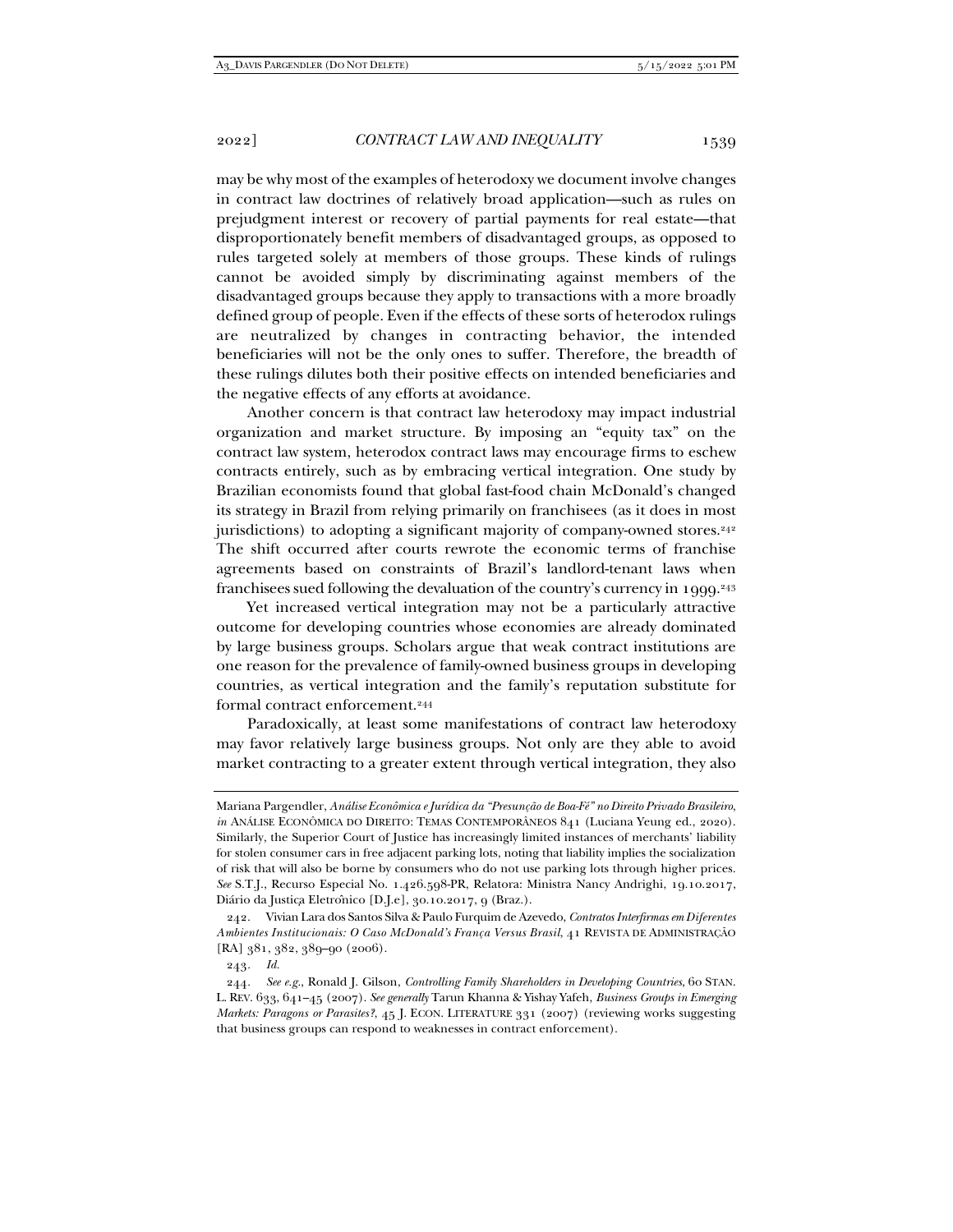may be why most of the examples of heterodoxy we document involve changes in contract law doctrines of relatively broad application—such as rules on prejudgment interest or recovery of partial payments for real estate—that disproportionately benefit members of disadvantaged groups, as opposed to rules targeted solely at members of those groups. These kinds of rulings cannot be avoided simply by discriminating against members of the disadvantaged groups because they apply to transactions with a more broadly defined group of people. Even if the effects of these sorts of heterodox rulings are neutralized by changes in contracting behavior, the intended beneficiaries will not be the only ones to suffer. Therefore, the breadth of these rulings dilutes both their positive effects on intended beneficiaries and the negative effects of any efforts at avoidance.

Another concern is that contract law heterodoxy may impact industrial organization and market structure. By imposing an "equity tax" on the contract law system, heterodox contract laws may encourage firms to eschew contracts entirely, such as by embracing vertical integration. One study by Brazilian economists found that global fast-food chain McDonald's changed its strategy in Brazil from relying primarily on franchisees (as it does in most jurisdictions) to adopting a significant majority of company-owned stores.[242] The shift occurred after courts rewrote the economic terms of franchise agreements based on constraints of Brazil's landlord-tenant laws when franchisees sued following the devaluation of the country's currency in 1999.[243]

Yet increased vertical integration may not be a particularly attractive outcome for developing countries whose economies are already dominated by large business groups. Scholars argue that weak contract institutions are one reason for the prevalence of family-owned business groups in developing countries, as vertical integration and the family's reputation substitute for formal contract enforcement.[244]

Paradoxically, at least some manifestations of contract law heterodoxy may favor relatively large business groups. Not only are they able to avoid market contracting to a greater extent through vertical integration, they also

---

Mariana Pargendler, *Análise Econômica e Jurídica da "Presunção de Boa-Fé" no Direito Privado Brasileiro*, *in* ANÁLISE ECONÔMICA DO DIREITO: TEMAS CONTEMPORÂNEOS 841 (Luciana Yeung ed., 2020). Similarly, the Superior Court of Justice has increasingly limited instances of merchants' liability for stolen consumer cars in free adjacent parking lots, noting that liability implies the socialization of risk that will also be borne by consumers who do not use parking lots through higher prices. *See* S.T.J., Recurso Especial No. 1.426.598-PR, Relatora: Ministra Nancy Andrighi, 19.10.2017, Diário da Justiça Eletrônico [D.J.e], 30.10.2017, 9 (Braz.).

242. Vivian Lara dos Santos Silva & Paulo Furquim de Azevedo, *Contratos Interfirmas em Diferentes Ambientes Institucionais: O Caso McDonald's França Versus Brasil*, 41 REVISTA DE ADMINISTRAÇÃO [RA] 381, 382, 389–90 (2006).

243. *Id.*

244. *See e.g.*, Ronald J. Gilson, *Controlling Family Shareholders in Developing Countries*, 60 STAN. L. REV. 633, 641–45 (2007). *See generally* Tarun Khanna & Yishay Yafeh, *Business Groups in Emerging Markets: Paragons or Parasites?*, 45 J. ECON. LITERATURE 331 (2007) (reviewing works suggesting that business groups can respond to weaknesses in contract enforcement).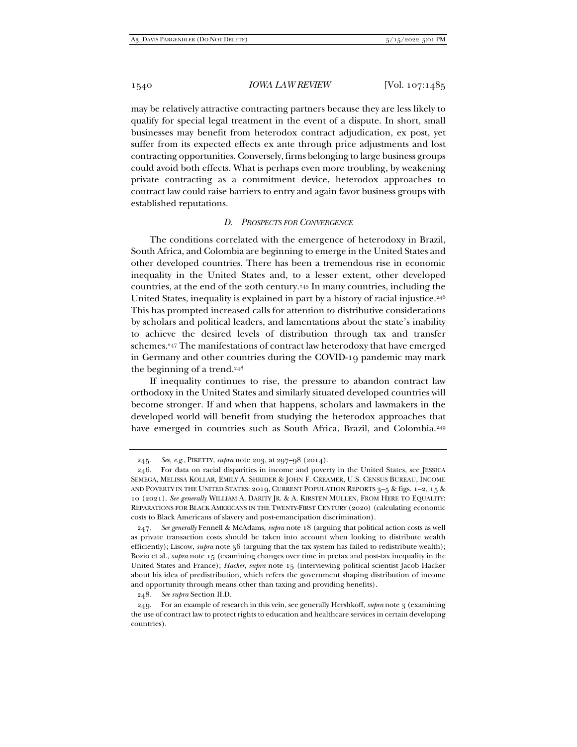may be relatively attractive contracting partners because they are less likely to qualify for special legal treatment in the event of a dispute. In short, small businesses may benefit from heterodox contract adjudication, ex post, yet suffer from its expected effects ex ante through price adjustments and lost contracting opportunities. Conversely, firms belonging to large business groups could avoid both effects. What is perhaps even more troubling, by weakening private contracting as a commitment device, heterodox approaches to contract law could raise barriers to entry and again favor business groups with established reputations.

### *D. Prospects for Convergence*

The conditions correlated with the emergence of heterodoxy in Brazil, South Africa, and Colombia are beginning to emerge in the United States and other developed countries. There has been a tremendous rise in economic inequality in the United States and, to a lesser extent, other developed countries, at the end of the 20th century.[245] In many countries, including the United States, inequality is explained in part by a history of racial injustice.[246] This has prompted increased calls for attention to distributive considerations by scholars and political leaders, and lamentations about the state's inability to achieve the desired levels of distribution through tax and transfer schemes.[247] The manifestations of contract law heterodoxy that have emerged in Germany and other countries during the COVID-19 pandemic may mark the beginning of a trend.[248]

If inequality continues to rise, the pressure to abandon contract law orthodoxy in the United States and similarly situated developed countries will become stronger. If and when that happens, scholars and lawmakers in the developed world will benefit from studying the heterodox approaches that have emerged in countries such as South Africa, Brazil, and Colombia.[249]

---

245. *See, e.g.*, PIKETTY, *supra* note 203, at 297–98 (2014).

246. For data on racial disparities in income and poverty in the United States, see JESSICA SEMEGA, MELISSA KOLLAR, EMILY A. SHRIDER & JOHN F. CREAMER, U.S. CENSUS BUREAU, INCOME AND POVERTY IN THE UNITED STATES: 2019, CURRENT POPULATION REPORTS 3–5 & figs. 1–2, 15 & 10 (2021). *See generally* WILLIAM A. DARITY JR. & A. KIRSTEN MULLEN, FROM HERE TO EQUALITY: REPARATIONS FOR BLACK AMERICANS IN THE TWENTY-FIRST CENTURY (2020) (calculating economic costs to Black Americans of slavery and post-emancipation discrimination).

247. *See generally* Fennell & McAdams, *supra* note 18 (arguing that political action costs as well as private transaction costs should be taken into account when looking to distribute wealth efficiently); Liscow, *supra* note 56 (arguing that the tax system has failed to redistribute wealth); Bozio et al., *supra* note 15 (examining changes over time in pretax and post-tax inequality in the United States and France); *Hacker*, *supra* note 15 (interviewing political scientist Jacob Hacker about his idea of predistribution, which refers the government shaping distribution of income and opportunity through means other than taxing and providing benefits).

248. *See supra* Section II.D.

249. For an example of research in this vein, see generally Hershkoff, *supra* note 3 (examining the use of contract law to protect rights to education and healthcare services in certain developing countries).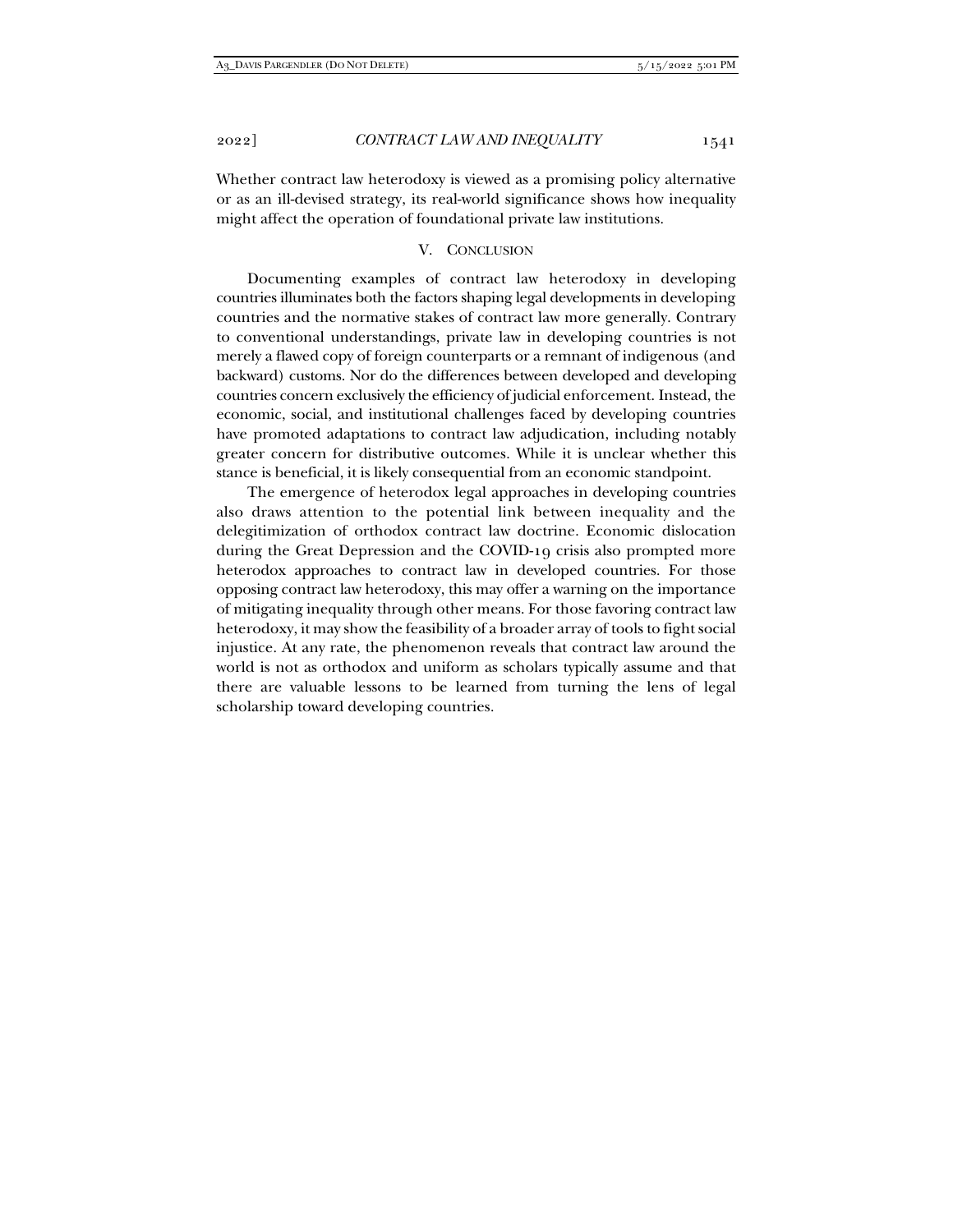Whether contract law heterodoxy is viewed as a promising policy alternative or as an ill-devised strategy, its real-world significance shows how inequality might affect the operation of foundational private law institutions.

## V. CONCLUSION

Documenting examples of contract law heterodoxy in developing countries illuminates both the factors shaping legal developments in developing countries and the normative stakes of contract law more generally. Contrary to conventional understandings, private law in developing countries is not merely a flawed copy of foreign counterparts or a remnant of indigenous (and backward) customs. Nor do the differences between developed and developing countries concern exclusively the efficiency of judicial enforcement. Instead, the economic, social, and institutional challenges faced by developing countries have promoted adaptations to contract law adjudication, including notably greater concern for distributive outcomes. While it is unclear whether this stance is beneficial, it is likely consequential from an economic standpoint.

The emergence of heterodox legal approaches in developing countries also draws attention to the potential link between inequality and the delegitimization of orthodox contract law doctrine. Economic dislocation during the Great Depression and the COVID-19 crisis also prompted more heterodox approaches to contract law in developed countries. For those opposing contract law heterodoxy, this may offer a warning on the importance of mitigating inequality through other means. For those favoring contract law heterodoxy, it may show the feasibility of a broader array of tools to fight social injustice. At any rate, the phenomenon reveals that contract law around the world is not as orthodox and uniform as scholars typically assume and that there are valuable lessons to be learned from turning the lens of legal scholarship toward developing countries.